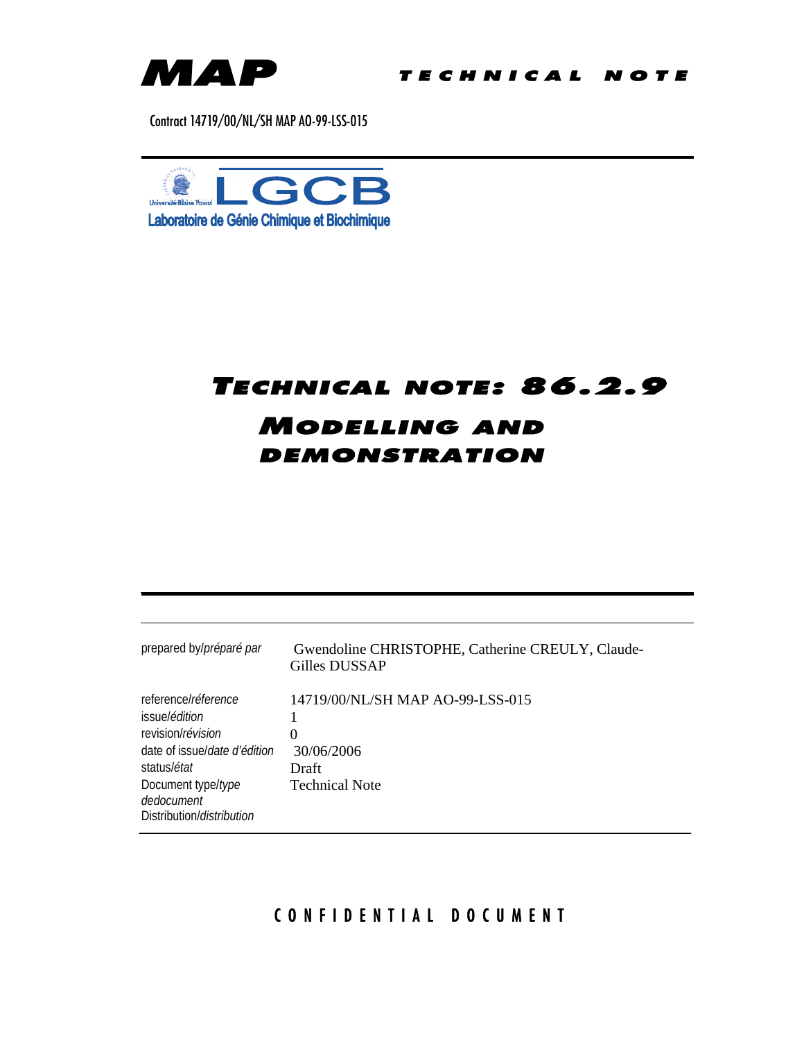MAP

TECHNICAL NOTE

Contract 14719/00/NL/SH MAP AO-99-LSS-015

Université Blaise Pascal LGCB

Laboratoire de Génie Chimique et Biochimique

# TECHNICAL NOTE: 86.2.9

# MODELLING AND DEMONSTRATION

| | |
|---|---|
| prepared by/*préparé par* | Gwendoline CHRISTOPHE, Catherine CREULY, Claude-Gilles DUSSAP |
| reference/*réference* | 14719/00/NL/SH MAP AO-99-LSS-015 |
| issue/*édition* | 1 |
| revision/*révision* | 0 |
| date of issue/*date d'édition* | 30/06/2006 |
| status/*état* | Draft |
| Document type/*type dedocument* | Technical Note |
| Distribution/*distribution* | |

CONFIDENTIAL DOCUMENT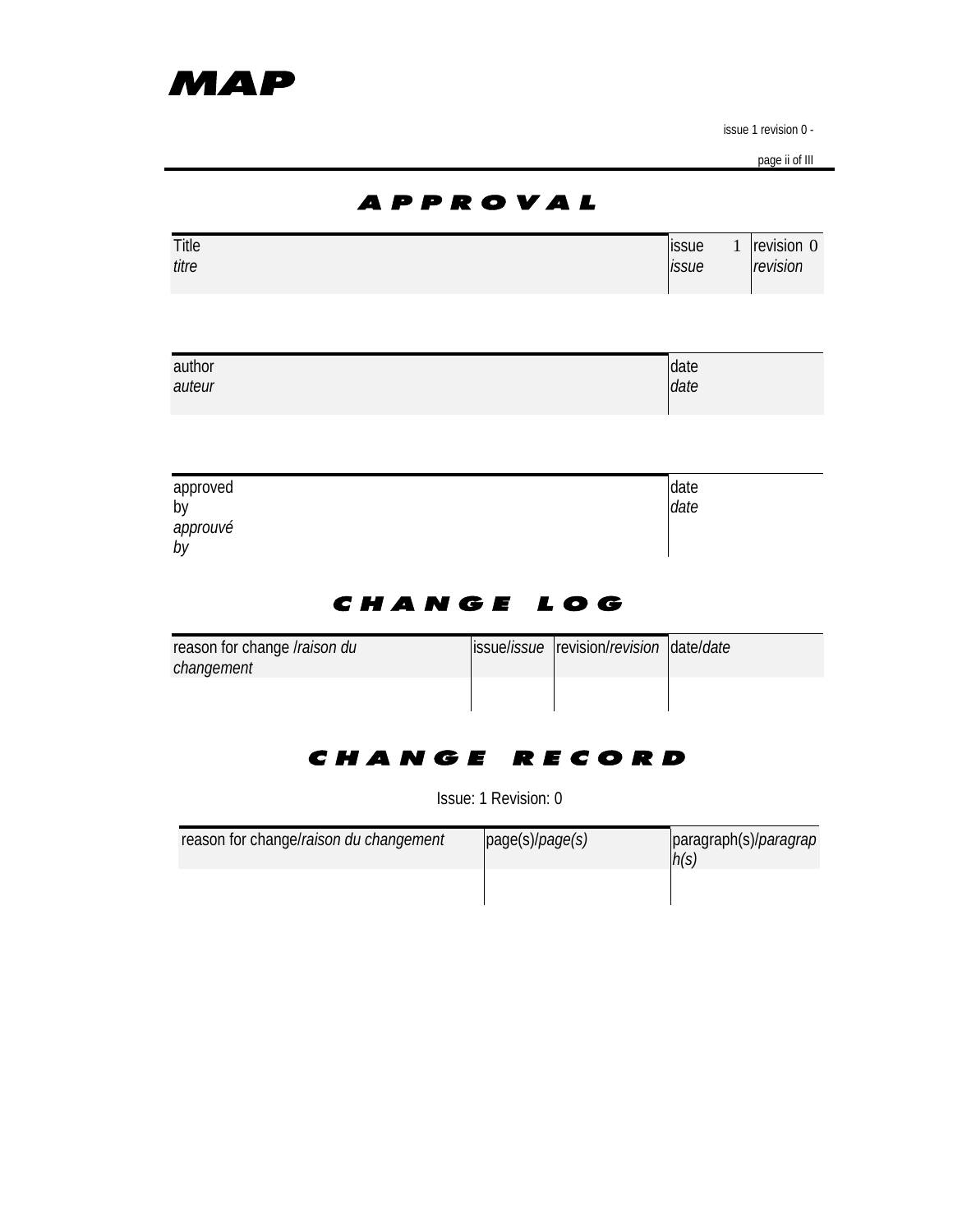# APPROVAL

| Title *titre* | issue 1 *issue* | revision 0 *revision* |
|---|---|---|

| author *auteur* | date *date* |
|---|---|

| approved by *approuvé by* | date *date* |
|---|---|

# CHANGE LOG

| reason for change /*raison du changement* | issue/*issue* | revision/*revision* | date/*date* |
|---|---|---|---|
| | | | |

# CHANGE RECORD

Issue: 1 Revision: 0

| reason for change/*raison du changement* | page(s)/*page(s)* | paragraph(s)/*paragraph(s)* |
|---|---|---|
| | | |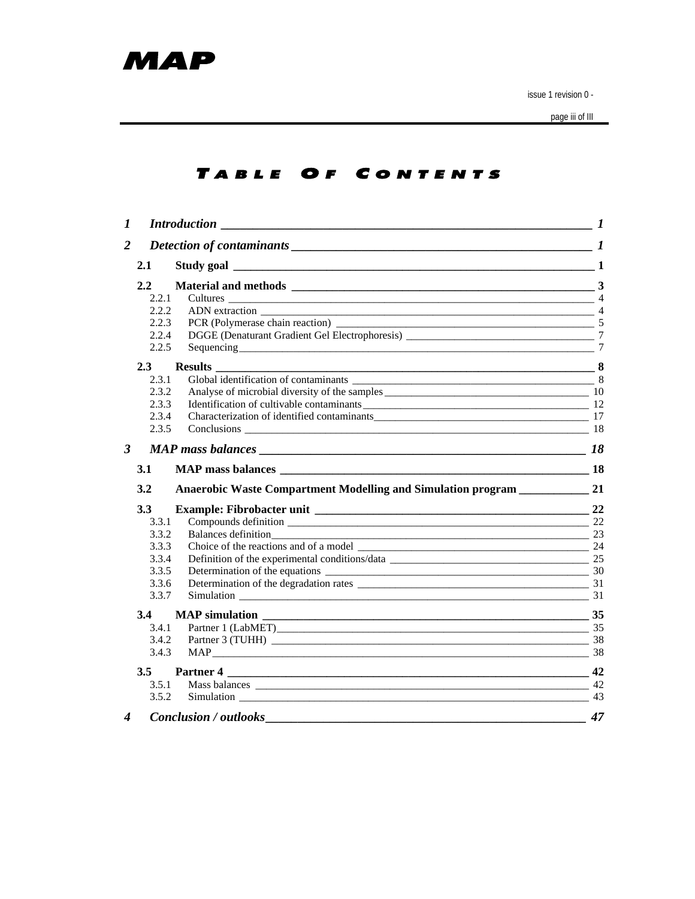# Table Of Contents

- *1 Introduction* — 1
- *2 Detection of contaminants* — 1
  - **2.1 Study goal** — 1
  - **2.2 Material and methods** — 3
    - 2.2.1 Cultures — 4
    - 2.2.2 ADN extraction — 4
    - 2.2.3 PCR (Polymerase chain reaction) — 5
    - 2.2.4 DGGE (Denaturant Gradient Gel Electrophoresis) — 7
    - 2.2.5 Sequencing — 7
  - **2.3 Results** — 8
    - 2.3.1 Global identification of contaminants — 8
    - 2.3.2 Analyse of microbial diversity of the samples — 10
    - 2.3.3 Identification of cultivable contaminants — 12
    - 2.3.4 Characterization of identified contaminants — 17
    - 2.3.5 Conclusions — 18
- *3 MAP mass balances* — 18
  - **3.1 MAP mass balances** — 18
  - **3.2 Anaerobic Waste Compartment Modelling and Simulation program** — 21
  - **3.3 Example: Fibrobacter unit** — 22
    - 3.3.1 Compounds definition — 22
    - 3.3.2 Balances definition — 23
    - 3.3.3 Choice of the reactions and of a model — 24
    - 3.3.4 Definition of the experimental conditions/data — 25
    - 3.3.5 Determination of the equations — 30
    - 3.3.6 Determination of the degradation rates — 31
    - 3.3.7 Simulation — 31
  - **3.4 MAP simulation** — 35
    - 3.4.1 Partner 1 (LabMET) — 35
    - 3.4.2 Partner 3 (TUHH) — 38
    - 3.4.3 MAP — 38
  - **3.5 Partner 4** — 42
    - 3.5.1 Mass balances — 42
    - 3.5.2 Simulation — 43
- *4 Conclusion / outlooks* — 47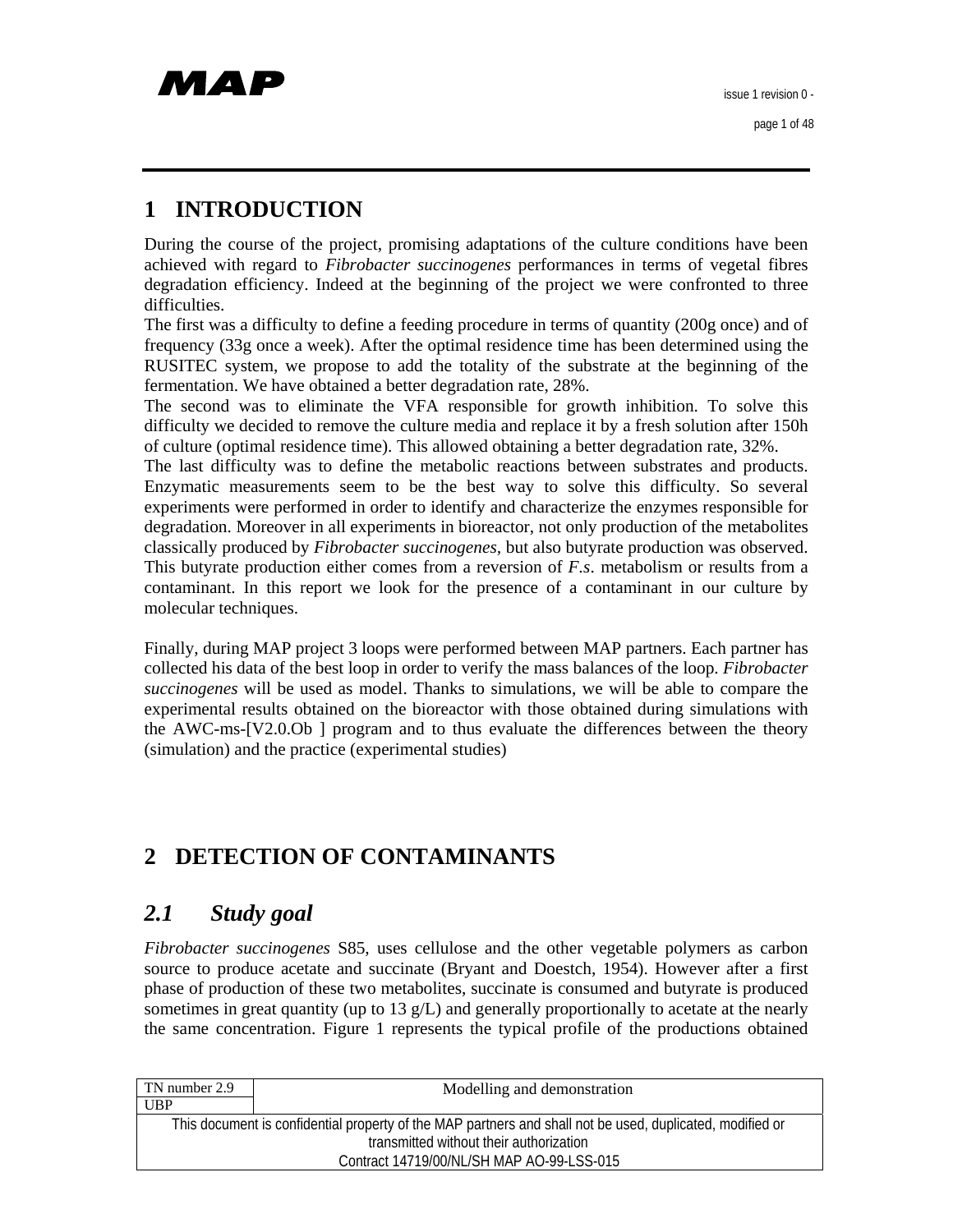# 1 INTRODUCTION

During the course of the project, promising adaptations of the culture conditions have been achieved with regard to *Fibrobacter succinogenes* performances in terms of vegetal fibres degradation efficiency. Indeed at the beginning of the project we were confronted to three difficulties.

The first was a difficulty to define a feeding procedure in terms of quantity (200g once) and of frequency (33g once a week). After the optimal residence time has been determined using the RUSITEC system, we propose to add the totality of the substrate at the beginning of the fermentation. We have obtained a better degradation rate, 28%.

The second was to eliminate the VFA responsible for growth inhibition. To solve this difficulty we decided to remove the culture media and replace it by a fresh solution after 150h of culture (optimal residence time). This allowed obtaining a better degradation rate, 32%.

The last difficulty was to define the metabolic reactions between substrates and products. Enzymatic measurements seem to be the best way to solve this difficulty. So several experiments were performed in order to identify and characterize the enzymes responsible for degradation. Moreover in all experiments in bioreactor, not only production of the metabolites classically produced by *Fibrobacter succinogenes*, but also butyrate production was observed. This butyrate production either comes from a reversion of *F.s*. metabolism or results from a contaminant. In this report we look for the presence of a contaminant in our culture by molecular techniques.

Finally, during MAP project 3 loops were performed between MAP partners. Each partner has collected his data of the best loop in order to verify the mass balances of the loop. *Fibrobacter succinogenes* will be used as model. Thanks to simulations, we will be able to compare the experimental results obtained on the bioreactor with those obtained during simulations with the AWC-ms-[V2.0.Ob ] program and to thus evaluate the differences between the theory (simulation) and the practice (experimental studies)

# 2 DETECTION OF CONTAMINANTS

## 2.1 Study goal

*Fibrobacter succinogenes* S85, uses cellulose and the other vegetable polymers as carbon source to produce acetate and succinate (Bryant and Doestch, 1954). However after a first phase of production of these two metabolites, succinate is consumed and butyrate is produced sometimes in great quantity (up to 13 g/L) and generally proportionally to acetate at the nearly the same concentration. Figure 1 represents the typical profile of the productions obtained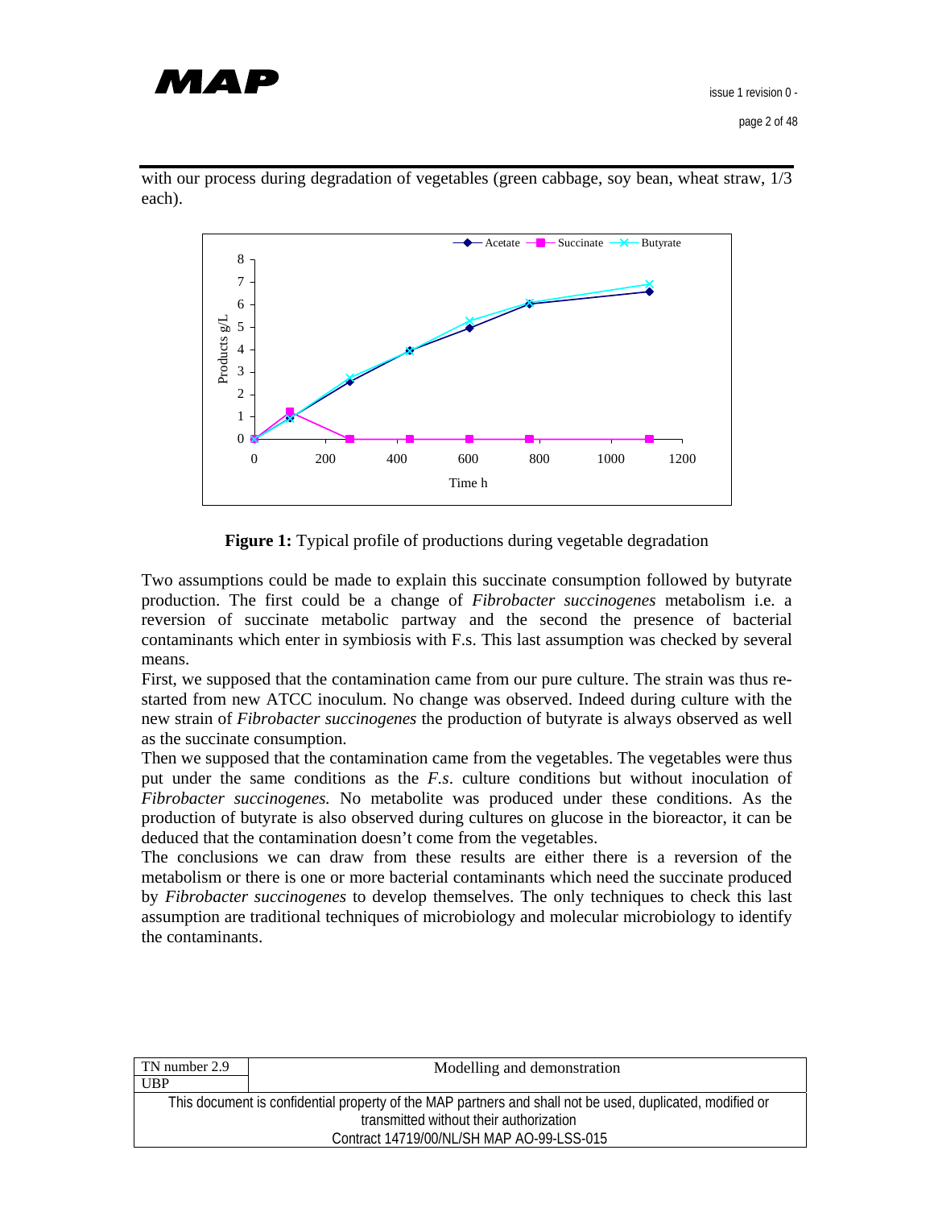with our process during degradation of vegetables (green cabbage, soy bean, wheat straw, 1/3 each).

**Figure 1:** Typical profile of productions during vegetable degradation

Two assumptions could be made to explain this succinate consumption followed by butyrate production. The first could be a change of *Fibrobacter succinogenes* metabolism i.e. a reversion of succinate metabolic partway and the second the presence of bacterial contaminants which enter in symbiosis with F.s. This last assumption was checked by several means.

First, we supposed that the contamination came from our pure culture. The strain was thus re-started from new ATCC inoculum. No change was observed. Indeed during culture with the new strain of *Fibrobacter succinogenes* the production of butyrate is always observed as well as the succinate consumption.

Then we supposed that the contamination came from the vegetables. The vegetables were thus put under the same conditions as the *F.s*. culture conditions but without inoculation of *Fibrobacter succinogenes.* No metabolite was produced under these conditions. As the production of butyrate is also observed during cultures on glucose in the bioreactor, it can be deduced that the contamination doesn't come from the vegetables.

The conclusions we can draw from these results are either there is a reversion of the metabolism or there is one or more bacterial contaminants which need the succinate produced by *Fibrobacter succinogenes* to develop themselves. The only techniques to check this last assumption are traditional techniques of microbiology and molecular microbiology to identify the contaminants.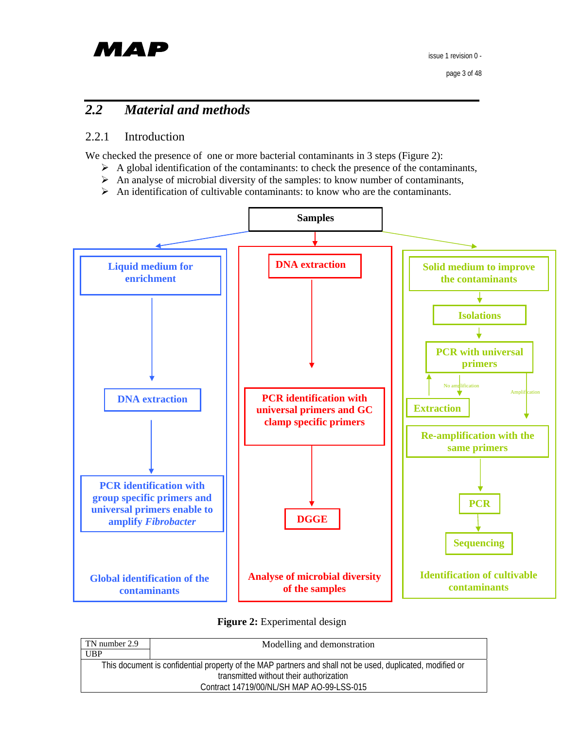## 2.2 *Material and methods*

### 2.2.1 Introduction

We checked the presence of one or more bacterial contaminants in 3 steps (Figure 2):

- A global identification of the contaminants: to check the presence of the contaminants,
- An analyse of microbial diversity of the samples: to know number of contaminants,
- An identification of cultivable contaminants: to know who are the contaminants.

**Samples**

**Global identification of the contaminants**

1. Liquid medium for enrichment
2. DNA extraction
3. PCR identification with group specific primers and universal primers enable to amplify *Fibrobacter*

**Analyse of microbial diversity of the samples**

1. DNA extraction
2. PCR identification with universal primers and GC clamp specific primers
3. DGGE

**Identification of cultivable contaminants**

1. Solid medium to improve the contaminants
2. Isolations
3. PCR with universal primers
   - No amplification → Extraction → PCR with universal primers
   - Amplification → Re-amplification with the same primers
4. PCR
5. Sequencing

**Figure 2:** Experimental design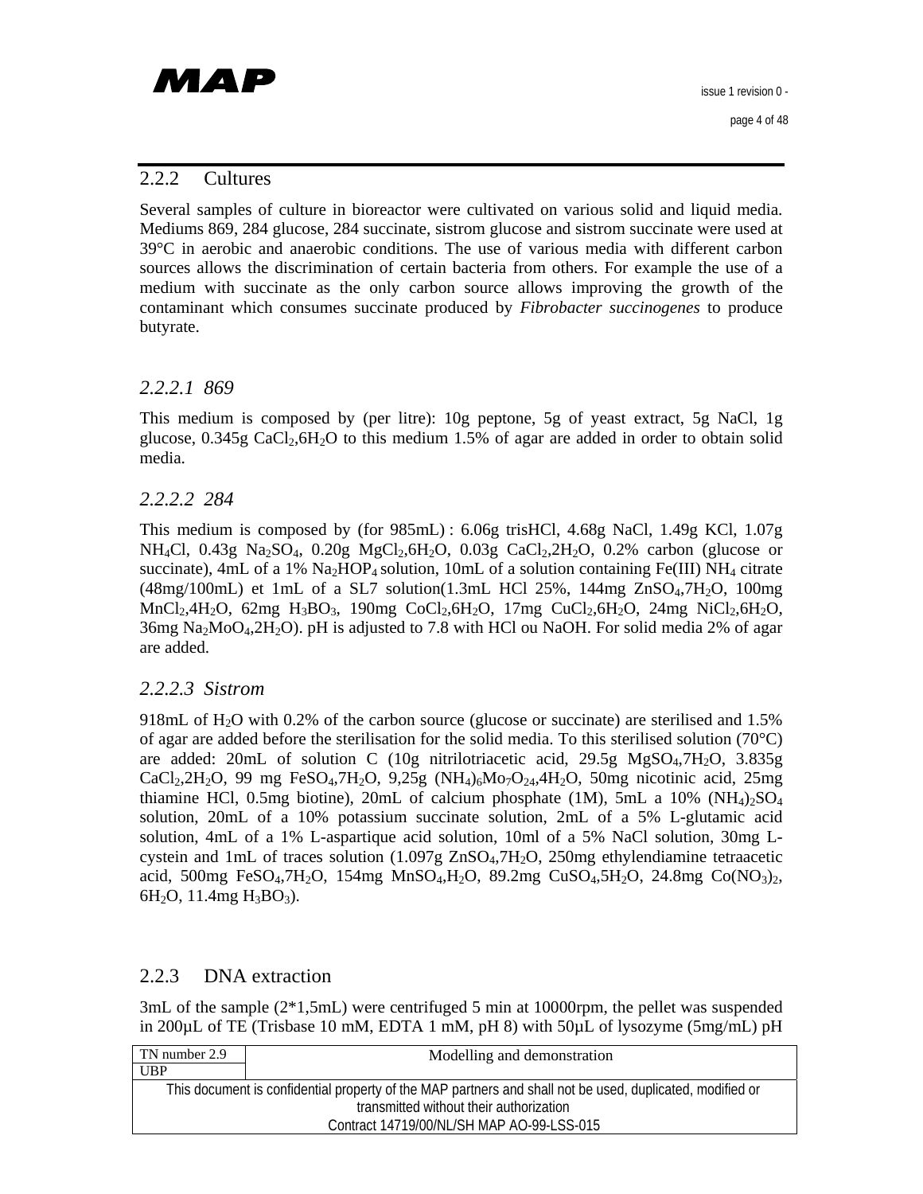## 2.2.2 Cultures

Several samples of culture in bioreactor were cultivated on various solid and liquid media. Mediums 869, 284 glucose, 284 succinate, sistrom glucose and sistrom succinate were used at 39°C in aerobic and anaerobic conditions. The use of various media with different carbon sources allows the discrimination of certain bacteria from others. For example the use of a medium with succinate as the only carbon source allows improving the growth of the contaminant which consumes succinate produced by *Fibrobacter succinogenes* to produce butyrate.

### *2.2.2.1 869*

This medium is composed by (per litre): 10g peptone, 5g of yeast extract, 5g NaCl, 1g glucose, 0.345g $CaCl_2,6H_2O$ to this medium 1.5% of agar are added in order to obtain solid media.

### *2.2.2.2 284*

This medium is composed by (for 985mL) : 6.06g trisHCl, 4.68g NaCl, 1.49g KCl, 1.07g $NH_4Cl$, 0.43g $Na_2SO_4$, 0.20g $MgCl_2,6H_2O$, 0.03g $CaCl_2,2H_2O$, 0.2% carbon (glucose or succinate), 4mL of a 1% $Na_2HOP_4$ solution, 10mL of a solution containing Fe(III) $NH_4$ citrate (48mg/100mL) et 1mL of a SL7 solution(1.3mL HCl 25%, 144mg $ZnSO_4,7H_2O$, 100mg $MnCl_2,4H_2O$, 62mg $H_3BO_3$, 190mg $CoCl_2,6H_2O$, 17mg $CuCl_2,6H_2O$, 24mg $NiCl_2,6H_2O$, 36mg $Na_2MoO_4,2H_2O$). pH is adjusted to 7.8 with HCl ou NaOH. For solid media 2% of agar are added.

### *2.2.2.3 Sistrom*

918mL of $H_2O$ with 0.2% of the carbon source (glucose or succinate) are sterilised and 1.5% of agar are added before the sterilisation for the solid media. To this sterilised solution (70°C) are added: 20mL of solution C (10g nitrilotriacetic acid, 29.5g $MgSO_4,7H_2O$, 3.835g $CaCl_2,2H_2O$, 99 mg $FeSO_4,7H_2O$, 9,25g $(NH_4)_6Mo_7O_{24},4H_2O$, 50mg nicotinic acid, 25mg thiamine HCl, 0.5mg biotine), 20mL of calcium phosphate (1M), 5mL a 10% $(NH_4)_2SO_4$ solution, 20mL of a 10% potassium succinate solution, 2mL of a 5% L-glutamic acid solution, 4mL of a 1% L-aspartique acid solution, 10ml of a 5% NaCl solution, 30mg L-cystein and 1mL of traces solution (1.097g $ZnSO_4,7H_2O$, 250mg ethylendiamine tetraacetic acid, 500mg $FeSO_4,7H_2O$, 154mg $MnSO_4,H_2O$, 89.2mg $CuSO_4,5H_2O$, 24.8mg $Co(NO_3)_2$, $6H_2O$, 11.4mg $H_3BO_3$).

## 2.2.3 DNA extraction

3mL of the sample (2*1,5mL) were centrifuged 5 min at 10000rpm, the pellet was suspended in 200µL of TE (Trisbase 10 mM, EDTA 1 mM, pH 8) with 50µL of lysozyme (5mg/mL) pH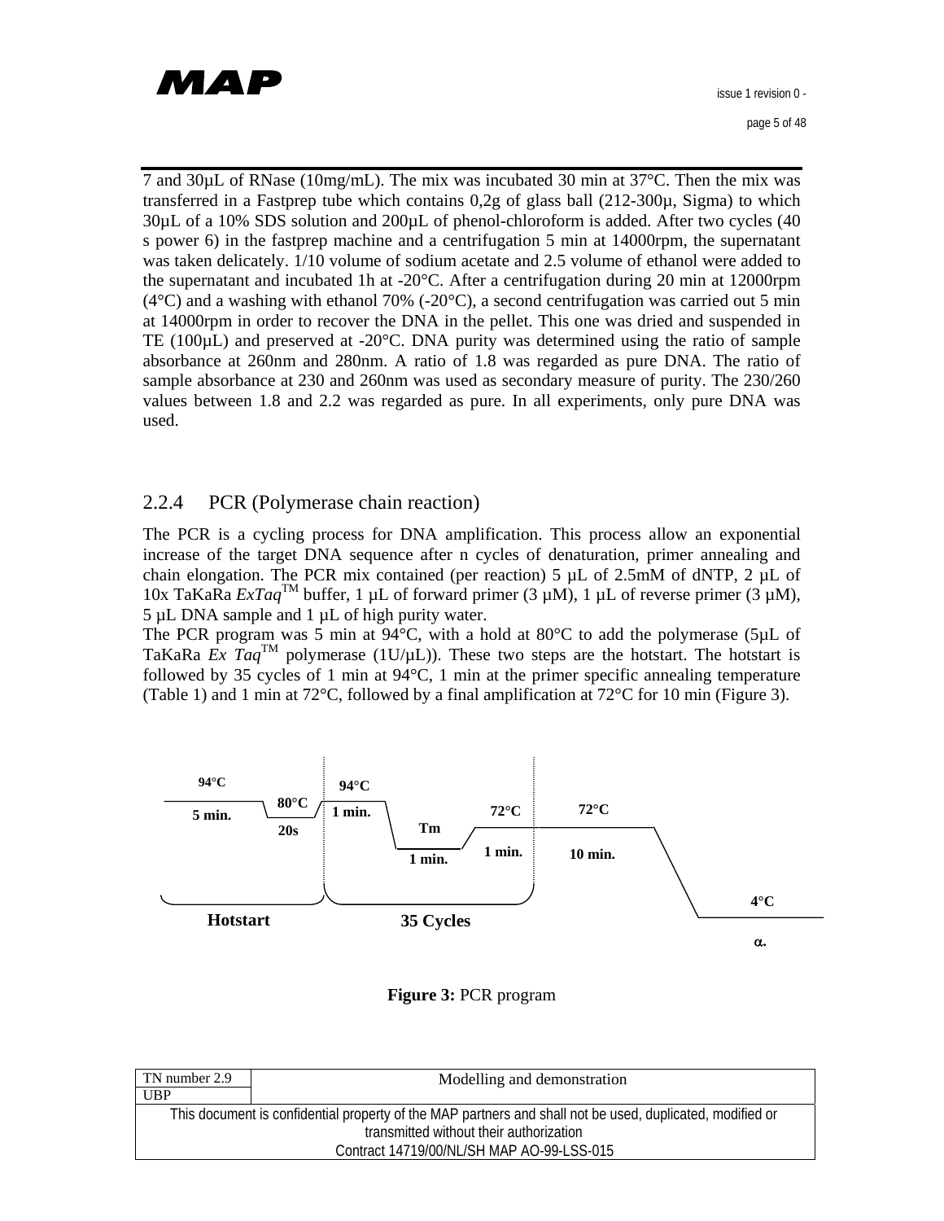7 and 30µL of RNase (10mg/mL). The mix was incubated 30 min at 37°C. Then the mix was transferred in a Fastprep tube which contains 0,2g of glass ball (212-300µ, Sigma) to which 30µL of a 10% SDS solution and 200µL of phenol-chloroform is added. After two cycles (40 s power 6) in the fastprep machine and a centrifugation 5 min at 14000rpm, the supernatant was taken delicately. 1/10 volume of sodium acetate and 2.5 volume of ethanol were added to the supernatant and incubated 1h at -20°C. After a centrifugation during 20 min at 12000rpm (4°C) and a washing with ethanol 70% (-20°C), a second centrifugation was carried out 5 min at 14000rpm in order to recover the DNA in the pellet. This one was dried and suspended in TE (100µL) and preserved at -20°C. DNA purity was determined using the ratio of sample absorbance at 260nm and 280nm. A ratio of 1.8 was regarded as pure DNA. The ratio of sample absorbance at 230 and 260nm was used as secondary measure of purity. The 230/260 values between 1.8 and 2.2 was regarded as pure. In all experiments, only pure DNA was used.

### 2.2.4 PCR (Polymerase chain reaction)

The PCR is a cycling process for DNA amplification. This process allow an exponential increase of the target DNA sequence after n cycles of denaturation, primer annealing and chain elongation. The PCR mix contained (per reaction) 5 µL of 2.5mM of dNTP, 2 µL of 10x TaKaRa *ExTaq*™ buffer, 1 µL of forward primer (3 µM), 1 µL of reverse primer (3 µM), 5 µL DNA sample and 1 µL of high purity water.

The PCR program was 5 min at 94°C, with a hold at 80°C to add the polymerase (5µL of TaKaRa *Ex Taq*™ polymerase (1U/µL)). These two steps are the hotstart. The hotstart is followed by 35 cycles of 1 min at 94°C, 1 min at the primer specific annealing temperature (Table 1) and 1 min at 72°C, followed by a final amplification at 72°C for 10 min (Figure 3).

**Figure 3:** PCR program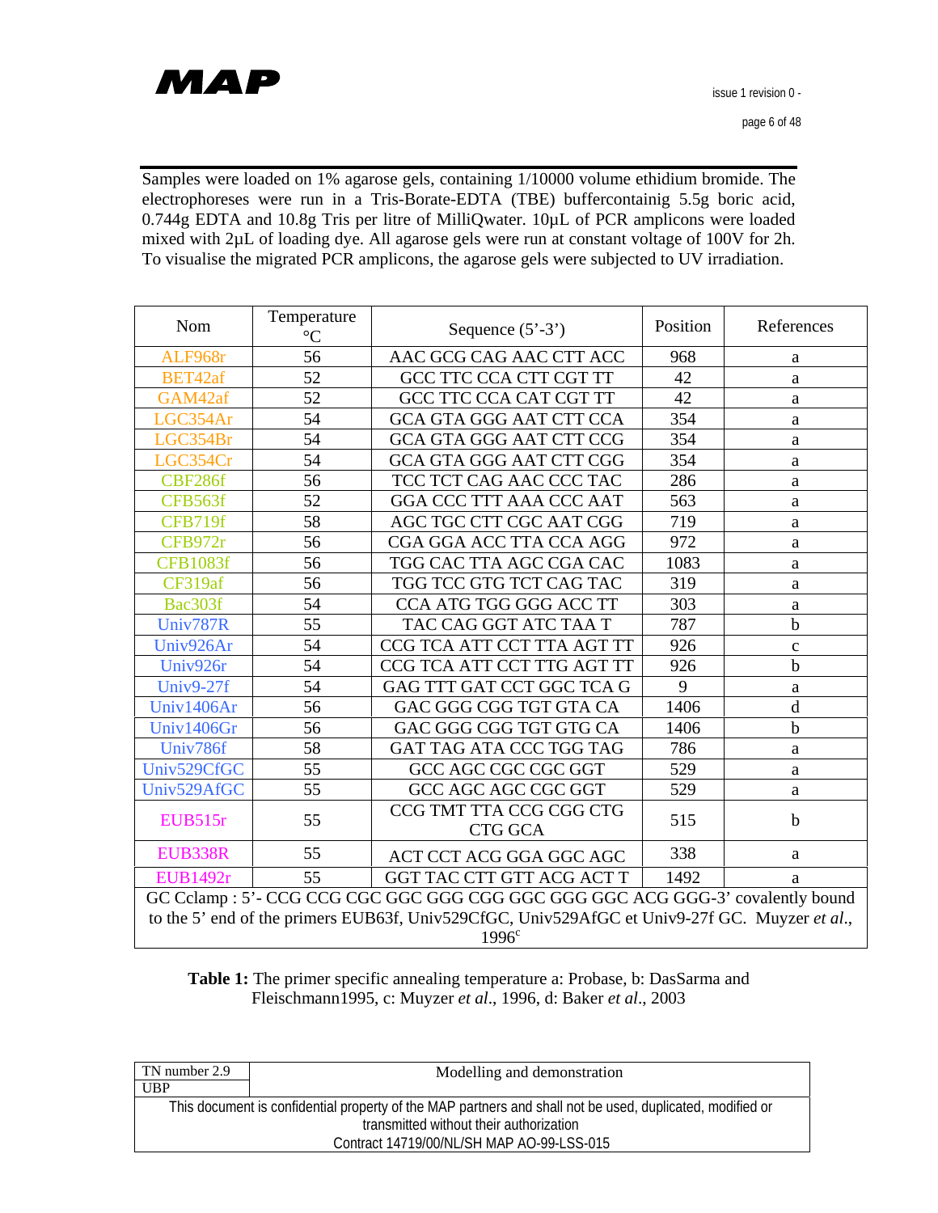Samples were loaded on 1% agarose gels, containing 1/10000 volume ethidium bromide. The electrophoreses were run in a Tris-Borate-EDTA (TBE) buffercontainig 5.5g boric acid, 0.744g EDTA and 10.8g Tris per litre of MilliQwater. 10µL of PCR amplicons were loaded mixed with 2µL of loading dye. All agarose gels were run at constant voltage of 100V for 2h. To visualise the migrated PCR amplicons, the agarose gels were subjected to UV irradiation.

| Nom | Temperature °C | Sequence (5'-3') | Position | References |
|---|---|---|---|---|
| ALF968r | 56 | AAC GCG CAG AAC CTT ACC | 968 | a |
| BET42af | 52 | GCC TTC CCA CTT CGT TT | 42 | a |
| GAM42af | 52 | GCC TTC CCA CAT CGT TT | 42 | a |
| LGC354Ar | 54 | GCA GTA GGG AAT CTT CCA | 354 | a |
| LGC354Br | 54 | GCA GTA GGG AAT CTT CCG | 354 | a |
| LGC354Cr | 54 | GCA GTA GGG AAT CTT CGG | 354 | a |
| CBF286f | 56 | TCC TCT CAG AAC CCC TAC | 286 | a |
| CFB563f | 52 | GGA CCC TTT AAA CCC AAT | 563 | a |
| CFB719f | 58 | AGC TGC CTT CGC AAT CGG | 719 | a |
| CFB972r | 56 | CGA GGA ACC TTA CCA AGG | 972 | a |
| CFB1083f | 56 | TGG CAC TTA AGC CGA CAC | 1083 | a |
| CF319af | 56 | TGG TCC GTG TCT CAG TAC | 319 | a |
| Bac303f | 54 | CCA ATG TGG GGG ACC TT | 303 | a |
| Univ787R | 55 | TAC CAG GGT ATC TAA T | 787 | b |
| Univ926Ar | 54 | CCG TCA ATT CCT TTA AGT TT | 926 | c |
| Univ926r | 54 | CCG TCA ATT CCT TTG AGT TT | 926 | b |
| Univ9-27f | 54 | GAG TTT GAT CCT GGC TCA G | 9 | a |
| Univ1406Ar | 56 | GAC GGG CGG TGT GTA CA | 1406 | d |
| Univ1406Gr | 56 | GAC GGG CGG TGT GTG CA | 1406 | b |
| Univ786f | 58 | GAT TAG ATA CCC TGG TAG | 786 | a |
| Univ529CfGC | 55 | GCC AGC CGC CGC GGT | 529 | a |
| Univ529AfGC | 55 | GCC AGC AGC CGC GGT | 529 | a |
| EUB515r | 55 | CCG TMT TTA CCG CGG CTG CTG GCA | 515 | b |
| EUB338R | 55 | ACT CCT ACG GGA GGC AGC | 338 | a |
| EUB1492r | 55 | GGT TAC CTT GTT ACG ACT T | 1492 | a |
| GC Cclamp : 5'- CCG CCG CGC GGC GGG CGG GGC GGG GGC ACG GGG-3' covalently bound to the 5' end of the primers EUB63f, Univ529CfGC, Univ529AfGC et Univ9-27f GC. Muyzer *et al.*, 1996[c] | | | | |

**Table 1:** The primer specific annealing temperature a: Probase, b: DasSarma and Fleischmann1995, c: Muyzer *et al*., 1996, d: Baker *et al*., 2003

| TN number 2.9 | Modelling and demonstration |
|---|---|
| UBP | |
| This document is confidential property of the MAP partners and shall not be used, duplicated, modified or transmitted without their authorization. Contract 14719/00/NL/SH MAP AO-99-LSS-015 | |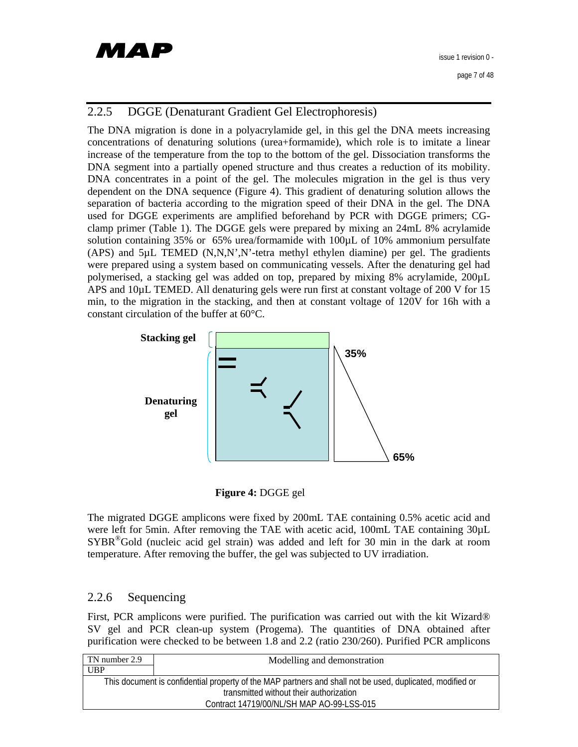### 2.2.5 DGGE (Denaturant Gradient Gel Electrophoresis)

The DNA migration is done in a polyacrylamide gel, in this gel the DNA meets increasing concentrations of denaturing solutions (urea+formamide), which role is to imitate a linear increase of the temperature from the top to the bottom of the gel. Dissociation transforms the DNA segment into a partially opened structure and thus creates a reduction of its mobility. DNA concentrates in a point of the gel. The molecules migration in the gel is thus very dependent on the DNA sequence (Figure 4). This gradient of denaturing solution allows the separation of bacteria according to the migration speed of their DNA in the gel. The DNA used for DGGE experiments are amplified beforehand by PCR with DGGE primers; CG-clamp primer (Table 1). The DGGE gels were prepared by mixing an 24mL 8% acrylamide solution containing 35% or 65% urea/formamide with 100µL of 10% ammonium persulfate (APS) and 5µL TEMED (N,N,N',N'-tetra methyl ethylen diamine) per gel. The gradients were prepared using a system based on communicating vessels. After the denaturing gel had polymerised, a stacking gel was added on top, prepared by mixing 8% acrylamide, 200µL APS and 10µL TEMED. All denaturing gels were run first at constant voltage of 200 V for 15 min, to the migration in the stacking, and then at constant voltage of 120V for 16h with a constant circulation of the buffer at 60°C.

**Stacking gel**

**Denaturing gel**

35%

65%

**Figure 4:** DGGE gel

The migrated DGGE amplicons were fixed by 200mL TAE containing 0.5% acetic acid and were left for 5min. After removing the TAE with acetic acid, 100mL TAE containing 30µL SYBR®Gold (nucleic acid gel strain) was added and left for 30 min in the dark at room temperature. After removing the buffer, the gel was subjected to UV irradiation.

### 2.2.6 Sequencing

First, PCR amplicons were purified. The purification was carried out with the kit Wizard® SV gel and PCR clean-up system (Progema). The quantities of DNA obtained after purification were checked to be between 1.8 and 2.2 (ratio 230/260). Purified PCR amplicons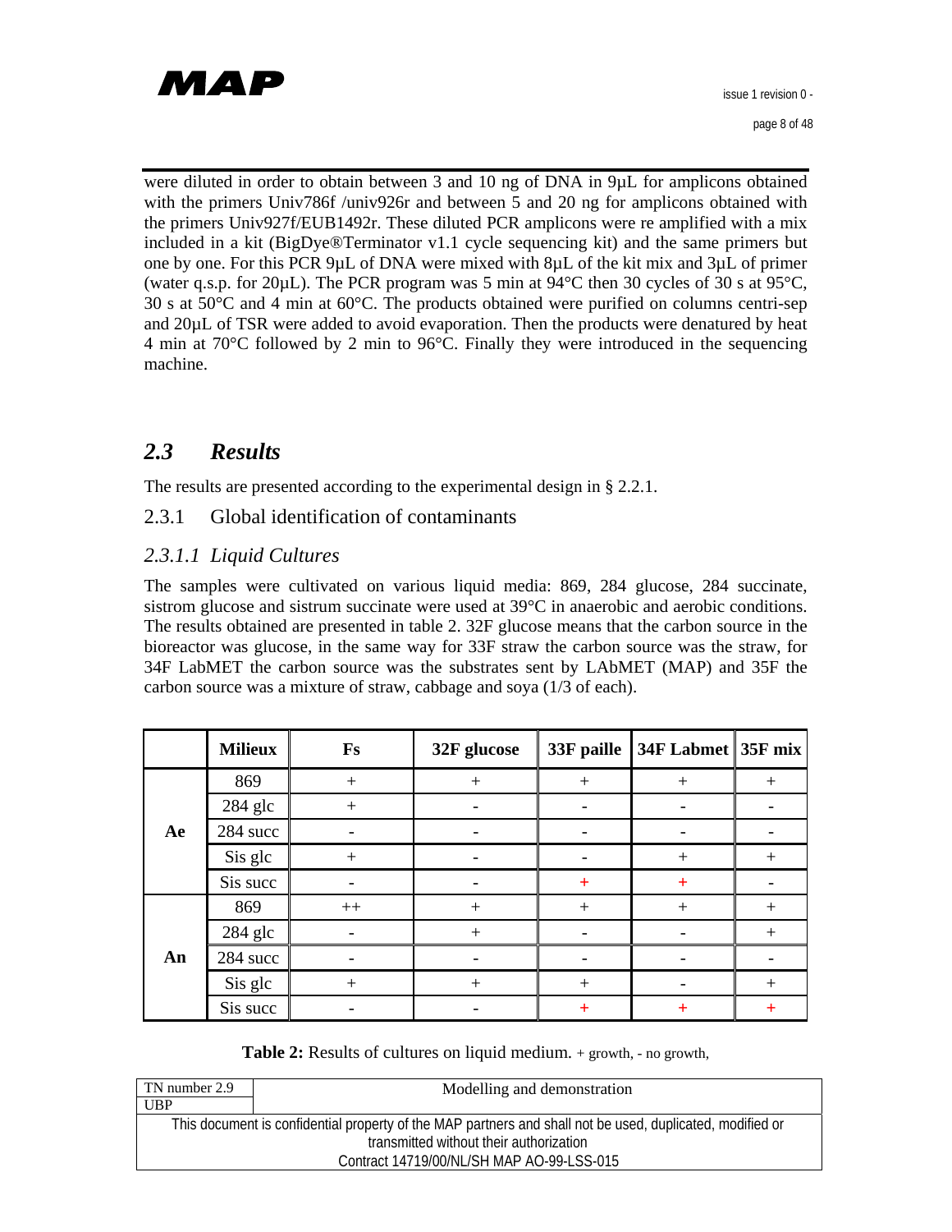were diluted in order to obtain between 3 and 10 ng of DNA in 9µL for amplicons obtained with the primers Univ786f /univ926r and between 5 and 20 ng for amplicons obtained with the primers Univ927f/EUB1492r. These diluted PCR amplicons were re amplified with a mix included in a kit (BigDye®Terminator v1.1 cycle sequencing kit) and the same primers but one by one. For this PCR 9µL of DNA were mixed with 8µL of the kit mix and 3µL of primer (water q.s.p. for 20µL). The PCR program was 5 min at 94°C then 30 cycles of 30 s at 95°C, 30 s at 50°C and 4 min at 60°C. The products obtained were purified on columns centri-sep and 20µL of TSR were added to avoid evaporation. Then the products were denatured by heat 4 min at 70°C followed by 2 min to 96°C. Finally they were introduced in the sequencing machine.

## 2.3 Results

The results are presented according to the experimental design in § 2.2.1.

### 2.3.1 Global identification of contaminants

#### *2.3.1.1 Liquid Cultures*

The samples were cultivated on various liquid media: 869, 284 glucose, 284 succinate, sistrom glucose and sistrum succinate were used at 39°C in anaerobic and aerobic conditions. The results obtained are presented in table 2. 32F glucose means that the carbon source in the bioreactor was glucose, in the same way for 33F straw the carbon source was the straw, for 34F LabMET the carbon source was the substrates sent by LAbMET (MAP) and 35F the carbon source was a mixture of straw, cabbage and soya (1/3 of each).

| | Milieux | Fs | 32F glucose | 33F paille | 34F Labmet | 35F mix |
|---|---|---|---|---|---|---|
| Ae | 869 | + | + | + | + | + |
| | 284 glc | + | - | - | - | - |
| | 284 succ | - | - | - | - | - |
| | Sis glc | + | - | - | + | + |
| | Sis succ | - | - | + | + | - |
| An | 869 | ++ | + | + | + | + |
| | 284 glc | - | + | - | - | + |
| | 284 succ | - | - | - | - | - |
| | Sis glc | + | + | + | - | + |
| | Sis succ | - | - | + | + | + |

**Table 2:** Results of cultures on liquid medium. + growth, - no growth,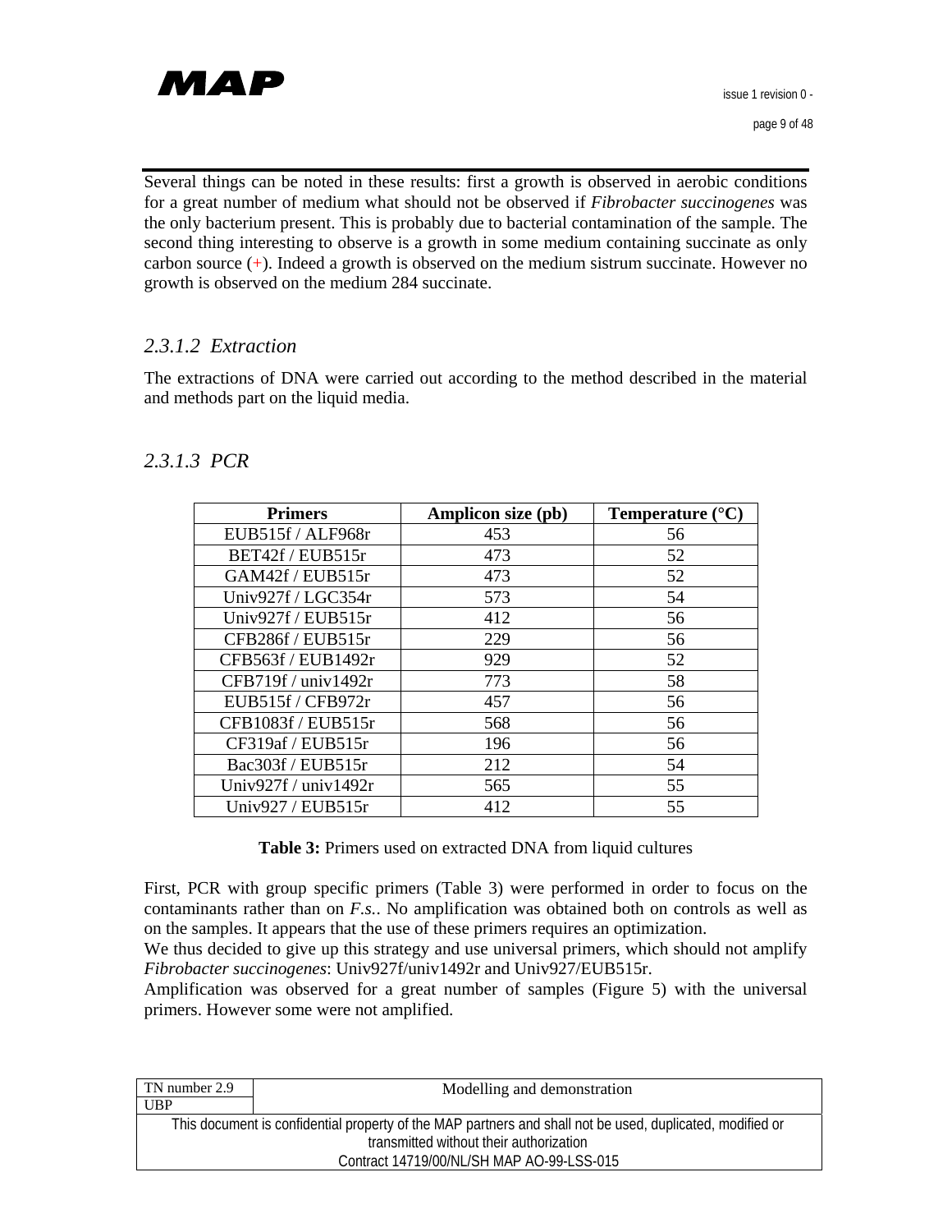Several things can be noted in these results: first a growth is observed in aerobic conditions for a great number of medium what should not be observed if *Fibrobacter succinogenes* was the only bacterium present. This is probably due to bacterial contamination of the sample. The second thing interesting to observe is a growth in some medium containing succinate as only carbon source (+). Indeed a growth is observed on the medium sistrum succinate. However no growth is observed on the medium 284 succinate.

#### *2.3.1.2 Extraction*

The extractions of DNA were carried out according to the method described in the material and methods part on the liquid media.

#### *2.3.1.3 PCR*

| Primers | Amplicon size (pb) | Temperature (°C) |
|---|---|---|
| EUB515f / ALF968r | 453 | 56 |
| BET42f / EUB515r | 473 | 52 |
| GAM42f / EUB515r | 473 | 52 |
| Univ927f / LGC354r | 573 | 54 |
| Univ927f / EUB515r | 412 | 56 |
| CFB286f / EUB515r | 229 | 56 |
| CFB563f / EUB1492r | 929 | 52 |
| CFB719f / univ1492r | 773 | 58 |
| EUB515f / CFB972r | 457 | 56 |
| CFB1083f / EUB515r | 568 | 56 |
| CF319af / EUB515r | 196 | 56 |
| Bac303f / EUB515r | 212 | 54 |
| Univ927f / univ1492r | 565 | 55 |
| Univ927 / EUB515r | 412 | 55 |

**Table 3:** Primers used on extracted DNA from liquid cultures

First, PCR with group specific primers (Table 3) were performed in order to focus on the contaminants rather than on *F.s.*. No amplification was obtained both on controls as well as on the samples. It appears that the use of these primers requires an optimization.
We thus decided to give up this strategy and use universal primers, which should not amplify *Fibrobacter succinogenes*: Univ927f/univ1492r and Univ927/EUB515r.
Amplification was observed for a great number of samples (Figure 5) with the universal primers. However some were not amplified.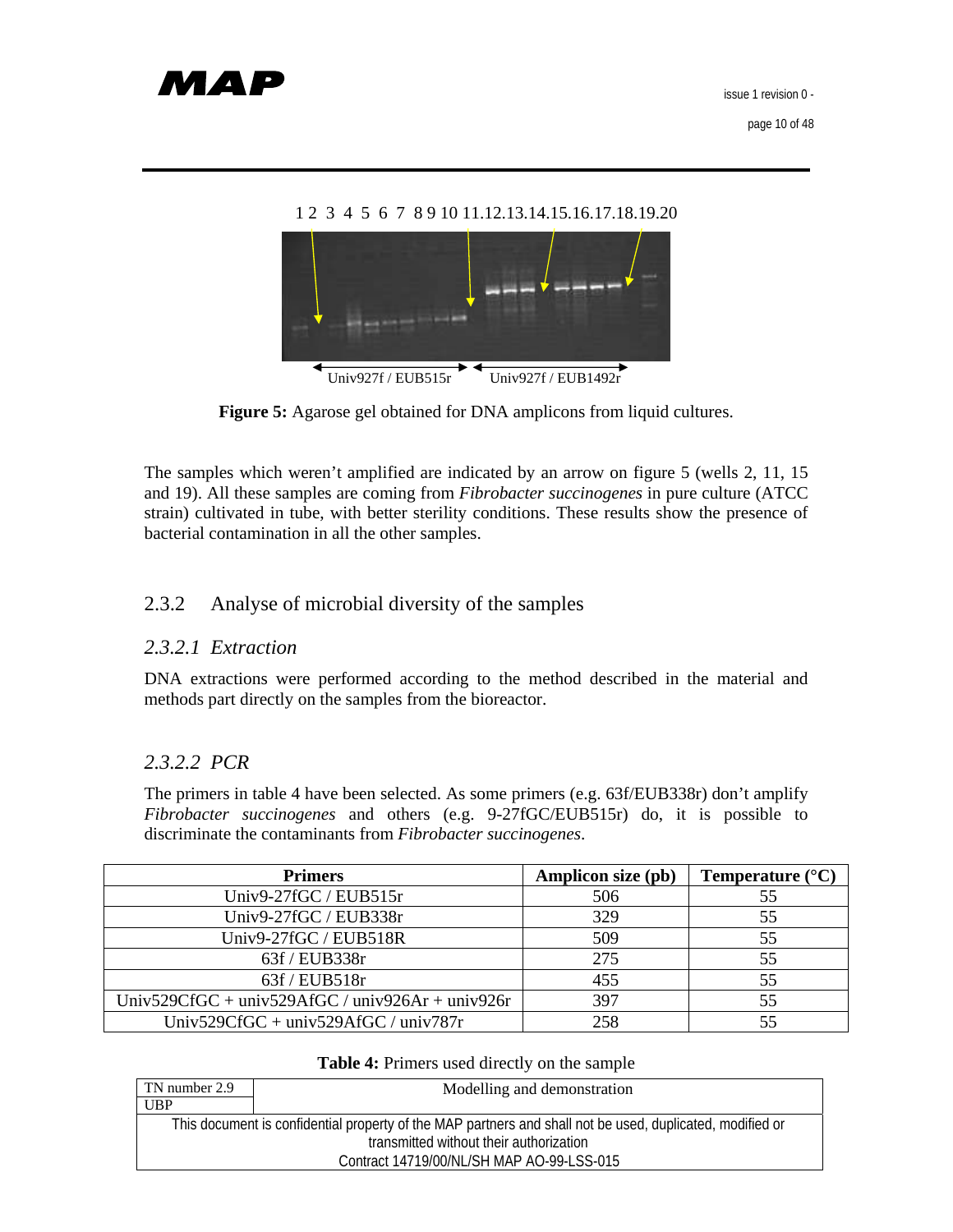1 2 3 4 5 6 7 8 9 10 11.12.13.14.15.16.17.18.19.20

Univ927f / EUB515r     Univ927f / EUB1492r

**Figure 5:** Agarose gel obtained for DNA amplicons from liquid cultures.

The samples which weren't amplified are indicated by an arrow on figure 5 (wells 2, 11, 15 and 19). All these samples are coming from *Fibrobacter succinogenes* in pure culture (ATCC strain) cultivated in tube, with better sterility conditions. These results show the presence of bacterial contamination in all the other samples.

## 2.3.2 Analyse of microbial diversity of the samples

### *2.3.2.1 Extraction*

DNA extractions were performed according to the method described in the material and methods part directly on the samples from the bioreactor.

### *2.3.2.2 PCR*

The primers in table 4 have been selected. As some primers (e.g. 63f/EUB338r) don't amplify *Fibrobacter succinogenes* and others (e.g. 9-27fGC/EUB515r) do, it is possible to discriminate the contaminants from *Fibrobacter succinogenes*.

| Primers | Amplicon size (pb) | Temperature (°C) |
|---|---|---|
| Univ9-27fGC / EUB515r | 506 | 55 |
| Univ9-27fGC / EUB338r | 329 | 55 |
| Univ9-27fGC / EUB518R | 509 | 55 |
| 63f / EUB338r | 275 | 55 |
| 63f / EUB518r | 455 | 55 |
| Univ529CfGC + univ529AfGC / univ926Ar + univ926r | 397 | 55 |
| Univ529CfGC + univ529AfGC / univ787r | 258 | 55 |

**Table 4:** Primers used directly on the sample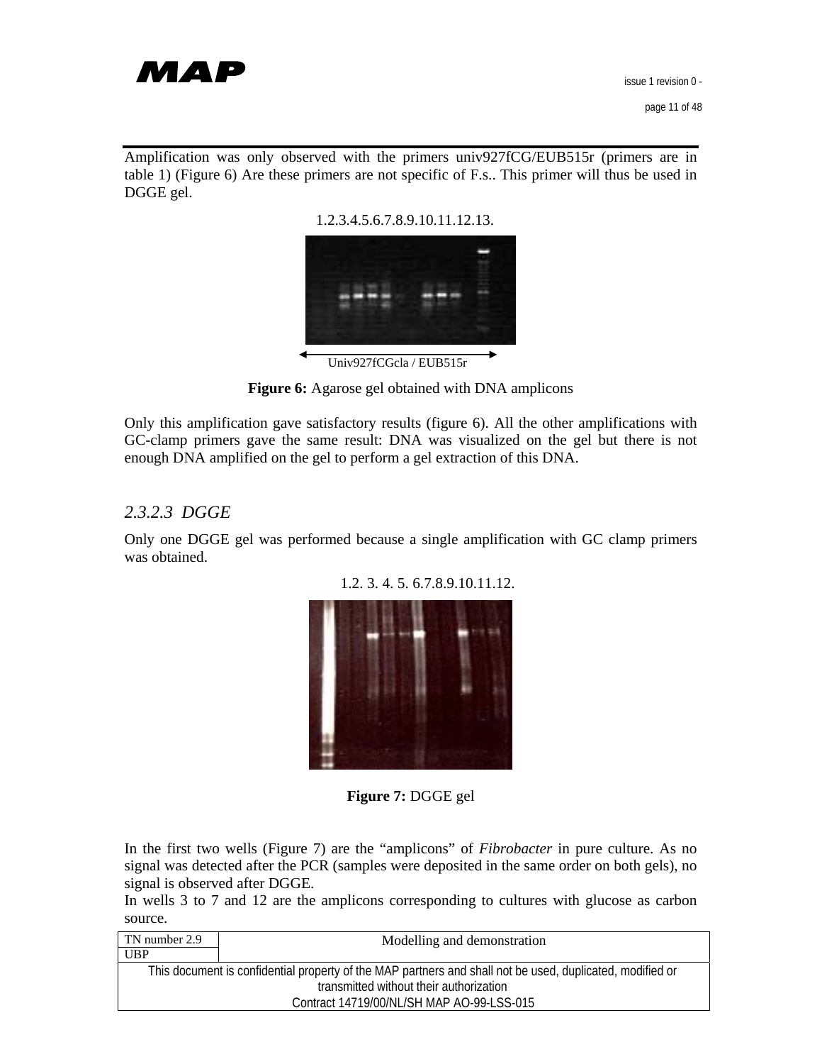Amplification was only observed with the primers univ927fCG/EUB515r (primers are in table 1) (Figure 6) Are these primers are not specific of F.s.. This primer will thus be used in DGGE gel.

1.2.3.4.5.6.7.8.9.10.11.12.13.

Univ927fCGcla / EUB515r

**Figure 6:** Agarose gel obtained with DNA amplicons

Only this amplification gave satisfactory results (figure 6). All the other amplifications with GC-clamp primers gave the same result: DNA was visualized on the gel but there is not enough DNA amplified on the gel to perform a gel extraction of this DNA.

### *2.3.2.3 DGGE*

Only one DGGE gel was performed because a single amplification with GC clamp primers was obtained.

1.2. 3. 4. 5. 6.7.8.9.10.11.12.

**Figure 7:** DGGE gel

In the first two wells (Figure 7) are the "amplicons" of *Fibrobacter* in pure culture. As no signal was detected after the PCR (samples were deposited in the same order on both gels), no signal is observed after DGGE.

In wells 3 to 7 and 12 are the amplicons corresponding to cultures with glucose as carbon source.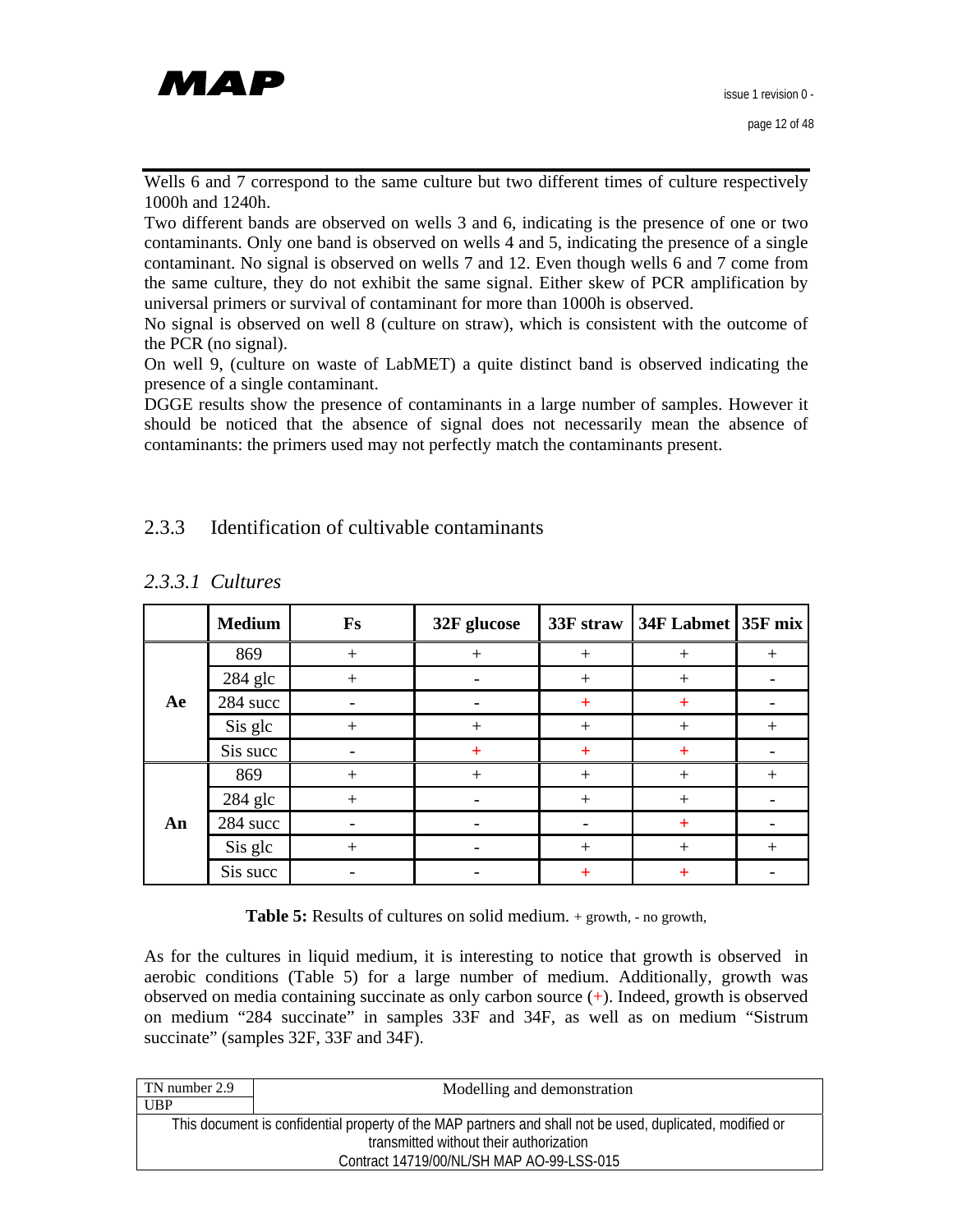Wells 6 and 7 correspond to the same culture but two different times of culture respectively 1000h and 1240h.

Two different bands are observed on wells 3 and 6, indicating is the presence of one or two contaminants. Only one band is observed on wells 4 and 5, indicating the presence of a single contaminant. No signal is observed on wells 7 and 12. Even though wells 6 and 7 come from the same culture, they do not exhibit the same signal. Either skew of PCR amplification by universal primers or survival of contaminant for more than 1000h is observed.

No signal is observed on well 8 (culture on straw), which is consistent with the outcome of the PCR (no signal).

On well 9, (culture on waste of LabMET) a quite distinct band is observed indicating the presence of a single contaminant.

DGGE results show the presence of contaminants in a large number of samples. However it should be noticed that the absence of signal does not necessarily mean the absence of contaminants: the primers used may not perfectly match the contaminants present.

### 2.3.3 Identification of cultivable contaminants

#### *2.3.3.1 Cultures*

| | Medium | Fs | 32F glucose | 33F straw | 34F Labmet | 35F mix |
|---|---|---|---|---|---|---|
| Ae | 869 | + | + | + | + | + |
| | 284 glc | + | - | + | + | - |
| | 284 succ | - | - | + | + | - |
| | Sis glc | + | + | + | + | + |
| | Sis succ | - | + | + | + | - |
| An | 869 | + | + | + | + | + |
| | 284 glc | + | - | + | + | - |
| | 284 succ | - | - | - | + | - |
| | Sis glc | + | - | + | + | + |
| | Sis succ | - | - | + | + | - |

**Table 5:** Results of cultures on solid medium. + growth, - no growth,

As for the cultures in liquid medium, it is interesting to notice that growth is observed in aerobic conditions (Table 5) for a large number of medium. Additionally, growth was observed on media containing succinate as only carbon source (+). Indeed, growth is observed on medium "284 succinate" in samples 33F and 34F, as well as on medium "Sistrum succinate" (samples 32F, 33F and 34F).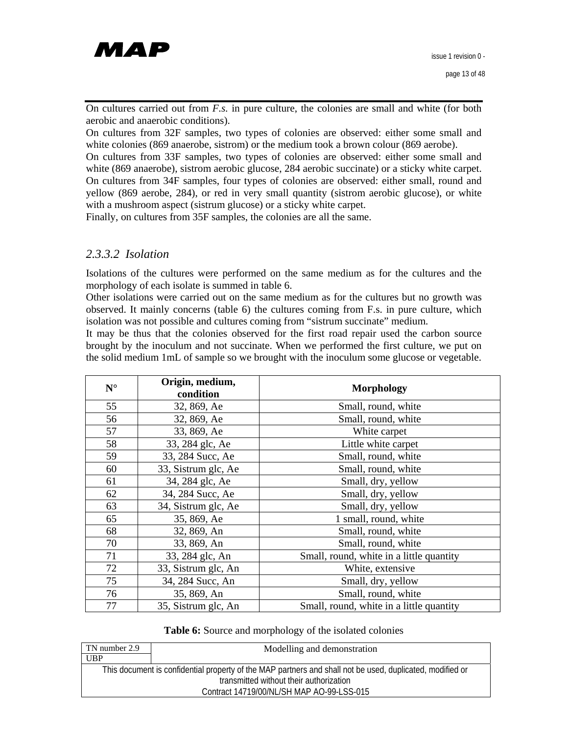On cultures carried out from *F.s.* in pure culture, the colonies are small and white (for both aerobic and anaerobic conditions).

On cultures from 32F samples, two types of colonies are observed: either some small and white colonies (869 anaerobe, sistrom) or the medium took a brown colour (869 aerobe).

On cultures from 33F samples, two types of colonies are observed: either some small and white (869 anaerobe), sistrom aerobic glucose, 284 aerobic succinate) or a sticky white carpet.

On cultures from 34F samples, four types of colonies are observed: either small, round and yellow (869 aerobe, 284), or red in very small quantity (sistrom aerobic glucose), or white with a mushroom aspect (sistrum glucose) or a sticky white carpet.

Finally, on cultures from 35F samples, the colonies are all the same.

### *2.3.3.2 Isolation*

Isolations of the cultures were performed on the same medium as for the cultures and the morphology of each isolate is summed in table 6.

Other isolations were carried out on the same medium as for the cultures but no growth was observed. It mainly concerns (table 6) the cultures coming from F.s. in pure culture, which isolation was not possible and cultures coming from "sistrum succinate" medium.

It may be thus that the colonies observed for the first road repair used the carbon source brought by the inoculum and not succinate. When we performed the first culture, we put on the solid medium 1mL of sample so we brought with the inoculum some glucose or vegetable.

| N° | Origin, medium, condition | Morphology |
|---|---|---|
| 55 | 32, 869, Ae | Small, round, white |
| 56 | 32, 869, Ae | Small, round, white |
| 57 | 33, 869, Ae | White carpet |
| 58 | 33, 284 glc, Ae | Little white carpet |
| 59 | 33, 284 Succ, Ae | Small, round, white |
| 60 | 33, Sistrum glc, Ae | Small, round, white |
| 61 | 34, 284 glc, Ae | Small, dry, yellow |
| 62 | 34, 284 Succ, Ae | Small, dry, yellow |
| 63 | 34, Sistrum glc, Ae | Small, dry, yellow |
| 65 | 35, 869, Ae | 1 small, round, white |
| 68 | 32, 869, An | Small, round, white |
| 70 | 33, 869, An | Small, round, white |
| 71 | 33, 284 glc, An | Small, round, white in a little quantity |
| 72 | 33, Sistrum glc, An | White, extensive |
| 75 | 34, 284 Succ, An | Small, dry, yellow |
| 76 | 35, 869, An | Small, round, white |
| 77 | 35, Sistrum glc, An | Small, round, white in a little quantity |

**Table 6:** Source and morphology of the isolated colonies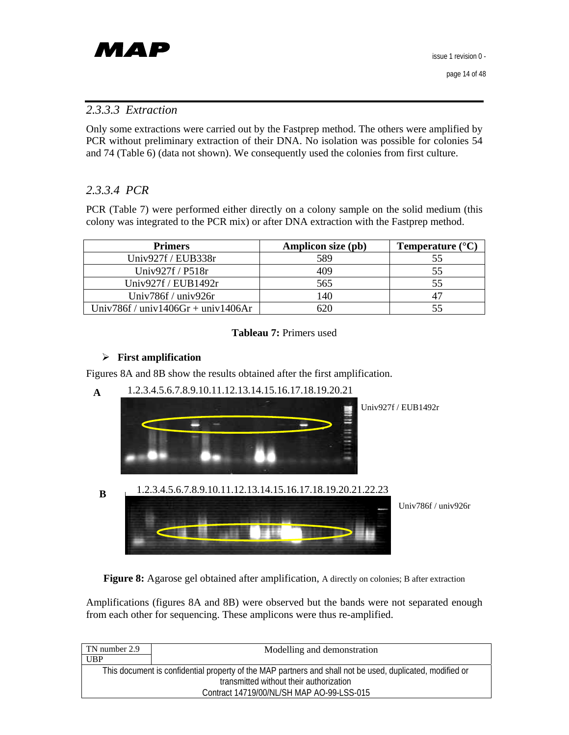### 2.3.3.3 *Extraction*

Only some extractions were carried out by the Fastprep method. The others were amplified by PCR without preliminary extraction of their DNA. No isolation was possible for colonies 54 and 74 (Table 6) (data not shown). We consequently used the colonies from first culture.

### 2.3.3.4 *PCR*

PCR (Table 7) were performed either directly on a colony sample on the solid medium (this colony was integrated to the PCR mix) or after DNA extraction with the Fastprep method.

| Primers | Amplicon size (pb) | Temperature (°C) |
|---|---|---|
| Univ927f / EUB338r | 589 | 55 |
| Univ927f / P518r | 409 | 55 |
| Univ927f / EUB1492r | 565 | 55 |
| Univ786f / univ926r | 140 | 47 |
| Univ786f / univ1406Gr + univ1406Ar | 620 | 55 |

**Tableau 7:** Primers used

- **First amplification**

Figures 8A and 8B show the results obtained after the first amplification.

A 1.2.3.4.5.6.7.8.9.10.11.12.13.14.15.16.17.18.19.20.21 Univ927f / EUB1492r

B 1.2.3.4.5.6.7.8.9.10.11.12.13.14.15.16.17.18.19.20.21.22.23 Univ786f / univ926r

**Figure 8:** Agarose gel obtained after amplification, A directly on colonies; B after extraction

Amplifications (figures 8A and 8B) were observed but the bands were not separated enough from each other for sequencing. These amplicons were thus re-amplified.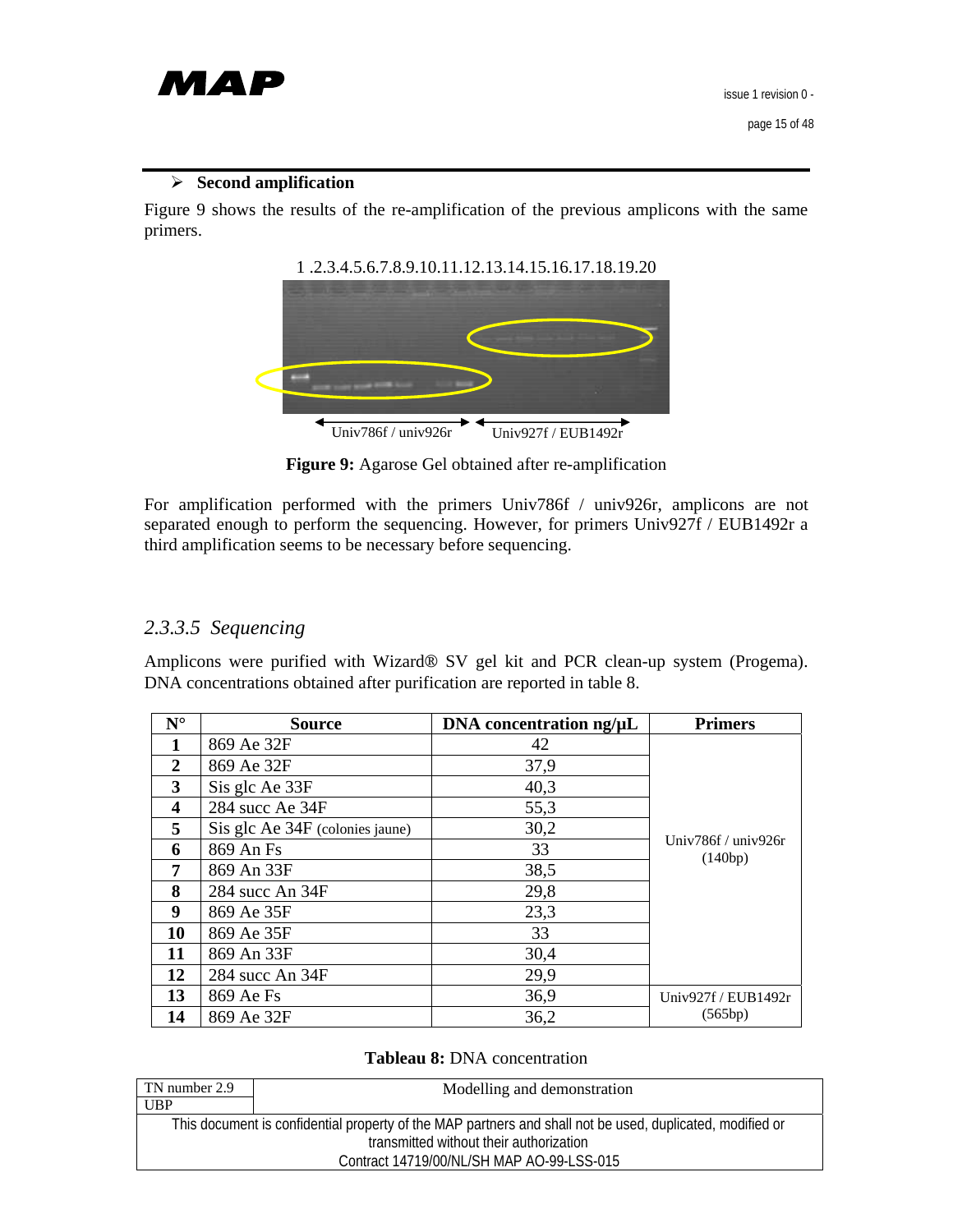- **Second amplification**

Figure 9 shows the results of the re-amplification of the previous amplicons with the same primers.

1 .2.3.4.5.6.7.8.9.10.11.12.13.14.15.16.17.18.19.20

Univ786f / univ926r — Univ927f / EUB1492r

**Figure 9:** Agarose Gel obtained after re-amplification

For amplification performed with the primers Univ786f / univ926r, amplicons are not separated enough to perform the sequencing. However, for primers Univ927f / EUB1492r a third amplification seems to be necessary before sequencing.

### *2.3.3.5 Sequencing*

Amplicons were purified with Wizard® SV gel kit and PCR clean-up system (Progema). DNA concentrations obtained after purification are reported in table 8.

| N° | Source | DNA concentration ng/µL | Primers |
|---|---|---|---|
| **1** | 869 Ae 32F | 42 | Univ786f / univ926r (140bp) |
| **2** | 869 Ae 32F | 37,9 | |
| **3** | Sis glc Ae 33F | 40,3 | |
| **4** | 284 succ Ae 34F | 55,3 | |
| **5** | Sis glc Ae 34F (colonies jaune) | 30,2 | |
| **6** | 869 An Fs | 33 | |
| **7** | 869 An 33F | 38,5 | |
| **8** | 284 succ An 34F | 29,8 | |
| **9** | 869 Ae 35F | 23,3 | |
| **10** | 869 Ae 35F | 33 | |
| **11** | 869 An 33F | 30,4 | |
| **12** | 284 succ An 34F | 29,9 | |
| **13** | 869 Ae Fs | 36,9 | Univ927f / EUB1492r (565bp) |
| **14** | 869 Ae 32F | 36,2 | |

**Tableau 8:** DNA concentration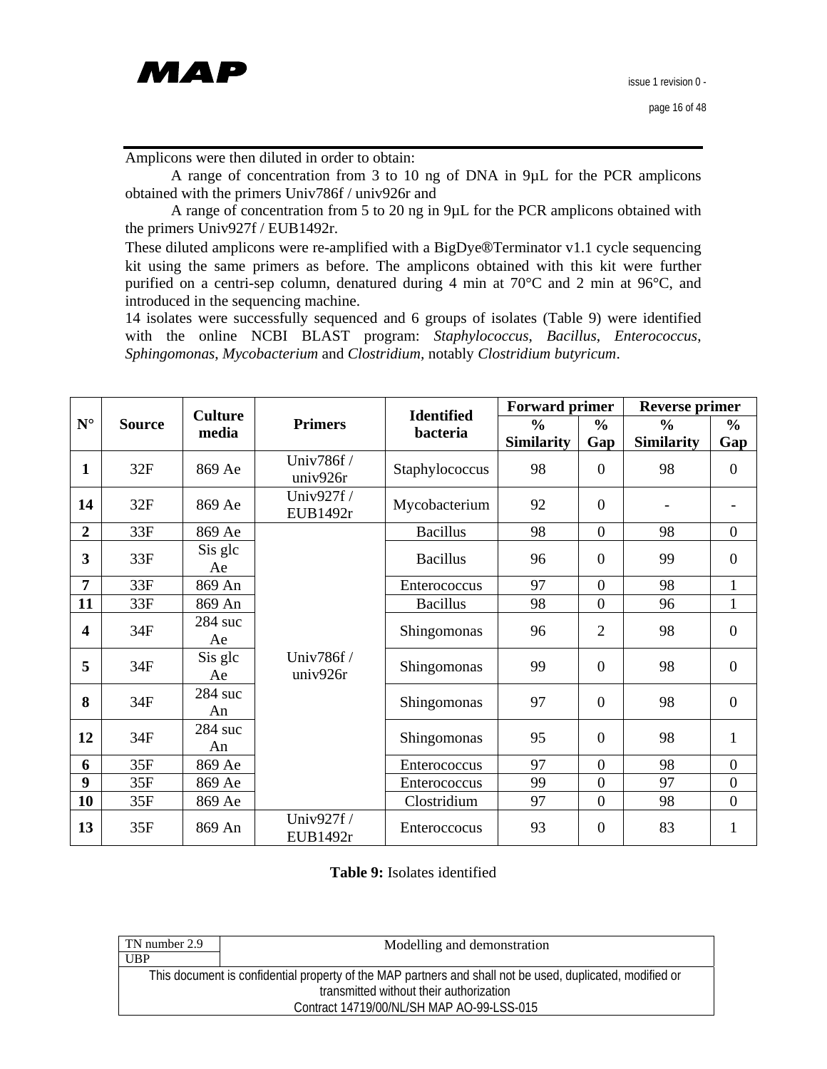Amplicons were then diluted in order to obtain:

A range of concentration from 3 to 10 ng of DNA in 9µL for the PCR amplicons obtained with the primers Univ786f / univ926r and

A range of concentration from 5 to 20 ng in 9µL for the PCR amplicons obtained with the primers Univ927f / EUB1492r.

These diluted amplicons were re-amplified with a BigDye®Terminator v1.1 cycle sequencing kit using the same primers as before. The amplicons obtained with this kit were further purified on a centri-sep column, denatured during 4 min at 70°C and 2 min at 96°C, and introduced in the sequencing machine.

14 isolates were successfully sequenced and 6 groups of isolates (Table 9) were identified with the online NCBI BLAST program: *Staphylococcus*, *Bacillus*, *Enterococcus*, *Sphingomonas*, *Mycobacterium* and *Clostridium*, notably *Clostridium butyricum*.

| N° | Source | Culture media | Primers | Identified bacteria | Forward primer | | Reverse primer | |
|---|---|---|---|---|---|---|---|---|
| | | | | | % Similarity | % Gap | % Similarity | % Gap |
| **1** | 32F | 869 Ae | Univ786f / univ926r | Staphylococcus | 98 | 0 | 98 | 0 |
| **14** | 32F | 869 Ae | Univ927f / EUB1492r | Mycobacterium | 92 | 0 | - | - |
| **2** | 33F | 869 Ae | Univ786f / univ926r | Bacillus | 98 | 0 | 98 | 0 |
| **3** | 33F | Sis glc Ae | | Bacillus | 96 | 0 | 99 | 0 |
| **7** | 33F | 869 An | | Enterococcus | 97 | 0 | 98 | 1 |
| **11** | 33F | 869 An | | Bacillus | 98 | 0 | 96 | 1 |
| **4** | 34F | 284 suc Ae | | Shingomonas | 96 | 2 | 98 | 0 |
| **5** | 34F | Sis glc Ae | | Shingomonas | 99 | 0 | 98 | 0 |
| **8** | 34F | 284 suc An | | Shingomonas | 97 | 0 | 98 | 0 |
| **12** | 34F | 284 suc An | | Shingomonas | 95 | 0 | 98 | 1 |
| **6** | 35F | 869 Ae | | Enterococcus | 97 | 0 | 98 | 0 |
| **9** | 35F | 869 Ae | | Enterococcus | 99 | 0 | 97 | 0 |
| **10** | 35F | 869 Ae | | Clostridium | 97 | 0 | 98 | 0 |
| **13** | 35F | 869 An | Univ927f / EUB1492r | Enteroccocus | 93 | 0 | 83 | 1 |

**Table 9:** Isolates identified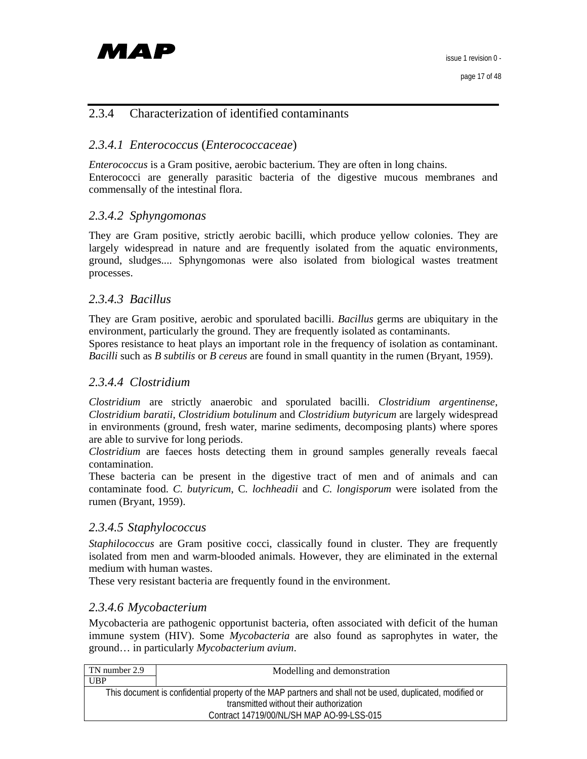### 2.3.4 Characterization of identified contaminants

#### 2.3.4.1 *Enterococcus* (*Enterococcaceae*)

*Enterococcus* is a Gram positive, aerobic bacterium. They are often in long chains.
Enterococci are generally parasitic bacteria of the digestive mucous membranes and commensally of the intestinal flora.

#### 2.3.4.2 *Sphyngomonas*

They are Gram positive, strictly aerobic bacilli, which produce yellow colonies. They are largely widespread in nature and are frequently isolated from the aquatic environments, ground, sludges.... Sphyngomonas were also isolated from biological wastes treatment processes.

#### 2.3.4.3 *Bacillus*

They are Gram positive, aerobic and sporulated bacilli. *Bacillus* germs are ubiquitary in the environment, particularly the ground. They are frequently isolated as contaminants.
Spores resistance to heat plays an important role in the frequency of isolation as contaminant.
*Bacilli* such as *B subtilis* or *B cereus* are found in small quantity in the rumen (Bryant, 1959).

#### 2.3.4.4 *Clostridium*

*Clostridium* are strictly anaerobic and sporulated bacilli. *Clostridium argentinense*, *Clostridium baratii*, *Clostridium botulinum* and *Clostridium butyricum* are largely widespread in environments (ground, fresh water, marine sediments, decomposing plants) where spores are able to survive for long periods.
*Clostridium* are faeces hosts detecting them in ground samples generally reveals faecal contamination.
These bacteria can be present in the digestive tract of men and of animals and can contaminate food. *C. butyricum*, C*. lochheadii* and *C. longisporum* were isolated from the rumen (Bryant, 1959).

#### 2.3.4.5 *Staphylococcus*

*Staphilococcus* are Gram positive cocci, classically found in cluster. They are frequently isolated from men and warm-blooded animals. However, they are eliminated in the external medium with human wastes.
These very resistant bacteria are frequently found in the environment.

#### 2.3.4.6 *Mycobacterium*

Mycobacteria are pathogenic opportunist bacteria, often associated with deficit of the human immune system (HIV). Some *Mycobacteria* are also found as saprophytes in water, the ground… in particularly *Mycobacterium avium*.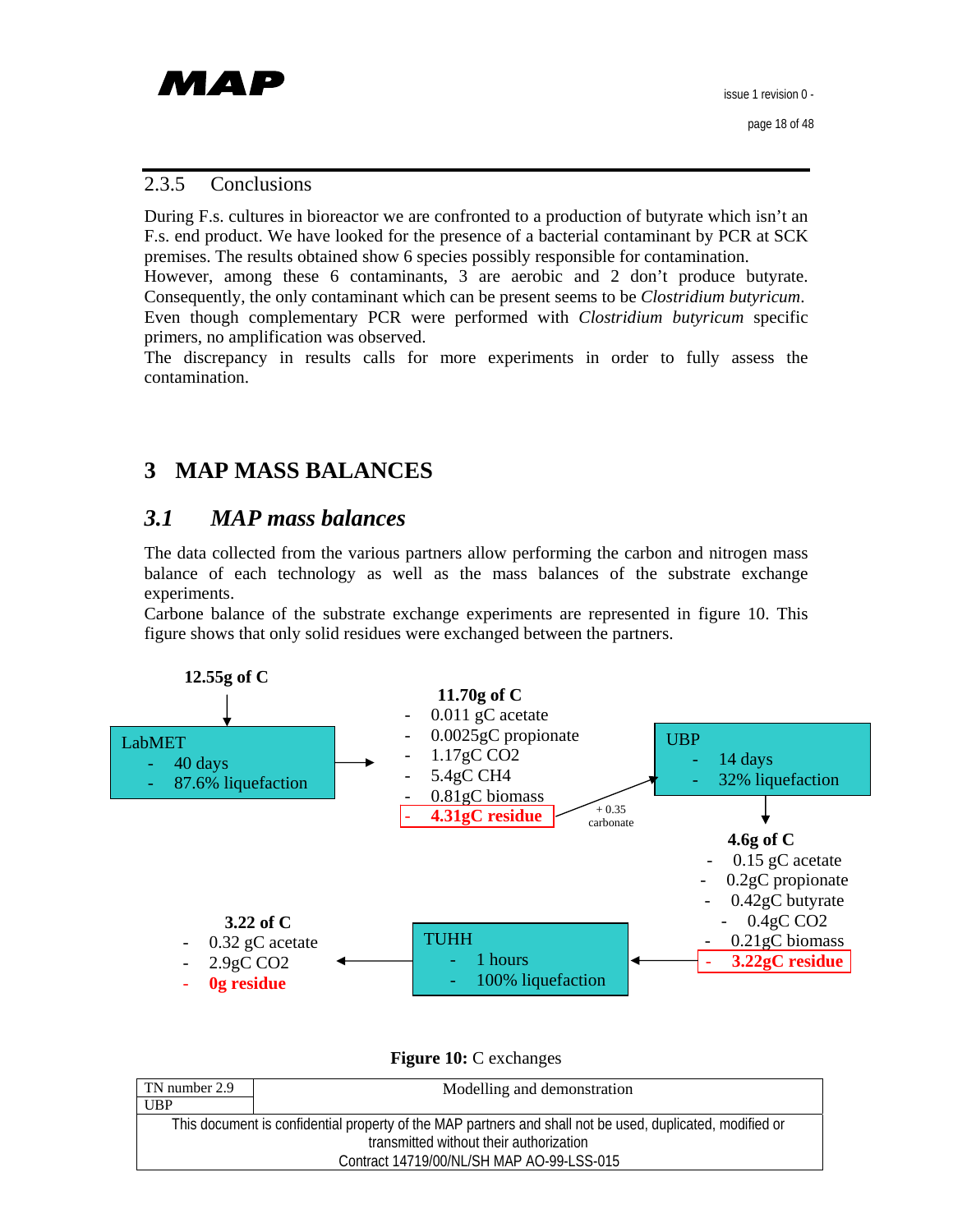### 2.3.5 Conclusions

During F.s. cultures in bioreactor we are confronted to a production of butyrate which isn't an F.s. end product. We have looked for the presence of a bacterial contaminant by PCR at SCK premises. The results obtained show 6 species possibly responsible for contamination.
However, among these 6 contaminants, 3 are aerobic and 2 don't produce butyrate. Consequently, the only contaminant which can be present seems to be *Clostridium butyricum*.
Even though complementary PCR were performed with *Clostridium butyricum* specific primers, no amplification was observed.
The discrepancy in results calls for more experiments in order to fully assess the contamination.

# 3 MAP MASS BALANCES

## *3.1 MAP mass balances*

The data collected from the various partners allow performing the carbon and nitrogen mass balance of each technology as well as the mass balances of the substrate exchange experiments.
Carbone balance of the substrate exchange experiments are represented in figure 10. This figure shows that only solid residues were exchanged between the partners.

**12.55g of C** → LabMET
- 40 days
- 87.6% liquefaction

→ **11.70g of C**
- 0.011 gC acetate
- 0.0025gC propionate
- 1.17gC CO2
- 5.4gC CH4
- 0.81gC biomass
- **4.31gC residue**

→ (+ 0.35 carbonate) → UBP
- 14 days
- 32% liquefaction

→ **4.6g of C**
- 0.15 gC acetate
- 0.2gC propionate
- 0.42gC butyrate
- 0.4gC CO2
- 0.21gC biomass
- **3.22gC residue**

→ TUHH
- 1 hours
- 100% liquefaction

→ **3.22 of C**
- 0.32 gC acetate
- 2.9gC CO2
- **0g residue**

**Figure 10:** C exchanges

| TN number 2.9<br>UBP | Modelling and demonstration |
|---|---|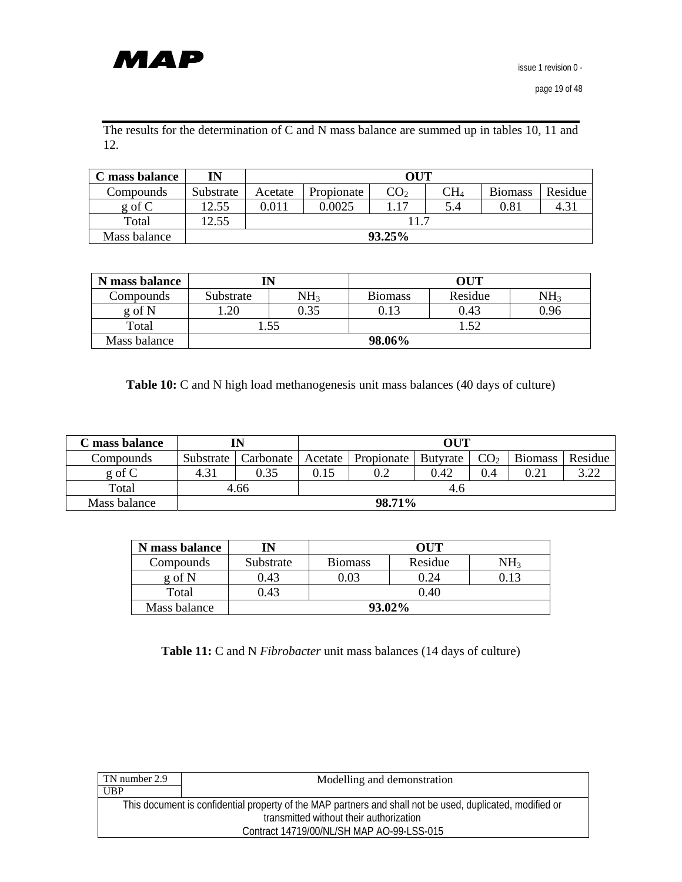The results for the determination of C and N mass balance are summed up in tables 10, 11 and 12.

| **C mass balance** | **IN** | **OUT** | | | | | |
|---|---|---|---|---|---|---|---|
| Compounds | Substrate | Acetate | Propionate | $CO_2$ | $CH_4$ | Biomass | Residue |
| g of C | 12.55 | 0.011 | 0.0025 | 1.17 | 5.4 | 0.81 | 4.31 |
| Total | 12.55 | 11.7 | | | | | |
| Mass balance | **93.25%** | | | | | | |

| **N mass balance** | **IN** | | **OUT** | | |
|---|---|---|---|---|---|
| Compounds | Substrate | $NH_3$ | Biomass | Residue | $NH_3$ |
| g of N | 1.20 | 0.35 | 0.13 | 0.43 | 0.96 |
| Total | 1.55 | | 1.52 | | |
| Mass balance | **98.06%** | | | | |

**Table 10:** C and N high load methanogenesis unit mass balances (40 days of culture)

| **C mass balance** | **IN** | | **OUT** | | | | | |
|---|---|---|---|---|---|---|---|---|
| Compounds | Substrate | Carbonate | Acetate | Propionate | Butyrate | $CO_2$ | Biomass | Residue |
| g of C | 4.31 | 0.35 | 0.15 | 0.2 | 0.42 | 0.4 | 0.21 | 3.22 |
| Total | 4.66 | | 4.6 | | | | | |
| Mass balance | **98.71%** | | | | | | | |

| **N mass balance** | **IN** | **OUT** | | |
|---|---|---|---|---|
| Compounds | Substrate | Biomass | Residue | $NH_3$ |
| g of N | 0.43 | 0.03 | 0.24 | 0.13 |
| Total | 0.43 | 0.40 | | |
| Mass balance | **93.02%** | | | |

**Table 11:** C and N *Fibrobacter* unit mass balances (14 days of culture)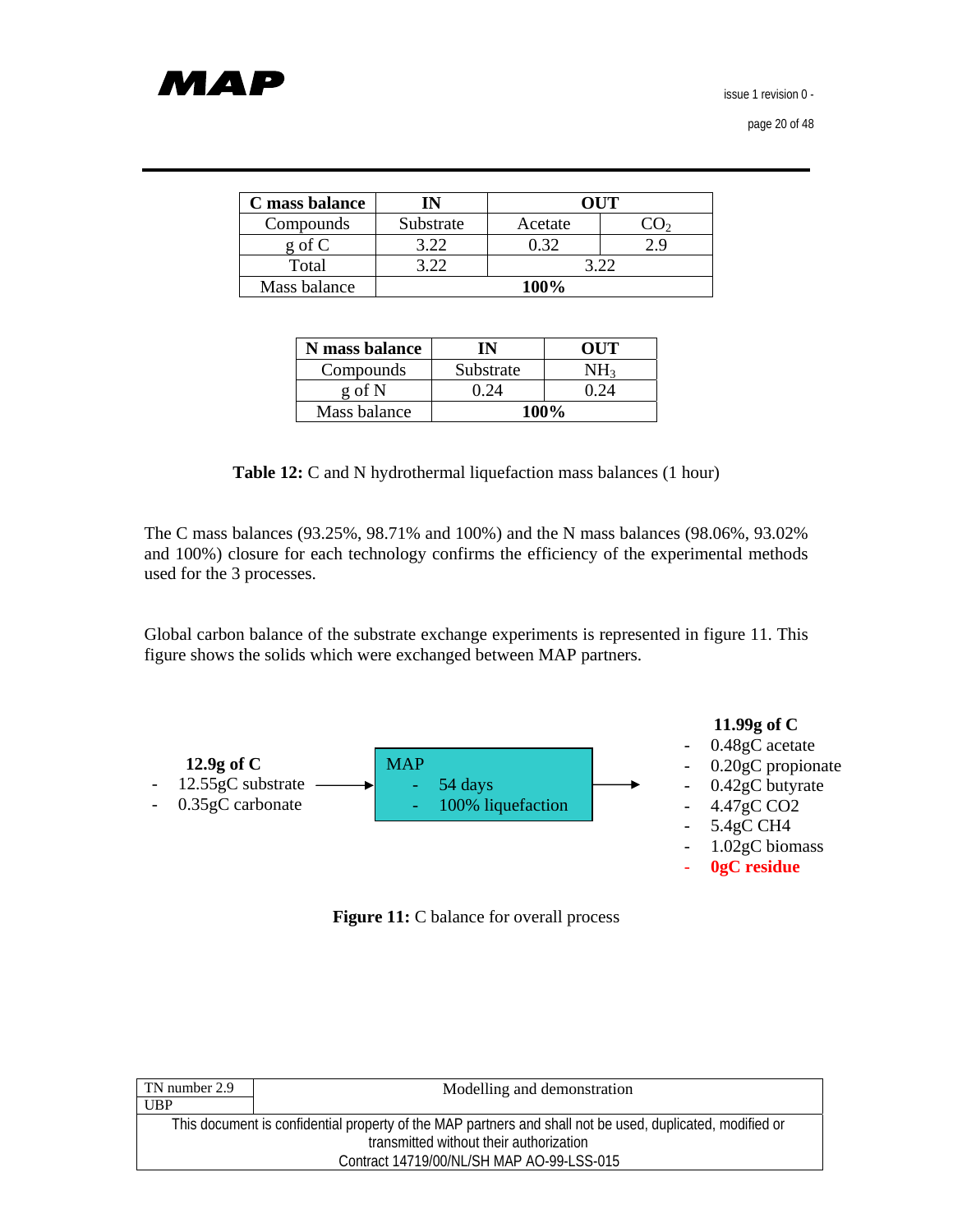| C mass balance | IN | OUT | |
|---|---|---|---|
| Compounds | Substrate | Acetate | $CO_2$ |
| g of C | 3.22 | 0.32 | 2.9 |
| Total | 3.22 | 3.22 | |
| Mass balance | **100%** | | |

| N mass balance | IN | OUT |
|---|---|---|
| Compounds | Substrate | $NH_3$ |
| g of N | 0.24 | 0.24 |
| Mass balance | **100%** | |

**Table 12:** C and N hydrothermal liquefaction mass balances (1 hour)

The C mass balances (93.25%, 98.71% and 100%) and the N mass balances (98.06%, 93.02% and 100%) closure for each technology confirms the efficiency of the experimental methods used for the 3 processes.

Global carbon balance of the substrate exchange experiments is represented in figure 11. This figure shows the solids which were exchanged between MAP partners.

**12.9g of C**
- 12.55gC substrate
- 0.35gC carbonate

→ MAP
- 54 days
- 100% liquefaction

→ **11.99g of C**
- 0.48gC acetate
- 0.20gC propionate
- 0.42gC butyrate
- 4.47gC CO2
- 5.4gC CH4
- 1.02gC biomass
- **0gC residue**

**Figure 11:** C balance for overall process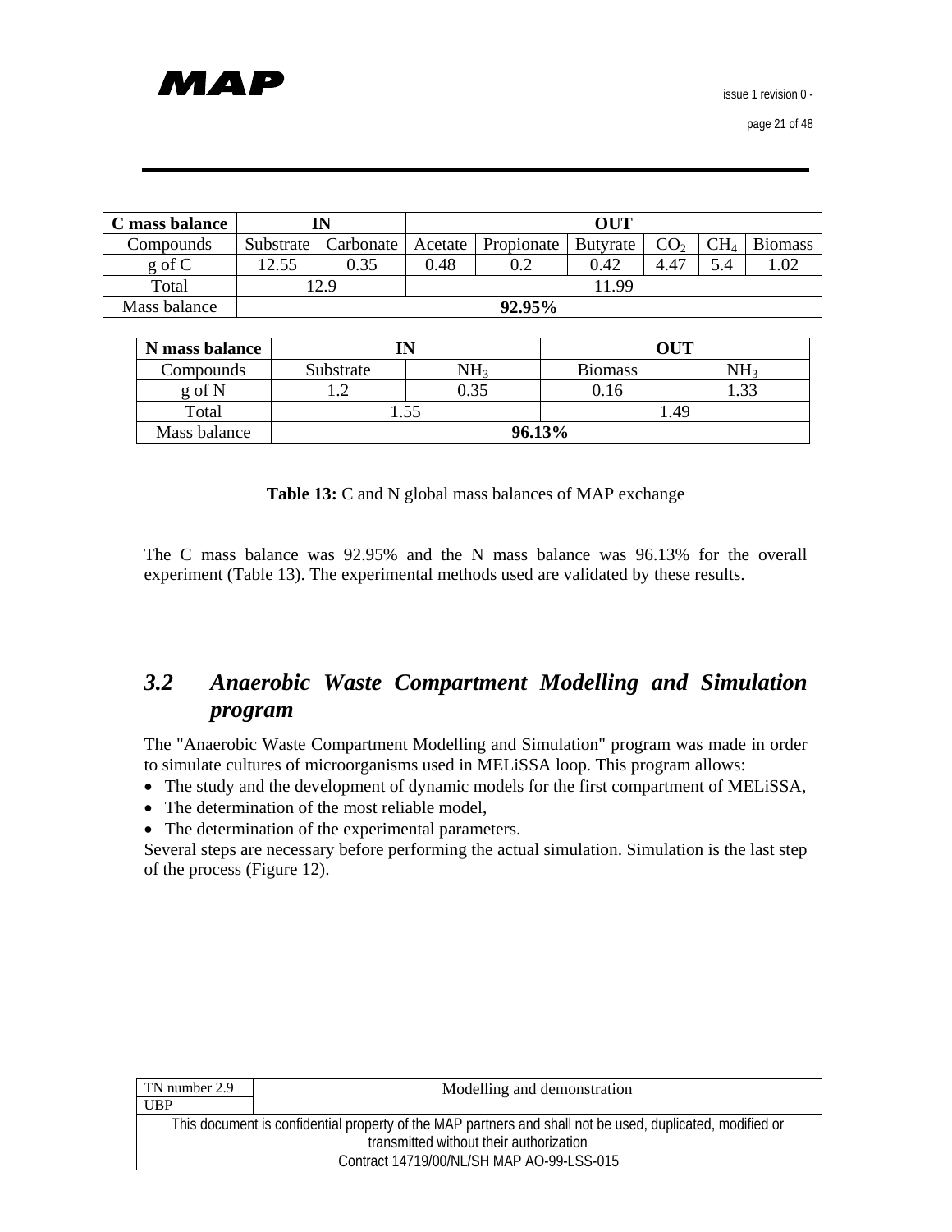| C mass balance | IN | | OUT | | | | | |
|---|---|---|---|---|---|---|---|---|
| Compounds | Substrate | Carbonate | Acetate | Propionate | Butyrate | $CO_2$ | $CH_4$ | Biomass |
| g of C | 12.55 | 0.35 | 0.48 | 0.2 | 0.42 | 4.47 | 5.4 | 1.02 |
| Total | 12.9 | | 11.99 | | | | | |
| Mass balance | **92.95%** | | | | | | | |

| N mass balance | IN | | OUT | |
|---|---|---|---|---|
| Compounds | Substrate | $NH_3$ | Biomass | $NH_3$ |
| g of N | 1.2 | 0.35 | 0.16 | 1.33 |
| Total | 1.55 | | 1.49 | |
| Mass balance | **96.13%** | | | |

**Table 13:** C and N global mass balances of MAP exchange

The C mass balance was 92.95% and the N mass balance was 96.13% for the overall experiment (Table 13). The experimental methods used are validated by these results.

## *3.2 Anaerobic Waste Compartment Modelling and Simulation program*

The "Anaerobic Waste Compartment Modelling and Simulation" program was made in order to simulate cultures of microorganisms used in MELiSSA loop. This program allows:

- The study and the development of dynamic models for the first compartment of MELiSSA,
- The determination of the most reliable model,
- The determination of the experimental parameters.

Several steps are necessary before performing the actual simulation. Simulation is the last step of the process (Figure 12).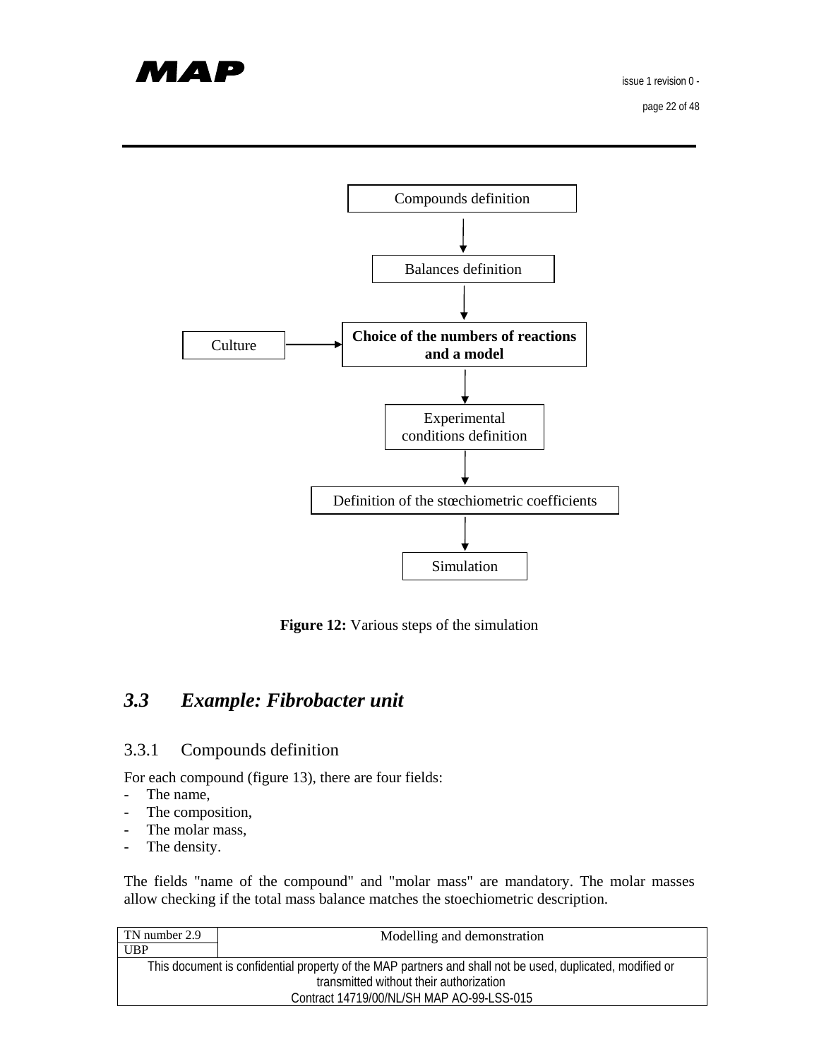Compounds definition

↓

Balances definition

↓

Culture → **Choice of the numbers of reactions and a model**

↓

Experimental conditions definition

↓

Definition of the stœchiometric coefficients

↓

Simulation

**Figure 12:** Various steps of the simulation

## *3.3 Example: Fibrobacter unit*

### 3.3.1 Compounds definition

For each compound (figure 13), there are four fields:

- The name,
- The composition,
- The molar mass,
- The density.

The fields "name of the compound" and "molar mass" are mandatory. The molar masses allow checking if the total mass balance matches the stoechiometric description.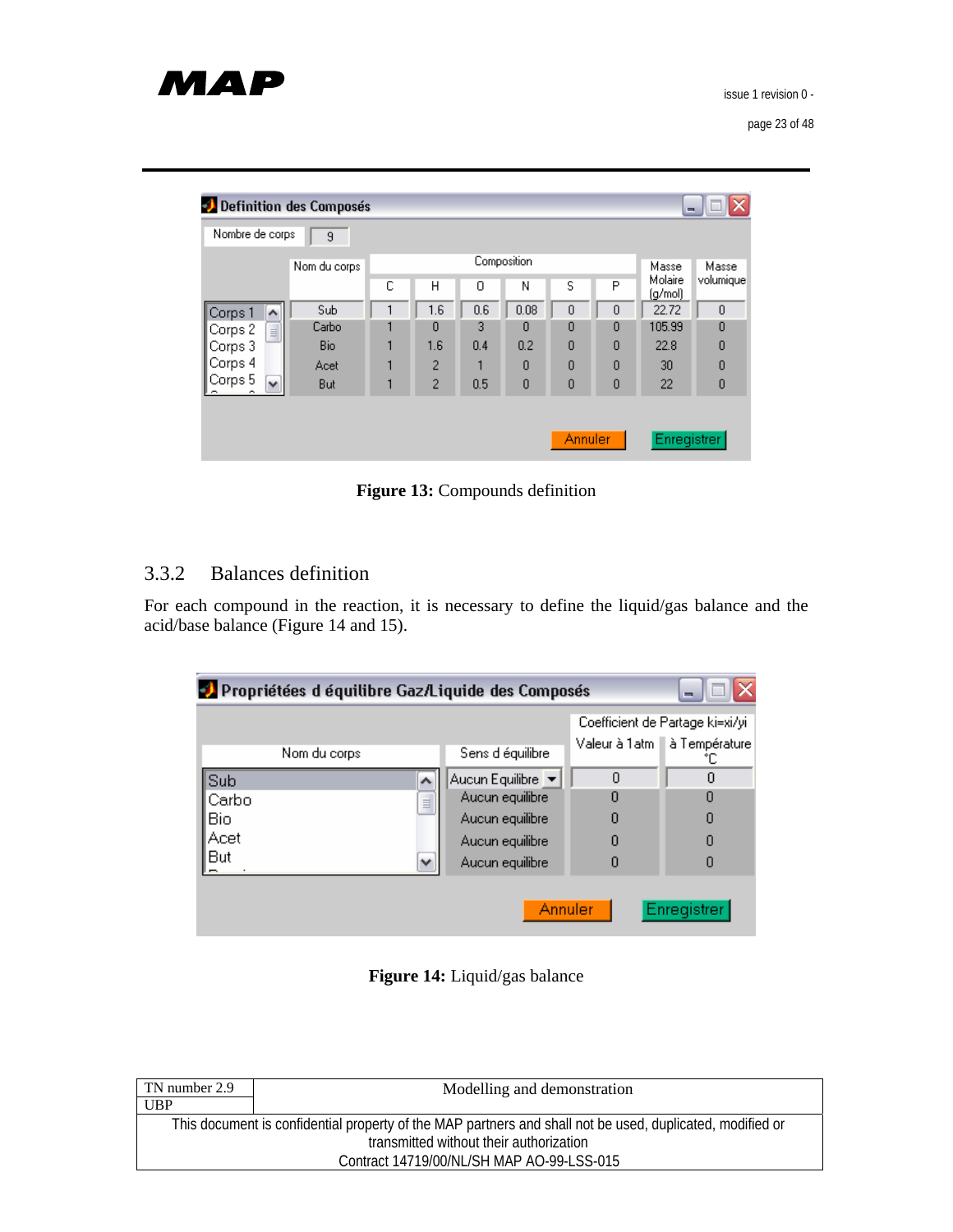| | Nom du corps | Composition | | | | | | Masse Molaire (g/mol) | Masse volumique |
|---|---|---|---|---|---|---|---|---|---|
| | | C | H | O | N | S | P | | |
| Corps 1 | Sub | 1 | 1.6 | 0.6 | 0.08 | 0 | 0 | 22.72 | 0 |
| Corps 2 | Carbo | 1 | 0 | 3 | 0 | 0 | 0 | 105.99 | 0 |
| Corps 3 | Bio | 1 | 1.6 | 0.4 | 0.2 | 0 | 0 | 22.8 | 0 |
| Corps 4 | Acet | 1 | 2 | 1 | 0 | 0 | 0 | 30 | 0 |
| Corps 5 | But | 1 | 2 | 0.5 | 0 | 0 | 0 | 22 | 0 |

**Figure 13:** Compounds definition

### 3.3.2 Balances definition

For each compound in the reaction, it is necessary to define the liquid/gas balance and the acid/base balance (Figure 14 and 15).

| Nom du corps | Sens d équilibre | Coefficient de Partage ki=xi/yi Valeur à 1atm | à Température °C |
|---|---|---|---|
| Sub | Aucun Equilibre | 0 | 0 |
| Carbo | Aucun equilibre | 0 | 0 |
| Bio | Aucun equilibre | 0 | 0 |
| Acet | Aucun equilibre | 0 | 0 |
| But | Aucun equilibre | 0 | 0 |

**Figure 14:** Liquid/gas balance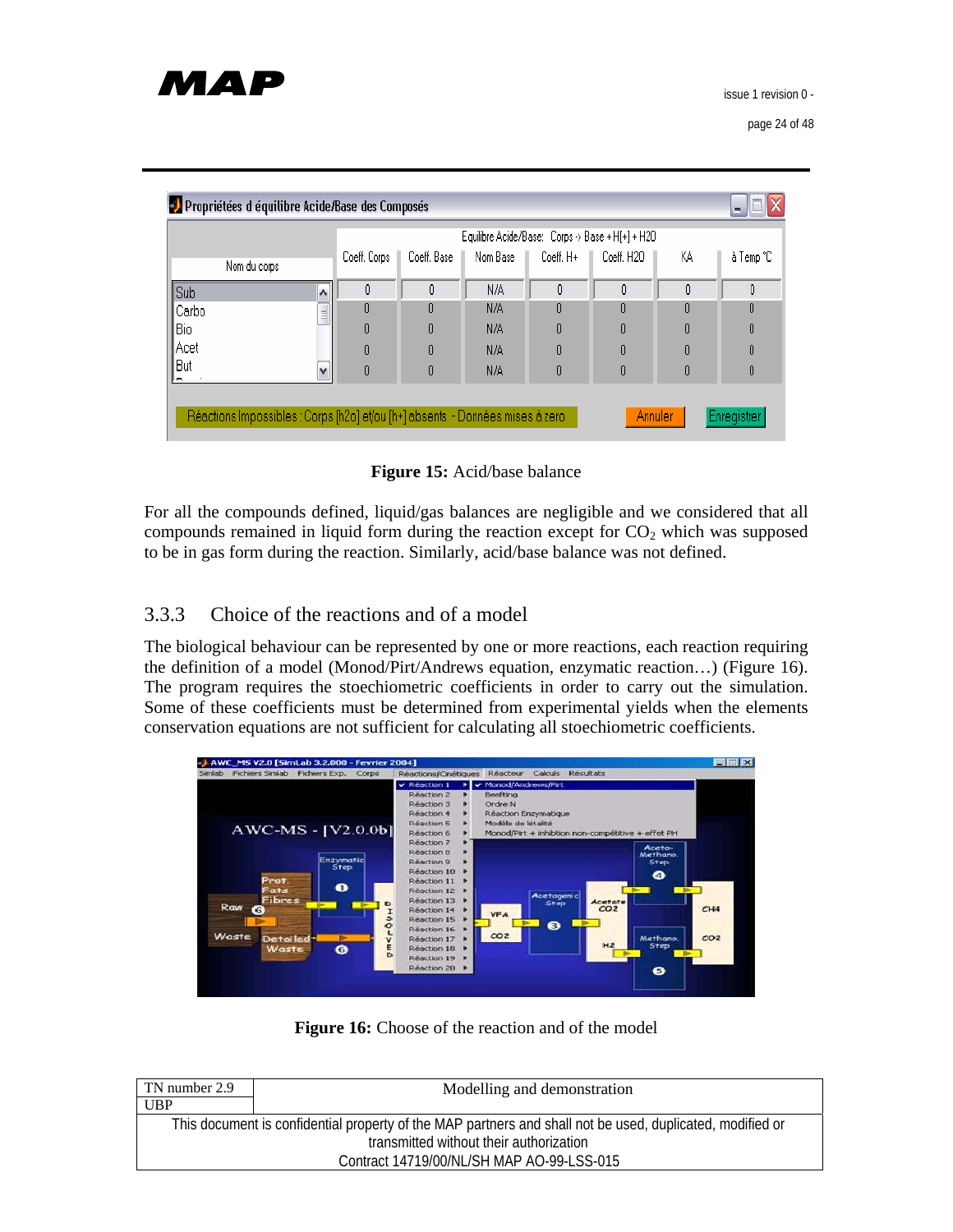Figure 15: Acid/base balance

For all the compounds defined, liquid/gas balances are negligible and we considered that all compounds remained in liquid form during the reaction except for $CO_2$ which was supposed to be in gas form during the reaction. Similarly, acid/base balance was not defined.

### 3.3.3 Choice of the reactions and of a model

The biological behaviour can be represented by one or more reactions, each reaction requiring the definition of a model (Monod/Pirt/Andrews equation, enzymatic reaction…) (Figure 16). The program requires the stoechiometric coefficients in order to carry out the simulation. Some of these coefficients must be determined from experimental yields when the elements conservation equations are not sufficient for calculating all stoechiometric coefficients.

Figure 16: Choose of the reaction and of the model

| TN number 2.9 | Modelling and demonstration |
|---|---|
| UBP | |

This document is confidential property of the MAP partners and shall not be used, duplicated, modified or transmitted without their authorization
Contract 14719/00/NL/SH MAP AO-99-LSS-015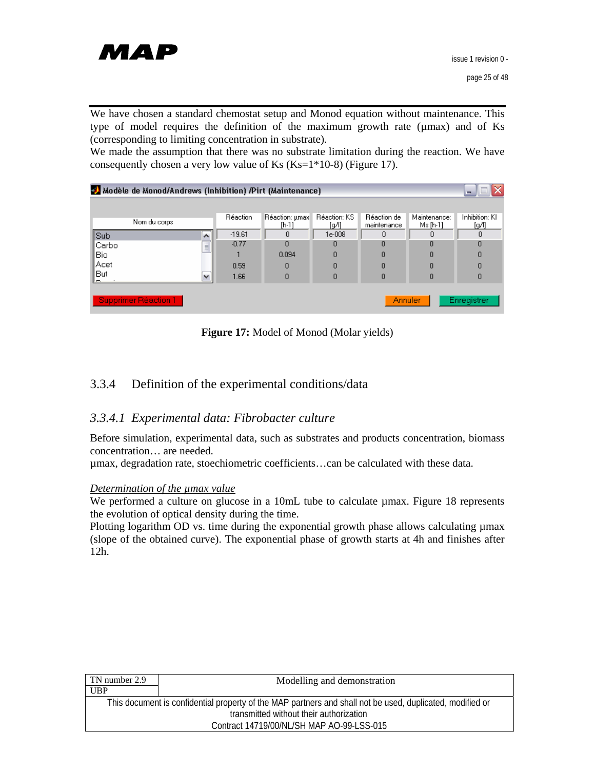We have chosen a standard chemostat setup and Monod equation without maintenance. This type of model requires the definition of the maximum growth rate (µmax) and of Ks (corresponding to limiting concentration in substrate).
We made the assumption that there was no substrate limitation during the reaction. We have consequently chosen a very low value of Ks (Ks=1*10-8) (Figure 17).

| Nom du corps | Réaction | Réaction: µmax [h-1] | Réaction: KS [g/l] | Réaction de maintenance | Maintenance: Ms [h-1] | Inhibition: KI [g/l] |
|---|---|---|---|---|---|---|
| Sub | -19.61 | 0 | 1e-008 | 0 | 0 | 0 |
| Carbo | -0.77 | 0 | 0 | 0 | 0 | 0 |
| Bio | 1 | 0.094 | 0 | 0 | 0 | 0 |
| Acet | 0.59 | 0 | 0 | 0 | 0 | 0 |
| But | 1.66 | 0 | 0 | 0 | 0 | 0 |

**Figure 17:** Model of Monod (Molar yields)

### 3.3.4 Definition of the experimental conditions/data

#### *3.3.4.1 Experimental data: Fibrobacter culture*

Before simulation, experimental data, such as substrates and products concentration, biomass concentration… are needed.
µmax, degradation rate, stoechiometric coefficients…can be calculated with these data.

*Determination of the µmax value*
We performed a culture on glucose in a 10mL tube to calculate µmax. Figure 18 represents the evolution of optical density during the time.
Plotting logarithm OD vs. time during the exponential growth phase allows calculating µmax (slope of the obtained curve). The exponential phase of growth starts at 4h and finishes after 12h.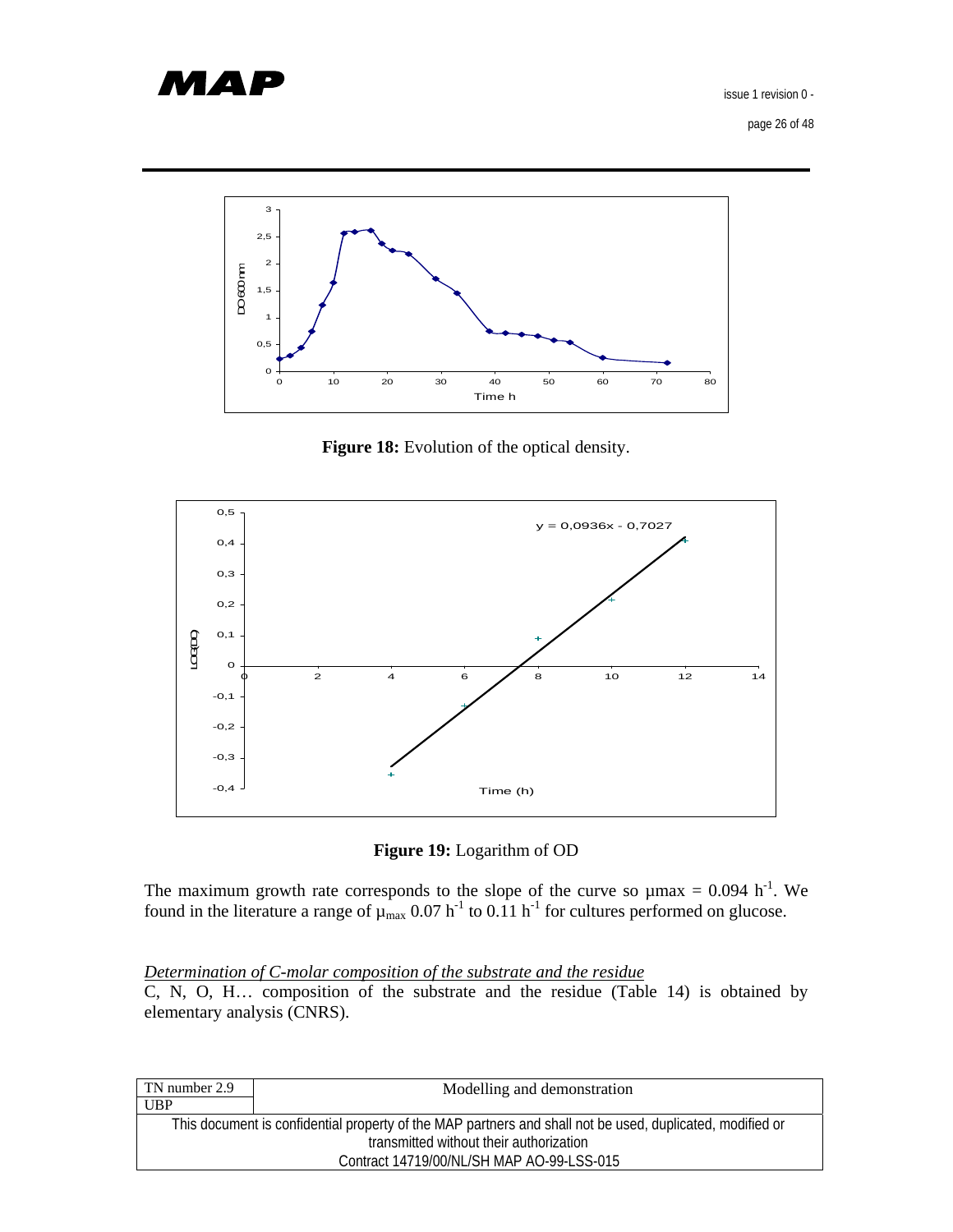**Figure 18:** Evolution of the optical density.

**Figure 19:** Logarithm of OD

The maximum growth rate corresponds to the slope of the curve so $\mu max = 0.094\ h^{-1}$. We found in the literature a range of $\mu_{max}$ $0.07\ h^{-1}$ to $0.11\ h^{-1}$ for cultures performed on glucose.

*Determination of C-molar composition of the substrate and the residue*

C, N, O, H… composition of the substrate and the residue (Table 14) is obtained by elementary analysis (CNRS).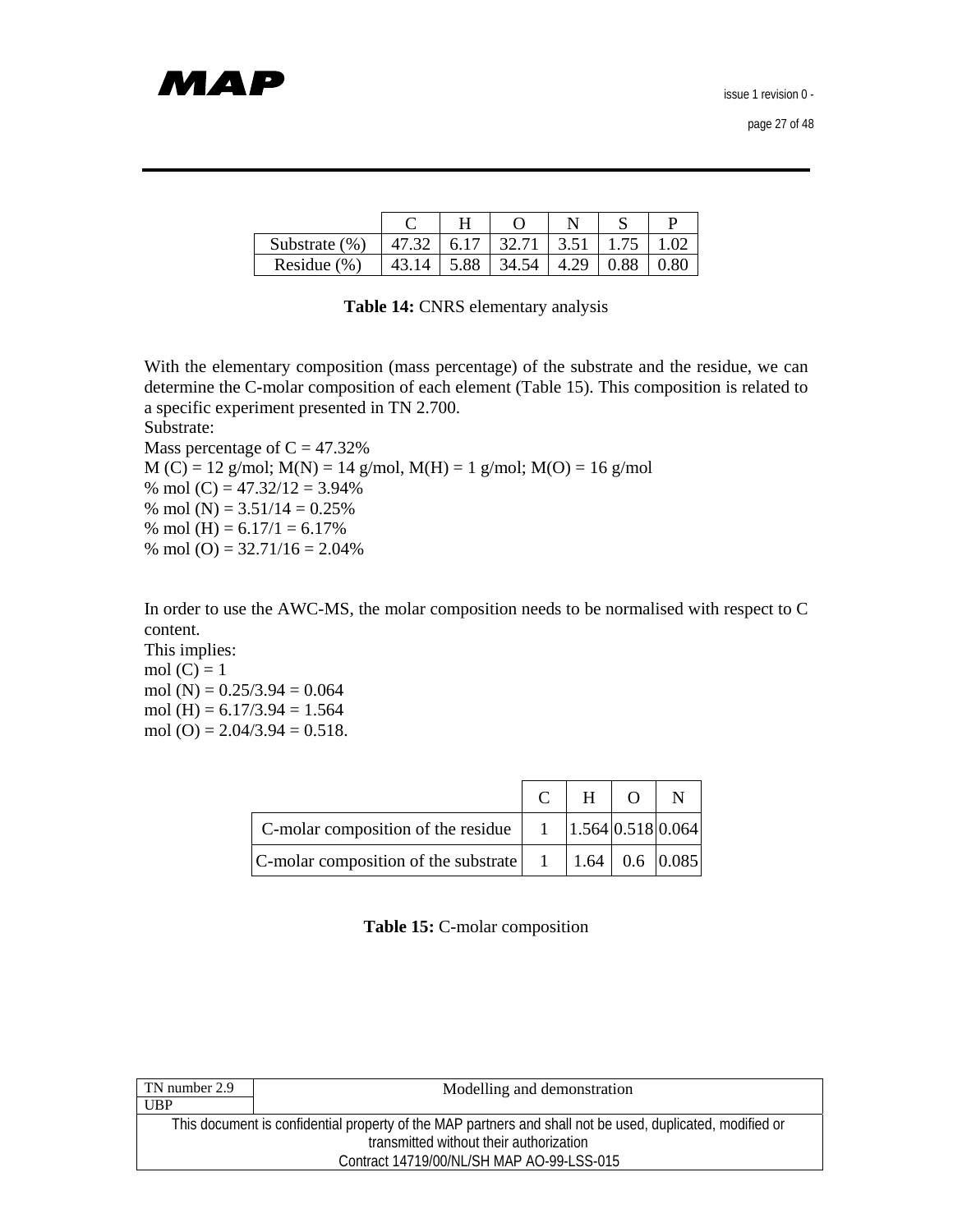| | C | H | O | N | S | P |
|---|---|---|---|---|---|---|
| Substrate (%) | 47.32 | 6.17 | 32.71 | 3.51 | 1.75 | 1.02 |
| Residue (%) | 43.14 | 5.88 | 34.54 | 4.29 | 0.88 | 0.80 |

**Table 14:** CNRS elementary analysis

With the elementary composition (mass percentage) of the substrate and the residue, we can determine the C-molar composition of each element (Table 15). This composition is related to a specific experiment presented in TN 2.700.

Substrate:

Mass percentage of C = 47.32%

M (C) = 12 g/mol; M(N) = 14 g/mol, M(H) = 1 g/mol; M(O) = 16 g/mol

% mol (C) = 47.32/12 = 3.94%

% mol (N) = 3.51/14 = 0.25%

% mol (H) = 6.17/1 = 6.17%

% mol (O) = 32.71/16 = 2.04%

In order to use the AWC-MS, the molar composition needs to be normalised with respect to C content.

This implies:

mol (C) = 1

mol (N) = 0.25/3.94 = 0.064

mol (H) = 6.17/3.94 = 1.564

mol (O) = 2.04/3.94 = 0.518.

| | C | H | O | N |
|---|---|---|---|---|
| C-molar composition of the residue | 1 | 1.564 | 0.518 | 0.064 |
| C-molar composition of the substrate | 1 | 1.64 | 0.6 | 0.085 |

**Table 15:** C-molar composition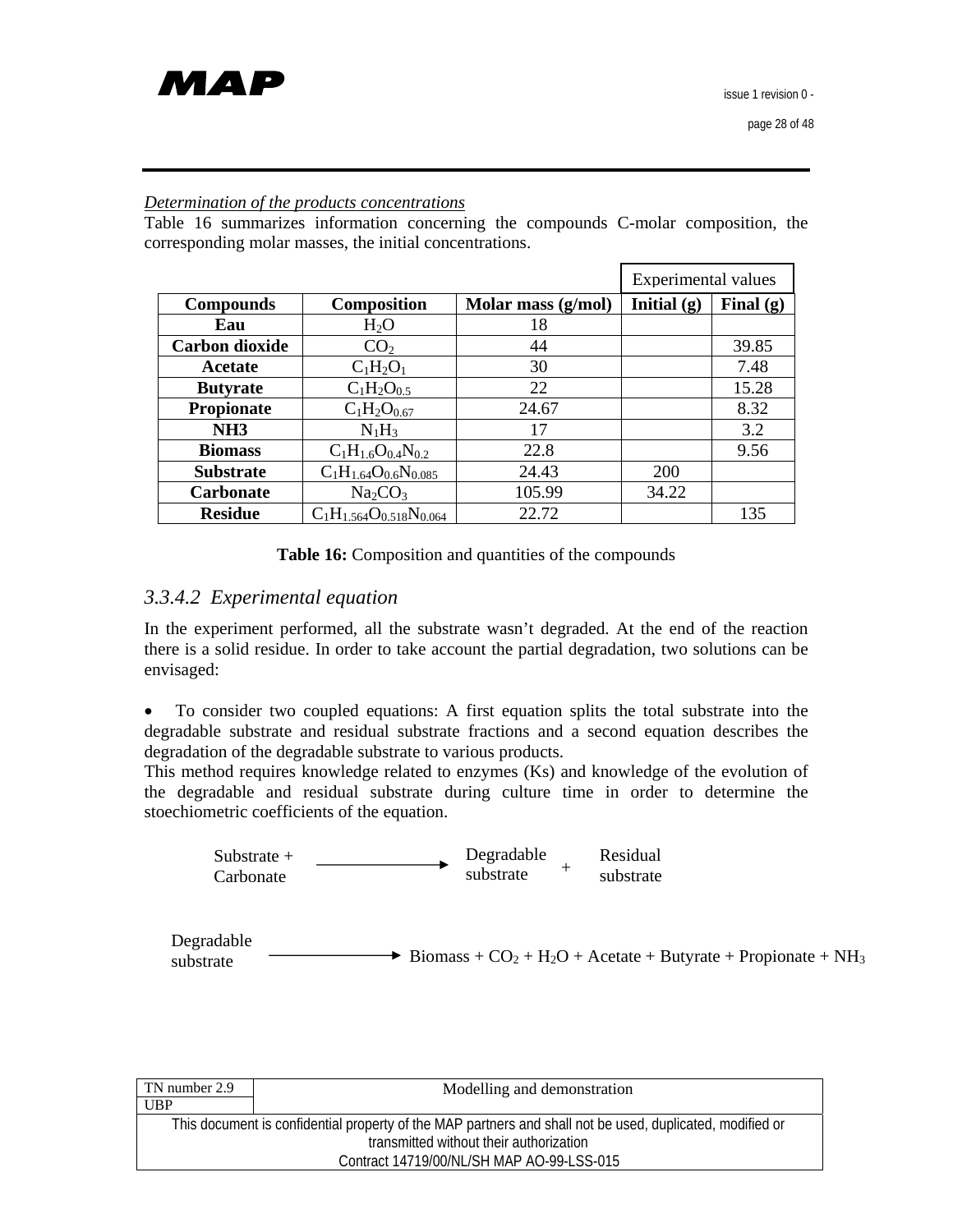*Determination of the products concentrations*

Table 16 summarizes information concerning the compounds C-molar composition, the corresponding molar masses, the initial concentrations.

| | | | Experimental values | |
|---|---|---|---|---|
| **Compounds** | **Composition** | **Molar mass (g/mol)** | **Initial (g)** | **Final (g)** |
| **Eau** | $H_2O$ | 18 | | |
| **Carbon dioxide** | $CO_2$ | 44 | | 39.85 |
| **Acetate** | $C_1H_2O_1$ | 30 | | 7.48 |
| **Butyrate** | $C_1H_2O_{0.5}$ | 22 | | 15.28 |
| **Propionate** | $C_1H_2O_{0.67}$ | 24.67 | | 8.32 |
| **NH3** | $N_1H_3$ | 17 | | 3.2 |
| **Biomass** | $C_1H_{1.6}O_{0.4}N_{0.2}$ | 22.8 | | 9.56 |
| **Substrate** | $C_1H_{1.64}O_{0.6}N_{0.085}$ | 24.43 | 200 | |
| **Carbonate** | $Na_2CO_3$ | 105.99 | 34.22 | |
| **Residue** | $C_1H_{1.564}O_{0.518}N_{0.064}$ | 22.72 | | 135 |

**Table 16:** Composition and quantities of the compounds

### *3.3.4.2 Experimental equation*

In the experiment performed, all the substrate wasn't degraded. At the end of the reaction there is a solid residue. In order to take account the partial degradation, two solutions can be envisaged:

- To consider two coupled equations: A first equation splits the total substrate into the degradable substrate and residual substrate fractions and a second equation describes the degradation of the degradable substrate to various products.

This method requires knowledge related to enzymes (Ks) and knowledge of the evolution of the degradable and residual substrate during culture time in order to determine the stoechiometric coefficients of the equation.

$$\text{Substrate + Carbonate} \longrightarrow \text{Degradable substrate} + \text{Residual substrate}$$

$$\text{Degradable substrate} \longrightarrow \text{Biomass} + CO_2 + H_2O + \text{Acetate} + \text{Butyrate} + \text{Propionate} + NH_3$$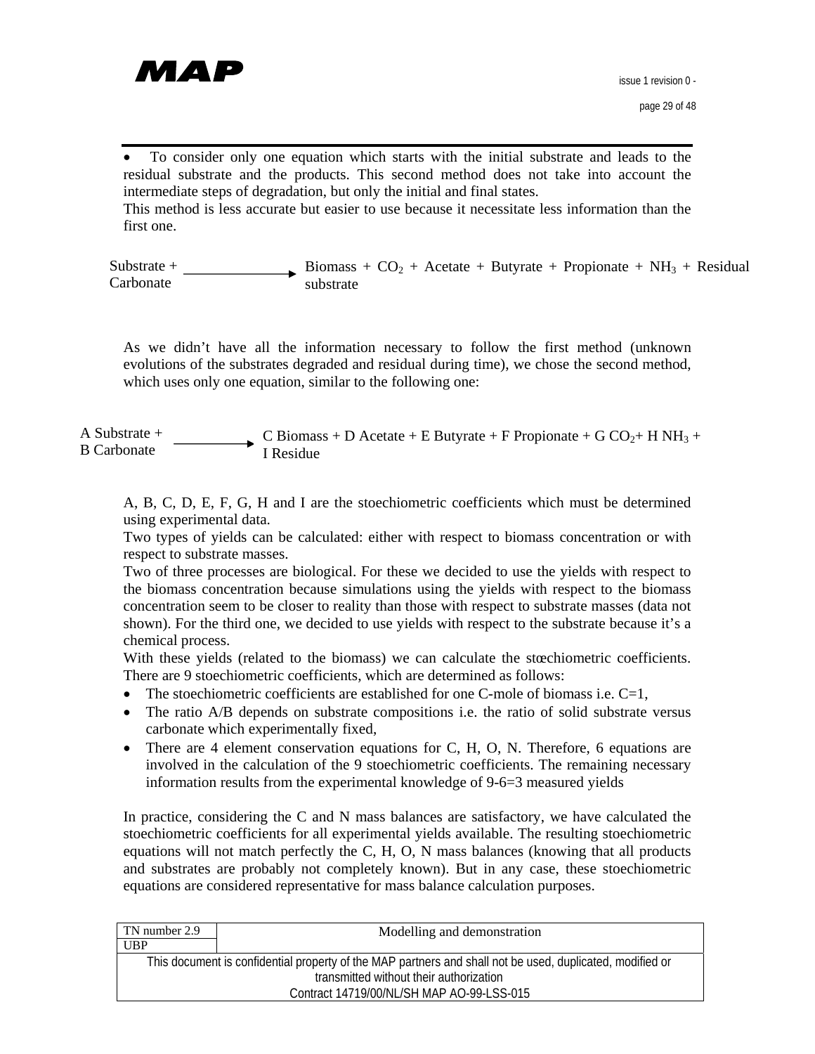- To consider only one equation which starts with the initial substrate and leads to the residual substrate and the products. This second method does not take into account the intermediate steps of degradation, but only the initial and final states.

This method is less accurate but easier to use because it necessitate less information than the first one.

$$\text{Substrate} + \text{Carbonate} \longrightarrow \text{Biomass} + CO_2 + \text{Acetate} + \text{Butyrate} + \text{Propionate} + NH_3 + \text{Residual substrate}$$

As we didn't have all the information necessary to follow the first method (unknown evolutions of the substrates degraded and residual during time), we chose the second method, which uses only one equation, similar to the following one:

$$\text{A Substrate} + \text{B Carbonate} \longrightarrow \text{C Biomass} + \text{D Acetate} + \text{E Butyrate} + \text{F Propionate} + \text{G } CO_2 + \text{H } NH_3 + \text{I Residue}$$

A, B, C, D, E, F, G, H and I are the stoechiometric coefficients which must be determined using experimental data.

Two types of yields can be calculated: either with respect to biomass concentration or with respect to substrate masses.

Two of three processes are biological. For these we decided to use the yields with respect to the biomass concentration because simulations using the yields with respect to the biomass concentration seem to be closer to reality than those with respect to substrate masses (data not shown). For the third one, we decided to use yields with respect to the substrate because it's a chemical process.

With these yields (related to the biomass) we can calculate the stœchiometric coefficients. There are 9 stoechiometric coefficients, which are determined as follows:

- The stoechiometric coefficients are established for one C-mole of biomass i.e. C=1,
- The ratio A/B depends on substrate compositions i.e. the ratio of solid substrate versus carbonate which experimentally fixed,
- There are 4 element conservation equations for C, H, O, N. Therefore, 6 equations are involved in the calculation of the 9 stoechiometric coefficients. The remaining necessary information results from the experimental knowledge of 9-6=3 measured yields

In practice, considering the C and N mass balances are satisfactory, we have calculated the stoechiometric coefficients for all experimental yields available. The resulting stoechiometric equations will not match perfectly the C, H, O, N mass balances (knowing that all products and substrates are probably not completely known). But in any case, these stoechiometric equations are considered representative for mass balance calculation purposes.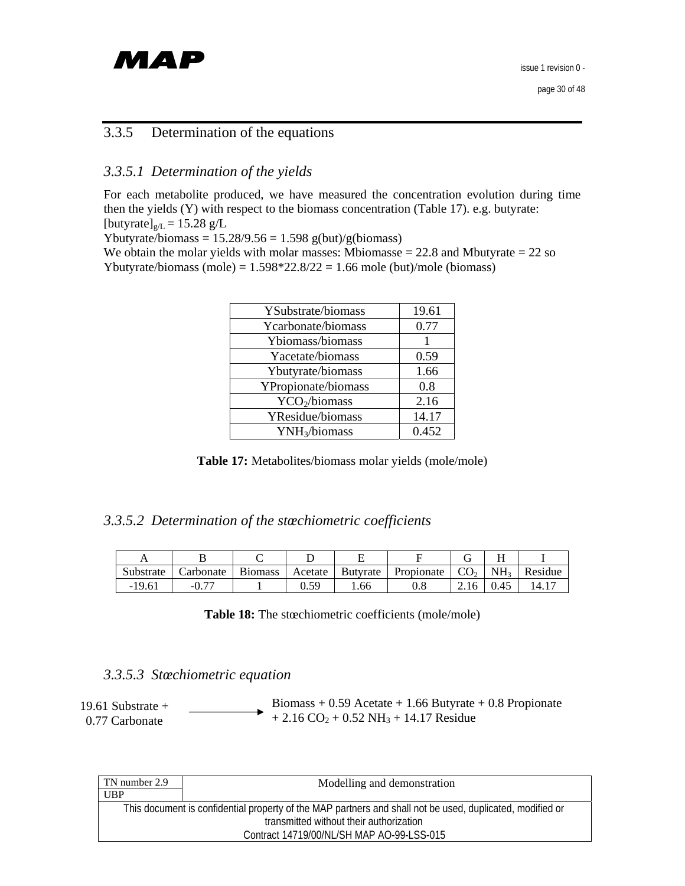### 3.3.5 Determination of the equations

#### 3.3.5.1 *Determination of the yields*

For each metabolite produced, we have measured the concentration evolution during time then the yields (Y) with respect to the biomass concentration (Table 17). e.g. butyrate:
$[\text{butyrate}]_{g/L}$ = 15.28 g/L
Ybutyrate/biomass = 15.28/9.56 = 1.598 g(but)/g(biomass)
We obtain the molar yields with molar masses: Mbiomasse = 22.8 and Mbutyrate = 22 so Ybutyrate/biomass (mole) = 1.598*22.8/22 = 1.66 mole (but)/mole (biomass)

| | |
|---|---|
| YSubstrate/biomass | 19.61 |
| Ycarbonate/biomass | 0.77 |
| Ybiomass/biomass | 1 |
| Yacetate/biomass | 0.59 |
| Ybutyrate/biomass | 1.66 |
| YPropionate/biomass | 0.8 |
| $YCO_2$/biomass | 2.16 |
| YResidue/biomass | 14.17 |
| $YNH_3$/biomass | 0.452 |

**Table 17:** Metabolites/biomass molar yields (mole/mole)

#### 3.3.5.2 *Determination of the stœchiometric coefficients*

| A | B | C | D | E | F | G | H | I |
|---|---|---|---|---|---|---|---|---|
| Substrate | Carbonate | Biomass | Acetate | Butyrate | Propionate | $CO_2$ | $NH_3$ | Residue |
| -19.61 | -0.77 | 1 | 0.59 | 1.66 | 0.8 | 2.16 | 0.45 | 14.17 |

**Table 18:** The stœchiometric coefficients (mole/mole)

#### 3.3.5.3 *Stœchiometric equation*

$$19.61\ \text{Substrate} + 0.77\ \text{Carbonate} \longrightarrow \text{Biomass} + 0.59\ \text{Acetate} + 1.66\ \text{Butyrate} + 0.8\ \text{Propionate} + 2.16\ CO_2 + 0.52\ NH_3 + 14.17\ \text{Residue}$$

| TN number 2.9 | Modelling and demonstration |
|---|---|
| UBP | |
| This document is confidential property of the MAP partners and shall not be used, duplicated, modified or transmitted without their authorization<br>Contract 14719/00/NL/SH MAP AO-99-LSS-015 | |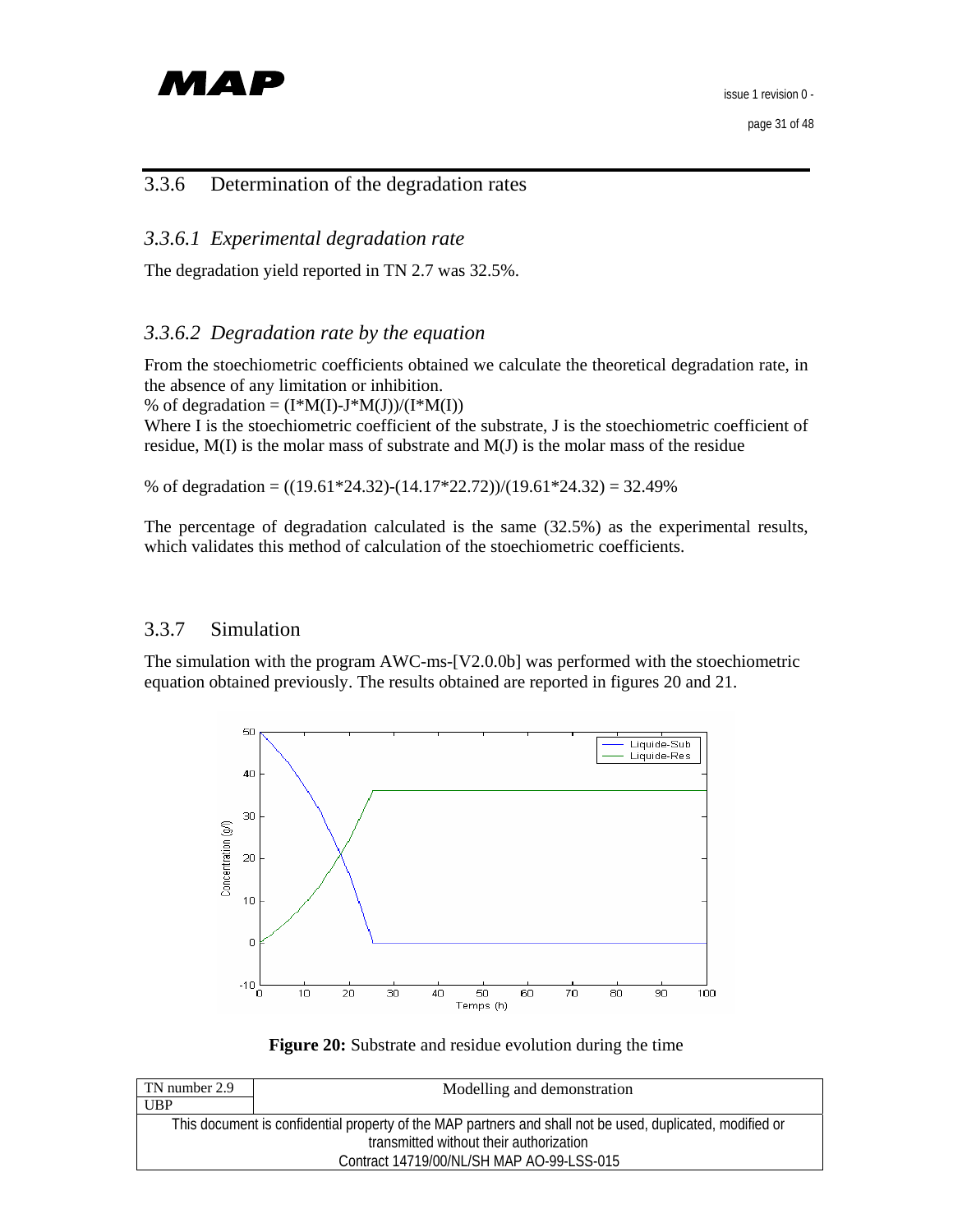### 3.3.6 Determination of the degradation rates

#### *3.3.6.1 Experimental degradation rate*

The degradation yield reported in TN 2.7 was 32.5%.

#### *3.3.6.2 Degradation rate by the equation*

From the stoechiometric coefficients obtained we calculate the theoretical degradation rate, in the absence of any limitation or inhibition.

% of degradation = (I*M(I)-J*M(J))/(I*M(I))

Where I is the stoechiometric coefficient of the substrate, J is the stoechiometric coefficient of residue, M(I) is the molar mass of substrate and M(J) is the molar mass of the residue

% of degradation = ((19.61*24.32)-(14.17*22.72))/(19.61*24.32) = 32.49%

The percentage of degradation calculated is the same (32.5%) as the experimental results, which validates this method of calculation of the stoechiometric coefficients.

### 3.3.7 Simulation

The simulation with the program AWC-ms-[V2.0.0b] was performed with the stoechiometric equation obtained previously. The results obtained are reported in figures 20 and 21.

**Figure 20:** Substrate and residue evolution during the time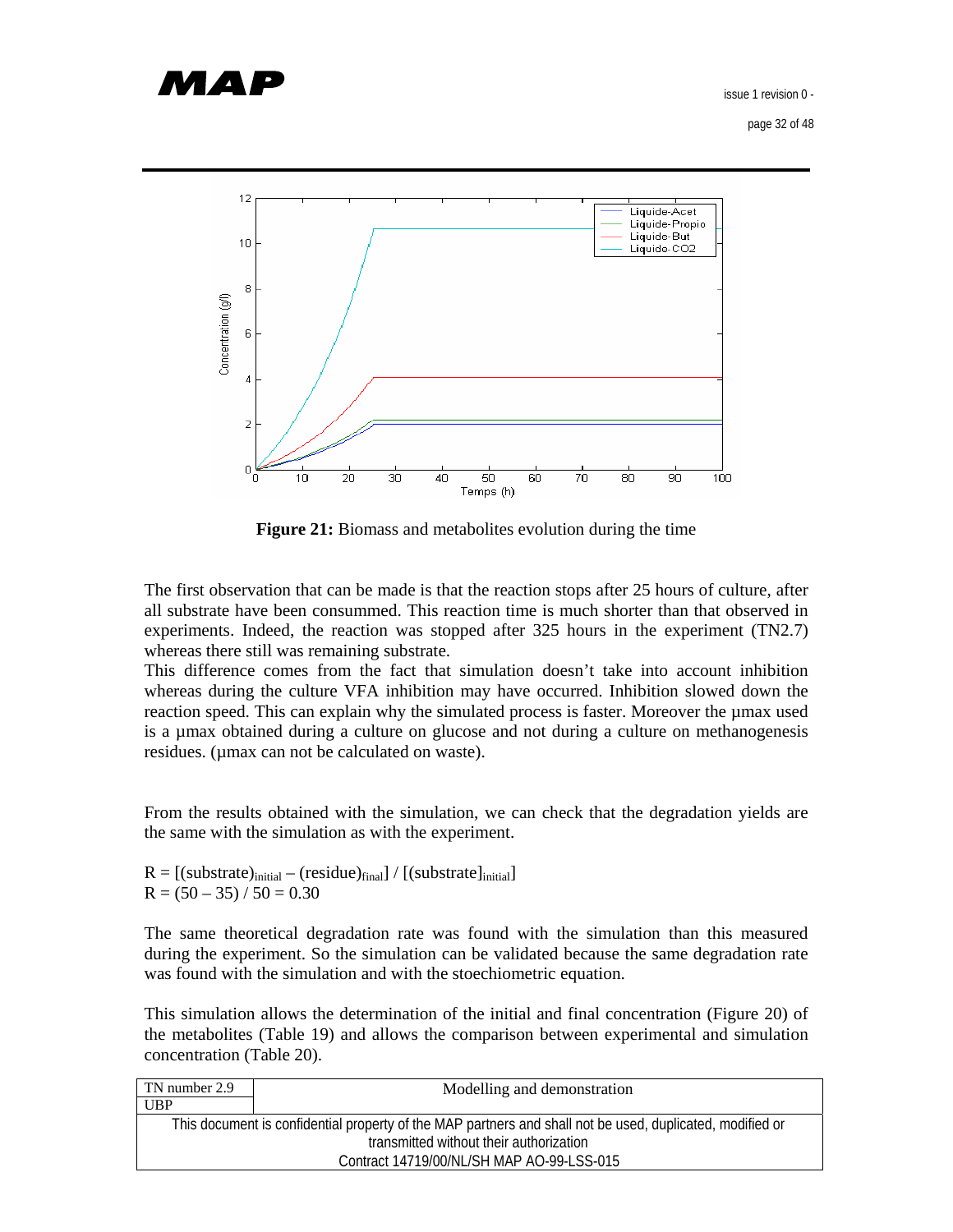**Figure 21:** Biomass and metabolites evolution during the time

The first observation that can be made is that the reaction stops after 25 hours of culture, after all substrate have been consummed. This reaction time is much shorter than that observed in experiments. Indeed, the reaction was stopped after 325 hours in the experiment (TN2.7) whereas there still was remaining substrate.

This difference comes from the fact that simulation doesn't take into account inhibition whereas during the culture VFA inhibition may have occurred. Inhibition slowed down the reaction speed. This can explain why the simulated process is faster. Moreover the µmax used is a µmax obtained during a culture on glucose and not during a culture on methanogenesis residues. (µmax can not be calculated on waste).

From the results obtained with the simulation, we can check that the degradation yields are the same with the simulation as with the experiment.

$R = [(\text{substrate})_{\text{initial}} - (\text{residue})_{\text{final}}] / [(\text{substrate}]_{\text{initial}}]$

$R = (50 - 35) / 50 = 0.30$

The same theoretical degradation rate was found with the simulation than this measured during the experiment. So the simulation can be validated because the same degradation rate was found with the simulation and with the stoechiometric equation.

This simulation allows the determination of the initial and final concentration (Figure 20) of the metabolites (Table 19) and allows the comparison between experimental and simulation concentration (Table 20).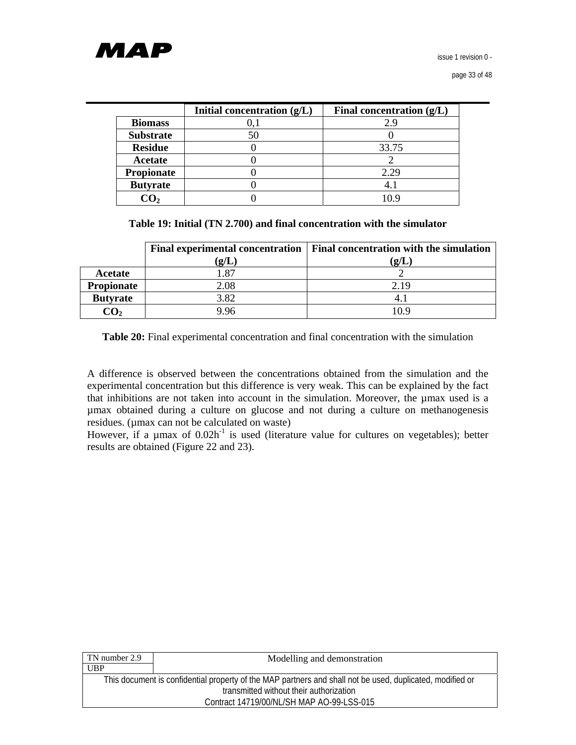| | Initial concentration (g/L) | Final concentration (g/L) |
|---|---|---|
| **Biomass** | 0,1 | 2.9 |
| **Substrate** | 50 | 0 |
| **Residue** | 0 | 33.75 |
| **Acetate** | 0 | 2 |
| **Propionate** | 0 | 2.29 |
| **Butyrate** | 0 | 4.1 |
| **$CO_2$** | 0 | 10.9 |

**Table 19: Initial (TN 2.700) and final concentration with the simulator**

| | Final experimental concentration (g/L) | Final concentration with the simulation (g/L) |
|---|---|---|
| **Acetate** | 1.87 | 2 |
| **Propionate** | 2.08 | 2.19 |
| **Butyrate** | 3.82 | 4.1 |
| **$CO_2$** | 9.96 | 10.9 |

**Table 20:** Final experimental concentration and final concentration with the simulation

A difference is observed between the concentrations obtained from the simulation and the experimental concentration but this difference is very weak. This can be explained by the fact that inhibitions are not taken into account in the simulation. Moreover, the µmax used is a µmax obtained during a culture on glucose and not during a culture on methanogenesis residues. (µmax can not be calculated on waste)
However, if a µmax of $0.02h^{-1}$ is used (literature value for cultures on vegetables); better results are obtained (Figure 22 and 23).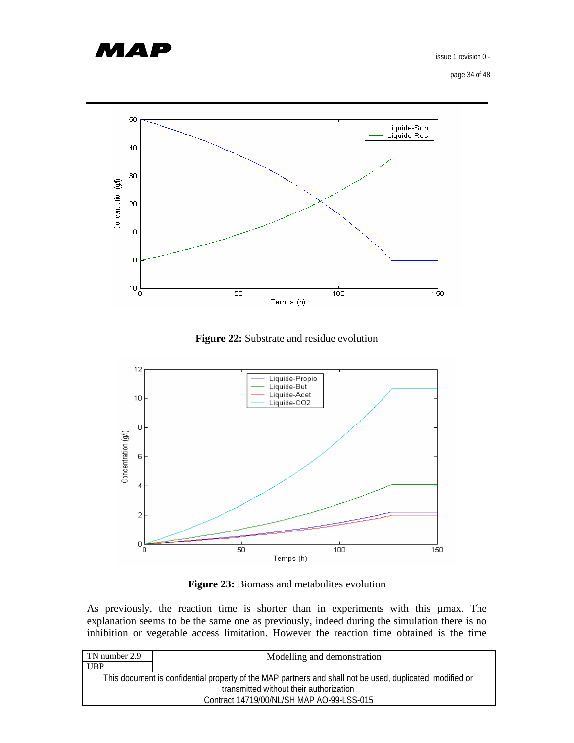**Figure 22:** Substrate and residue evolution

**Figure 23:** Biomass and metabolites evolution

As previously, the reaction time is shorter than in experiments with this µmax. The explanation seems to be the same one as previously, indeed during the simulation there is no inhibition or vegetable access limitation. However the reaction time obtained is the time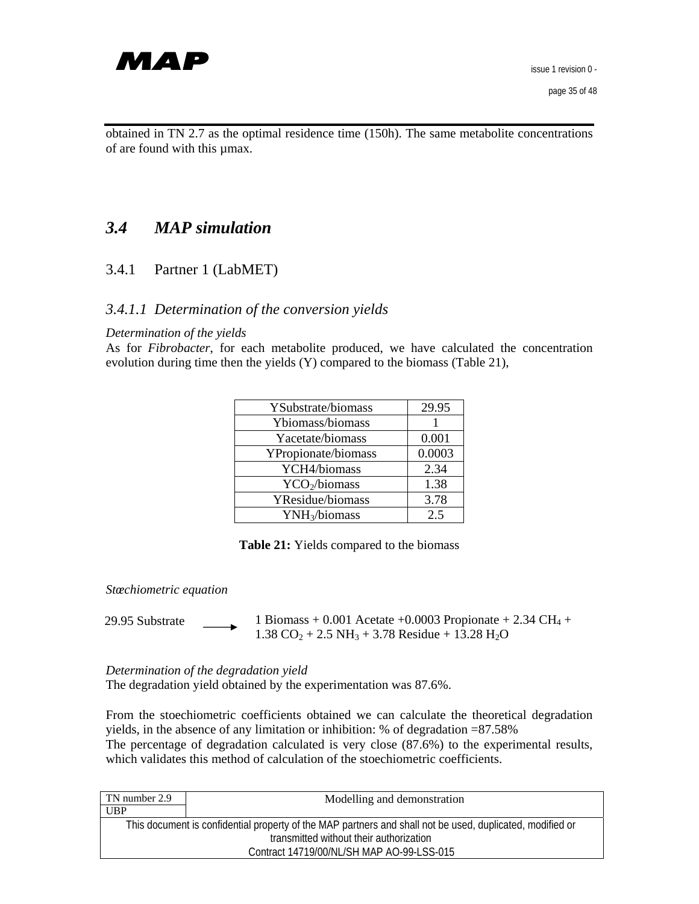obtained in TN 2.7 as the optimal residence time (150h). The same metabolite concentrations of are found with this µmax.

## 3.4 MAP simulation

### 3.4.1 Partner 1 (LabMET)

#### 3.4.1.1 Determination of the conversion yields

*Determination of the yields*

As for *Fibrobacter*, for each metabolite produced, we have calculated the concentration evolution during time then the yields (Y) compared to the biomass (Table 21),

| | |
|---|---|
| YSubstrate/biomass | 29.95 |
| Ybiomass/biomass | 1 |
| Yacetate/biomass | 0.001 |
| YPropionate/biomass | 0.0003 |
| YCH4/biomass | 2.34 |
| $YCO_2$/biomass | 1.38 |
| YResidue/biomass | 3.78 |
| $YNH_3$/biomass | 2.5 |

**Table 21:** Yields compared to the biomass

*Stœchiometric equation*

$$29.95 \text{ Substrate} \longrightarrow 1 \text{ Biomass} + 0.001 \text{ Acetate} + 0.0003 \text{ Propionate} + 2.34\, CH_4 + 1.38\, CO_2 + 2.5\, NH_3 + 3.78 \text{ Residue} + 13.28\, H_2O$$

*Determination of the degradation yield*

The degradation yield obtained by the experimentation was 87.6%.

From the stoechiometric coefficients obtained we can calculate the theoretical degradation yields, in the absence of any limitation or inhibition: % of degradation =87.58%

The percentage of degradation calculated is very close (87.6%) to the experimental results, which validates this method of calculation of the stoechiometric coefficients.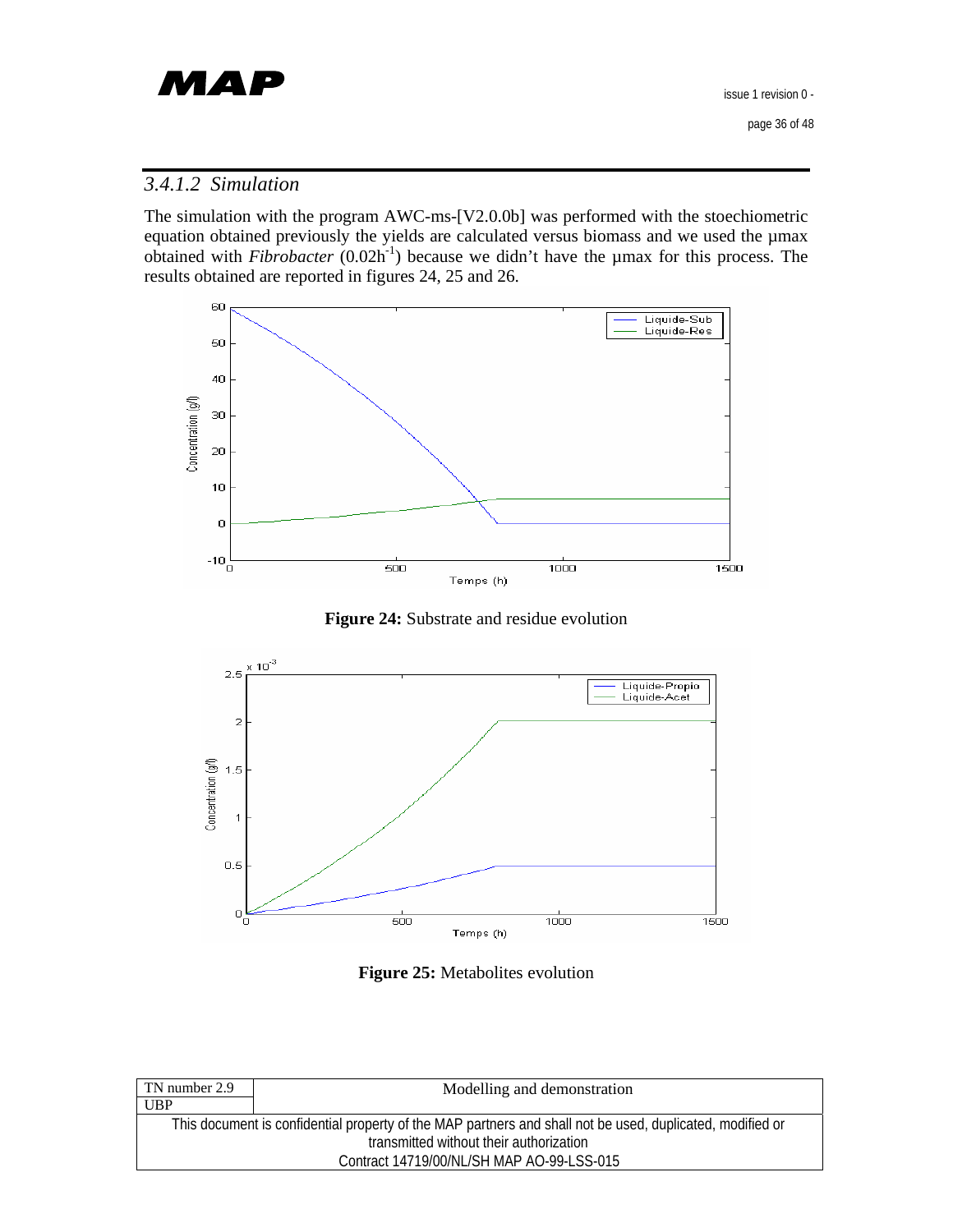### 3.4.1.2 Simulation

The simulation with the program AWC-ms-[V2.0.0b] was performed with the stoechiometric equation obtained previously the yields are calculated versus biomass and we used the µmax obtained with *Fibrobacter* ($0.02h^{-1}$) because we didn't have the µmax for this process. The results obtained are reported in figures 24, 25 and 26.

**Figure 24:** Substrate and residue evolution

**Figure 25:** Metabolites evolution

| TN number 2.9 | Modelling and demonstration |
|---|---|
| UBP | |
| This document is confidential property of the MAP partners and shall not be used, duplicated, modified or transmitted without their authorization | |
| Contract 14719/00/NL/SH MAP AO-99-LSS-015 | |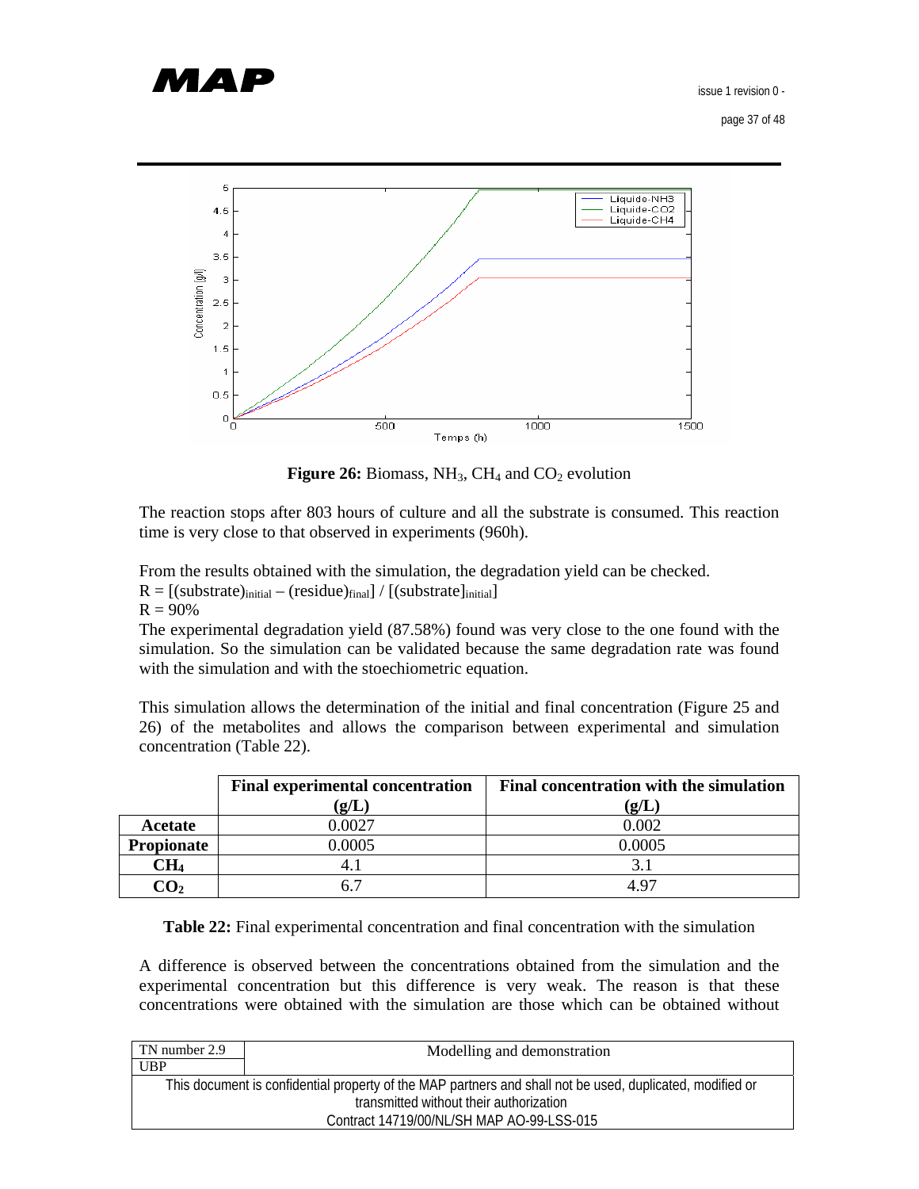**Figure 26:** Biomass, $NH_3$, $CH_4$ and $CO_2$ evolution

The reaction stops after 803 hours of culture and all the substrate is consumed. This reaction time is very close to that observed in experiments (960h).

From the results obtained with the simulation, the degradation yield can be checked.

$R = [(\text{substrate})_{\text{initial}} - (\text{residue})_{\text{final}}] / [(\text{substrate})_{\text{initial}}]$

$R = 90\%$

The experimental degradation yield (87.58%) found was very close to the one found with the simulation. So the simulation can be validated because the same degradation rate was found with the simulation and with the stoechiometric equation.

This simulation allows the determination of the initial and final concentration (Figure 25 and 26) of the metabolites and allows the comparison between experimental and simulation concentration (Table 22).

| | Final experimental concentration (g/L) | Final concentration with the simulation (g/L) |
|---|---|---|
| **Acetate** | 0.0027 | 0.002 |
| **Propionate** | 0.0005 | 0.0005 |
| **$CH_4$** | 4.1 | 3.1 |
| **$CO_2$** | 6.7 | 4.97 |

**Table 22:** Final experimental concentration and final concentration with the simulation

A difference is observed between the concentrations obtained from the simulation and the experimental concentration but this difference is very weak. The reason is that these concentrations were obtained with the simulation are those which can be obtained without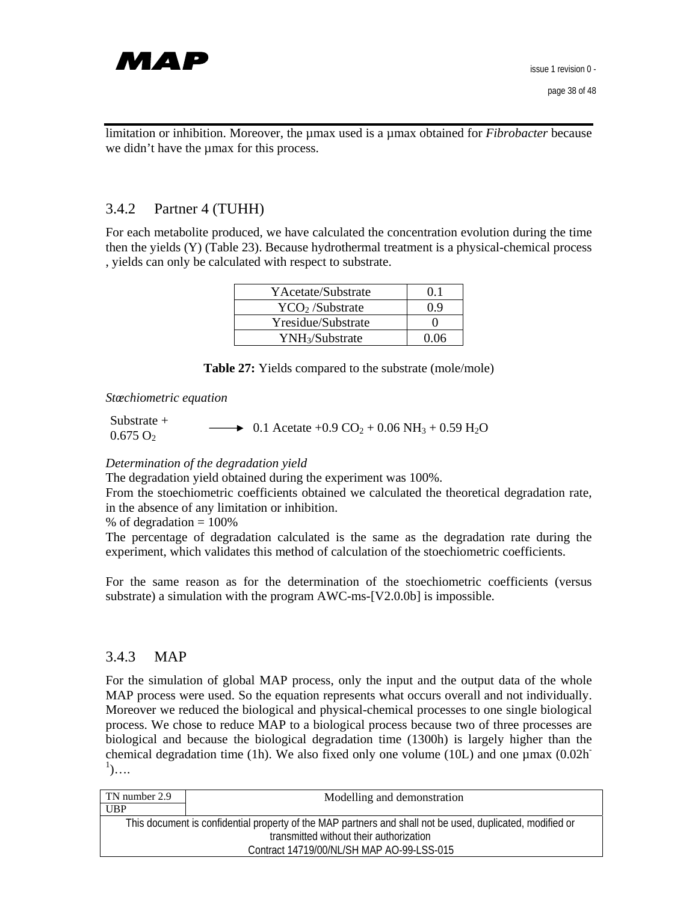limitation or inhibition. Moreover, the µmax used is a µmax obtained for *Fibrobacter* because we didn't have the µmax for this process.

### 3.4.2 Partner 4 (TUHH)

For each metabolite produced, we have calculated the concentration evolution during the time then the yields (Y) (Table 23). Because hydrothermal treatment is a physical-chemical process , yields can only be calculated with respect to substrate.

| | |
|---|---|
| YAcetate/Substrate | 0.1 |
| $YCO_2$ /Substrate | 0.9 |
| Yresidue/Substrate | 0 |
| $YNH_3$/Substrate | 0.06 |

**Table 27:** Yields compared to the substrate (mole/mole)

*Stœchiometric equation*

$$\text{Substrate} + 0.675\ O_2 \longrightarrow 0.1\ \text{Acetate} + 0.9\ CO_2 + 0.06\ NH_3 + 0.59\ H_2O$$

*Determination of the degradation yield*

The degradation yield obtained during the experiment was 100%.

From the stoechiometric coefficients obtained we calculated the theoretical degradation rate, in the absence of any limitation or inhibition.

% of degradation = 100%

The percentage of degradation calculated is the same as the degradation rate during the experiment, which validates this method of calculation of the stoechiometric coefficients.

For the same reason as for the determination of the stoechiometric coefficients (versus substrate) a simulation with the program AWC-ms-[V2.0.0b] is impossible.

### 3.4.3 MAP

For the simulation of global MAP process, only the input and the output data of the whole MAP process were used. So the equation represents what occurs overall and not individually. Moreover we reduced the biological and physical-chemical processes to one single biological process. We chose to reduce MAP to a biological process because two of three processes are biological and because the biological degradation time (1300h) is largely higher than the chemical degradation time (1h). We also fixed only one volume (10L) and one µmax ($0.02h^{-1}$)….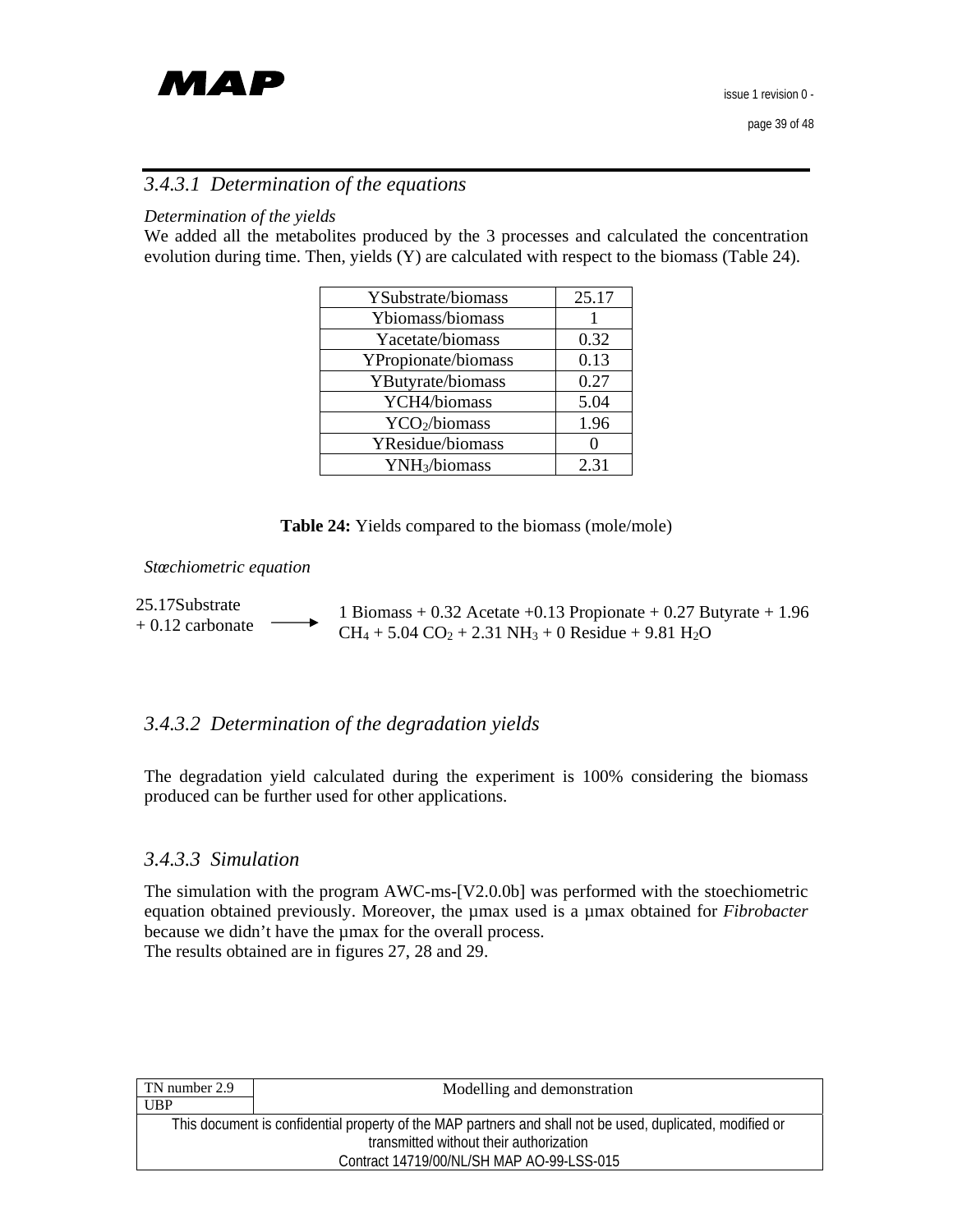### *3.4.3.1 Determination of the equations*

*Determination of the yields*

We added all the metabolites produced by the 3 processes and calculated the concentration evolution during time. Then, yields (Y) are calculated with respect to the biomass (Table 24).

| | |
|---|---|
| YSubstrate/biomass | 25.17 |
| Ybiomass/biomass | 1 |
| Yacetate/biomass | 0.32 |
| YPropionate/biomass | 0.13 |
| YButyrate/biomass | 0.27 |
| YCH4/biomass | 5.04 |
| Y$CO_2$/biomass | 1.96 |
| YResidue/biomass | 0 |
| Y$NH_3$/biomass | 2.31 |

**Table 24:** Yields compared to the biomass (mole/mole)

*Stœchiometric equation*

25.17Substrate + 0.12 carbonate ⟶ 1 Biomass + 0.32 Acetate +0.13 Propionate + 0.27 Butyrate + 1.96 $CH_4$ + 5.04 $CO_2$ + 2.31 $NH_3$ + 0 Residue + 9.81 $H_2O$

### *3.4.3.2 Determination of the degradation yields*

The degradation yield calculated during the experiment is 100% considering the biomass produced can be further used for other applications.

### *3.4.3.3 Simulation*

The simulation with the program AWC-ms-[V2.0.0b] was performed with the stoechiometric equation obtained previously. Moreover, the µmax used is a µmax obtained for *Fibrobacter* because we didn't have the µmax for the overall process.
The results obtained are in figures 27, 28 and 29.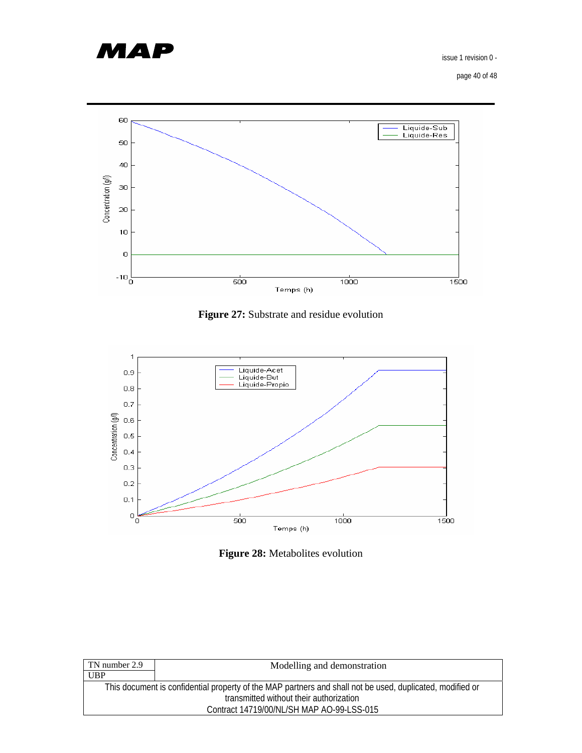**Figure 27:** Substrate and residue evolution

**Figure 28:** Metabolites evolution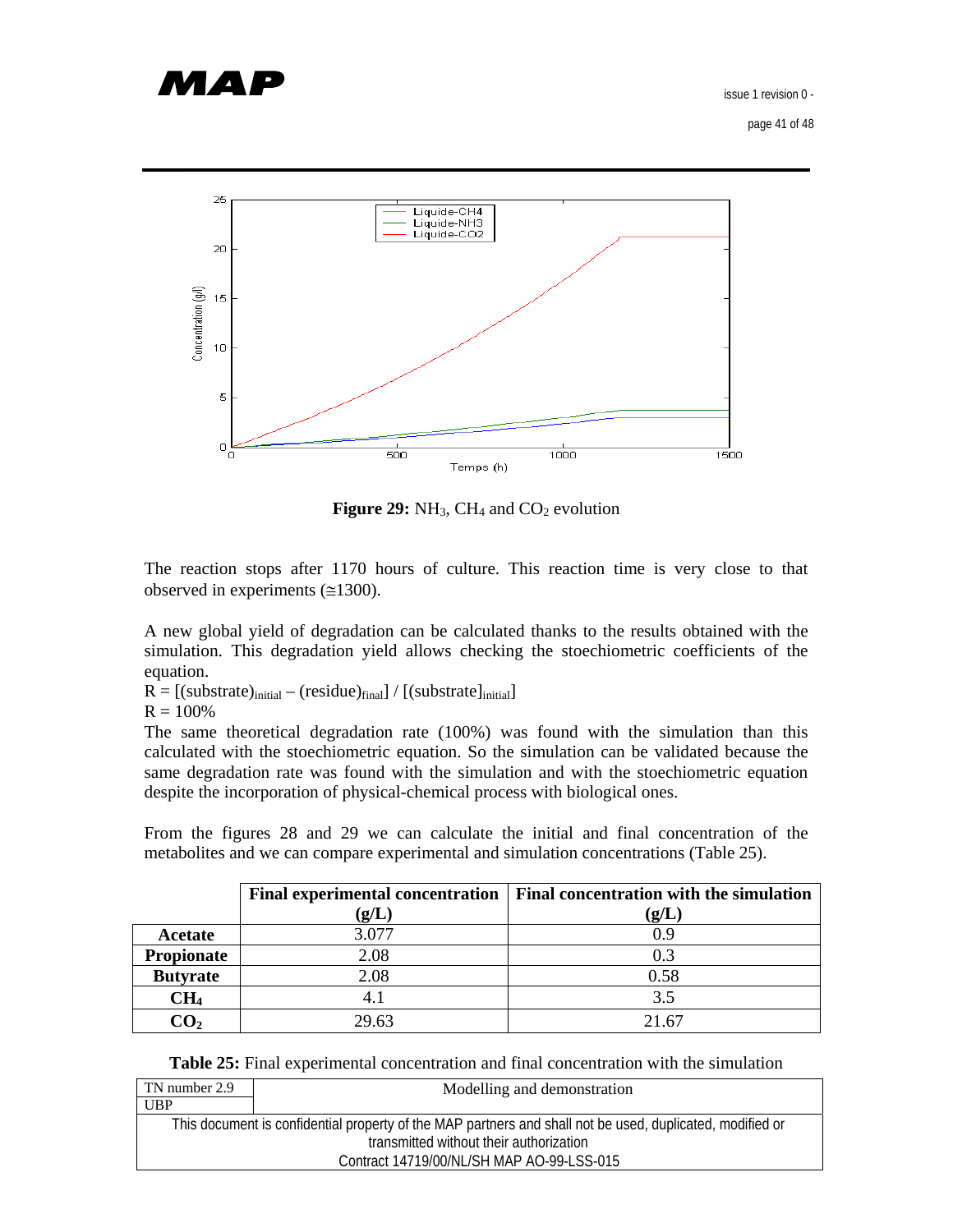**Figure 29:** $NH_3$, $CH_4$ and $CO_2$ evolution

The reaction stops after 1170 hours of culture. This reaction time is very close to that observed in experiments (≅1300).

A new global yield of degradation can be calculated thanks to the results obtained with the simulation. This degradation yield allows checking the stoechiometric coefficients of the equation.

$R = [(\text{substrate})_{\text{initial}} - (\text{residue})_{\text{final}}] / [(\text{substrate})_{\text{initial}}]$

$R = 100\%$

The same theoretical degradation rate (100%) was found with the simulation than this calculated with the stoechiometric equation. So the simulation can be validated because the same degradation rate was found with the simulation and with the stoechiometric equation despite the incorporation of physical-chemical process with biological ones.

From the figures 28 and 29 we can calculate the initial and final concentration of the metabolites and we can compare experimental and simulation concentrations (Table 25).

| | **Final experimental concentration (g/L)** | **Final concentration with the simulation (g/L)** |
|---|---|---|
| **Acetate** | 3.077 | 0.9 |
| **Propionate** | 2.08 | 0.3 |
| **Butyrate** | 2.08 | 0.58 |
| **$CH_4$** | 4.1 | 3.5 |
| **$CO_2$** | 29.63 | 21.67 |

**Table 25:** Final experimental concentration and final concentration with the simulation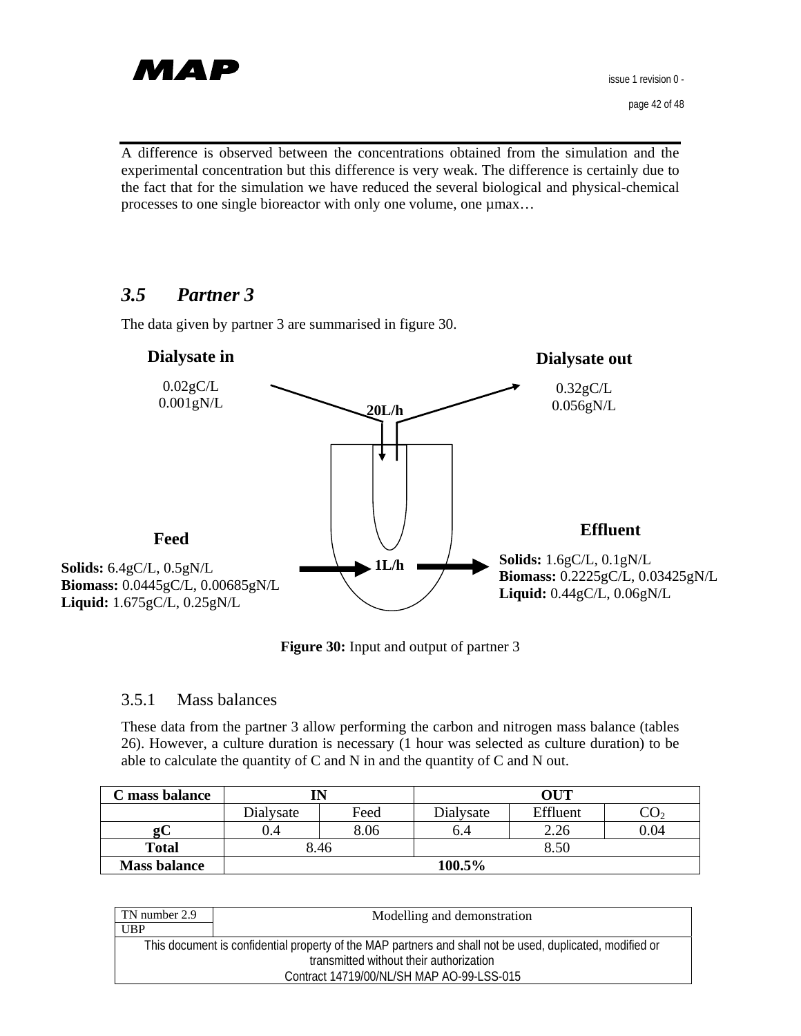A difference is observed between the concentrations obtained from the simulation and the experimental concentration but this difference is very weak. The difference is certainly due to the fact that for the simulation we have reduced the several biological and physical-chemical processes to one single bioreactor with only one volume, one µmax…

## 3.5 Partner 3

The data given by partner 3 are summarised in figure 30.

**Dialysate in**

0.02gC/L
0.001gN/L

**Dialysate out**

0.32gC/L
0.056gN/L

**20L/h**

**Feed**

**Solids:** 6.4gC/L, 0.5gN/L
**Biomass:** 0.0445gC/L, 0.00685gN/L
**Liquid:** 1.675gC/L, 0.25gN/L

**1L/h**

**Effluent**

**Solids:** 1.6gC/L, 0.1gN/L
**Biomass:** 0.2225gC/L, 0.03425gN/L
**Liquid:** 0.44gC/L, 0.06gN/L

**Figure 30:** Input and output of partner 3

### 3.5.1 Mass balances

These data from the partner 3 allow performing the carbon and nitrogen mass balance (tables 26). However, a culture duration is necessary (1 hour was selected as culture duration) to be able to calculate the quantity of C and N in and the quantity of C and N out.

| C mass balance | IN | | OUT | | |
|---|---|---|---|---|---|
| | Dialysate | Feed | Dialysate | Effluent | $CO_2$ |
| **gC** | 0.4 | 8.06 | 6.4 | 2.26 | 0.04 |
| **Total** | 8.46 | | 8.50 | | |
| **Mass balance** | **100.5%** | | | | |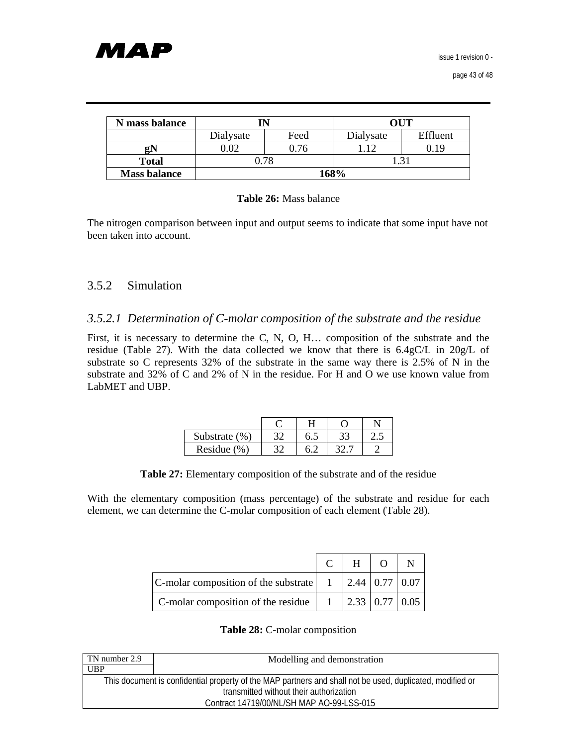| N mass balance | IN | | OUT | |
|---|---|---|---|---|
| | Dialysate | Feed | Dialysate | Effluent |
| **gN** | 0.02 | 0.76 | 1.12 | 0.19 |
| **Total** | 0.78 | | 1.31 | |
| **Mass balance** | **168%** | | | |

**Table 26:** Mass balance

The nitrogen comparison between input and output seems to indicate that some input have not been taken into account.

## 3.5.2 Simulation

### *3.5.2.1 Determination of C-molar composition of the substrate and the residue*

First, it is necessary to determine the C, N, O, H… composition of the substrate and the residue (Table 27). With the data collected we know that there is 6.4gC/L in 20g/L of substrate so C represents 32% of the substrate in the same way there is 2.5% of N in the substrate and 32% of C and 2% of N in the residue. For H and O we use known value from LabMET and UBP.

| | C | H | O | N |
|---|---|---|---|---|
| Substrate (%) | 32 | 6.5 | 33 | 2.5 |
| Residue (%) | 32 | 6.2 | 32.7 | 2 |

**Table 27:** Elementary composition of the substrate and of the residue

With the elementary composition (mass percentage) of the substrate and residue for each element, we can determine the C-molar composition of each element (Table 28).

| | C | H | O | N |
|---|---|---|---|---|
| C-molar composition of the substrate | 1 | 2.44 | 0.77 | 0.07 |
| C-molar composition of the residue | 1 | 2.33 | 0.77 | 0.05 |

**Table 28:** C-molar composition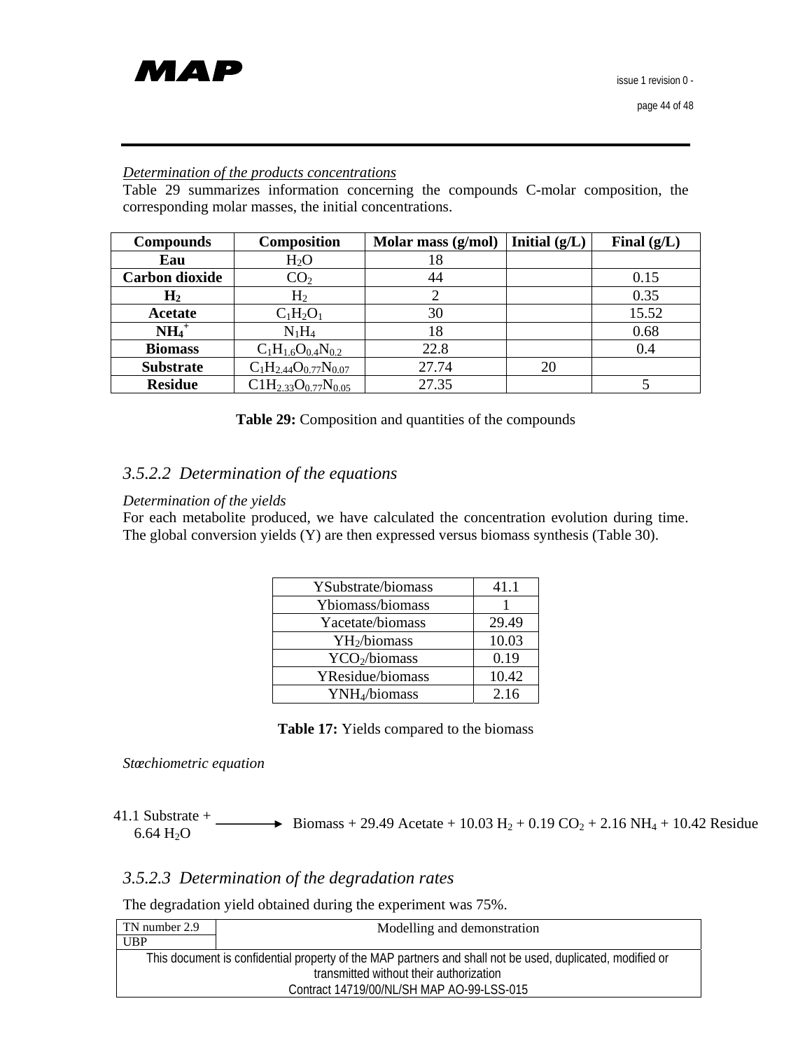*Determination of the products concentrations*

Table 29 summarizes information concerning the compounds C-molar composition, the corresponding molar masses, the initial concentrations.

| Compounds | Composition | Molar mass (g/mol) | Initial (g/L) | Final (g/L) |
|---|---|---|---|---|
| **Eau** | $H_2O$ | 18 | | |
| **Carbon dioxide** | $CO_2$ | 44 | | 0.15 |
| **$H_2$** | $H_2$ | 2 | | 0.35 |
| **Acetate** | $C_1H_2O_1$ | 30 | | 15.52 |
| **$NH_4^+$** | $N_1H_4$ | 18 | | 0.68 |
| **Biomass** | $C_1H_{1.6}O_{0.4}N_{0.2}$ | 22.8 | | 0.4 |
| **Substrate** | $C_1H_{2.44}O_{0.77}N_{0.07}$ | 27.74 | 20 | |
| **Residue** | $C1H_{2.33}O_{0.77}N_{0.05}$ | 27.35 | | 5 |

**Table 29:** Composition and quantities of the compounds

### *3.5.2.2 Determination of the equations*

*Determination of the yields*

For each metabolite produced, we have calculated the concentration evolution during time. The global conversion yields (Y) are then expressed versus biomass synthesis (Table 30).

| | |
|---|---|
| YSubstrate/biomass | 41.1 |
| Ybiomass/biomass | 1 |
| Yacetate/biomass | 29.49 |
| $YH_2$/biomass | 10.03 |
| $YCO_2$/biomass | 0.19 |
| YResidue/biomass | 10.42 |
| $YNH_4$/biomass | 2.16 |

**Table 17:** Yields compared to the biomass

*Stœchiometric equation*

$$41.1 \text{ Substrate} + 6.64\ H_2O \longrightarrow \text{Biomass} + 29.49 \text{ Acetate} + 10.03\ H_2 + 0.19\ CO_2 + 2.16\ NH_4 + 10.42 \text{ Residue}$$

### *3.5.2.3 Determination of the degradation rates*

The degradation yield obtained during the experiment was 75%.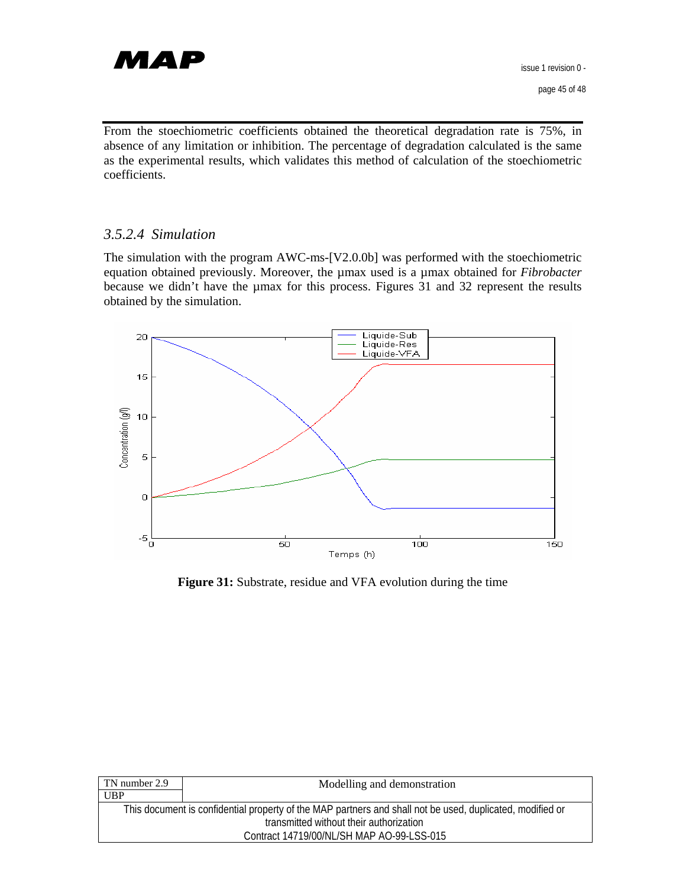From the stoechiometric coefficients obtained the theoretical degradation rate is 75%, in absence of any limitation or inhibition. The percentage of degradation calculated is the same as the experimental results, which validates this method of calculation of the stoechiometric coefficients.

### *3.5.2.4 Simulation*

The simulation with the program AWC-ms-[V2.0.0b] was performed with the stoechiometric equation obtained previously. Moreover, the µmax used is a µmax obtained for *Fibrobacter* because we didn't have the µmax for this process. Figures 31 and 32 represent the results obtained by the simulation.

**Figure 31:** Substrate, residue and VFA evolution during the time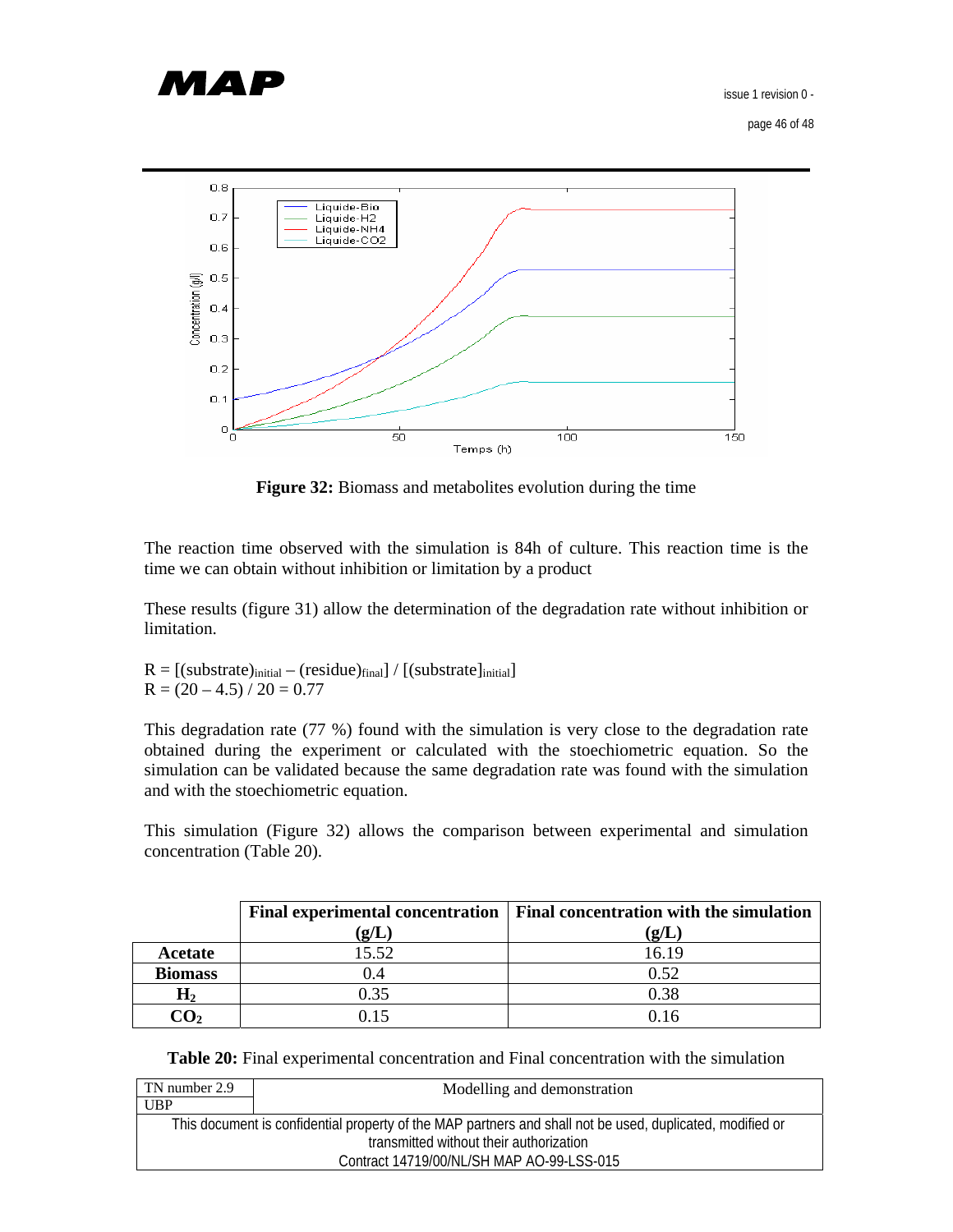**Figure 32:** Biomass and metabolites evolution during the time

The reaction time observed with the simulation is 84h of culture. This reaction time is the time we can obtain without inhibition or limitation by a product

These results (figure 31) allow the determination of the degradation rate without inhibition or limitation.

$R = [(\text{substrate})_{\text{initial}} - (\text{residue})_{\text{final}}] / [(\text{substrate})_{\text{initial}}]$
$R = (20 - 4.5) / 20 = 0.77$

This degradation rate (77 %) found with the simulation is very close to the degradation rate obtained during the experiment or calculated with the stoechiometric equation. So the simulation can be validated because the same degradation rate was found with the simulation and with the stoechiometric equation.

This simulation (Figure 32) allows the comparison between experimental and simulation concentration (Table 20).

| | Final experimental concentration (g/L) | Final concentration with the simulation (g/L) |
|---|---|---|
| **Acetate** | 15.52 | 16.19 |
| **Biomass** | 0.4 | 0.52 |
| **$H_2$** | 0.35 | 0.38 |
| **$CO_2$** | 0.15 | 0.16 |

**Table 20:** Final experimental concentration and Final concentration with the simulation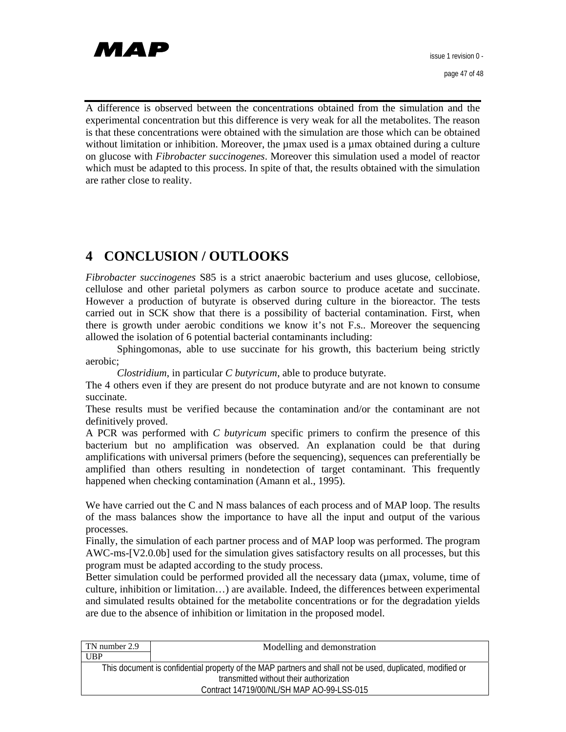A difference is observed between the concentrations obtained from the simulation and the experimental concentration but this difference is very weak for all the metabolites. The reason is that these concentrations were obtained with the simulation are those which can be obtained without limitation or inhibition. Moreover, the µmax used is a µmax obtained during a culture on glucose with *Fibrobacter succinogenes*. Moreover this simulation used a model of reactor which must be adapted to this process. In spite of that, the results obtained with the simulation are rather close to reality.

# 4 CONCLUSION / OUTLOOKS

*Fibrobacter succinogenes* S85 is a strict anaerobic bacterium and uses glucose, cellobiose, cellulose and other parietal polymers as carbon source to produce acetate and succinate. However a production of butyrate is observed during culture in the bioreactor. The tests carried out in SCK show that there is a possibility of bacterial contamination. First, when there is growth under aerobic conditions we know it's not F.s.. Moreover the sequencing allowed the isolation of 6 potential bacterial contaminants including:

Sphingomonas, able to use succinate for his growth, this bacterium being strictly aerobic;

*Clostridium*, in particular *C butyricum*, able to produce butyrate.

The 4 others even if they are present do not produce butyrate and are not known to consume succinate.

These results must be verified because the contamination and/or the contaminant are not definitively proved.

A PCR was performed with *C butyricum* specific primers to confirm the presence of this bacterium but no amplification was observed. An explanation could be that during amplifications with universal primers (before the sequencing), sequences can preferentially be amplified than others resulting in nondetection of target contaminant. This frequently happened when checking contamination (Amann et al., 1995).

We have carried out the C and N mass balances of each process and of MAP loop. The results of the mass balances show the importance to have all the input and output of the various processes.

Finally, the simulation of each partner process and of MAP loop was performed. The program AWC-ms-[V2.0.0b] used for the simulation gives satisfactory results on all processes, but this program must be adapted according to the study process.

Better simulation could be performed provided all the necessary data (µmax, volume, time of culture, inhibition or limitation…) are available. Indeed, the differences between experimental and simulated results obtained for the metabolite concentrations or for the degradation yields are due to the absence of inhibition or limitation in the proposed model.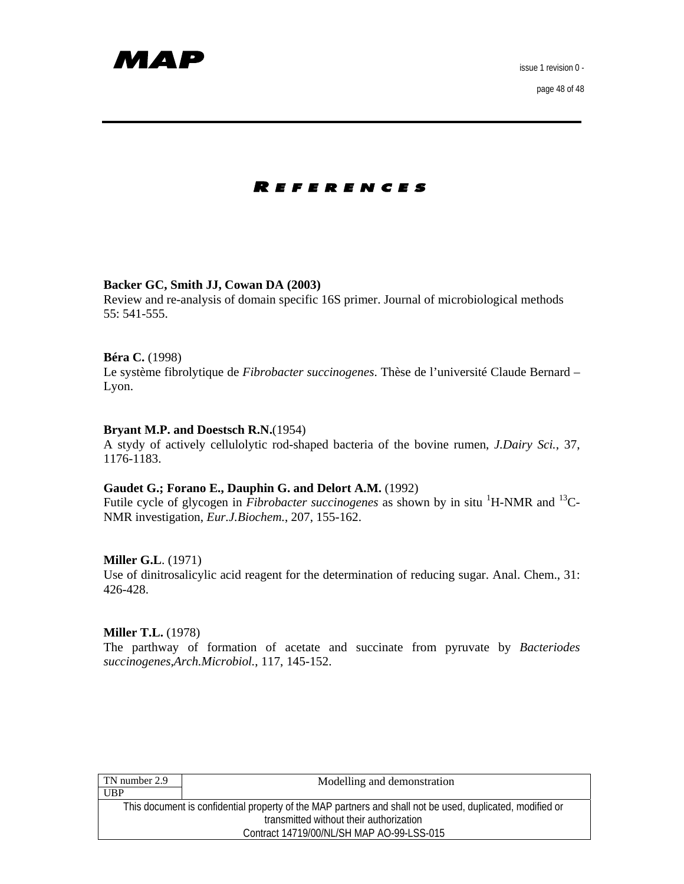# References

**Backer GC, Smith JJ, Cowan DA (2003)**
Review and re-analysis of domain specific 16S primer. Journal of microbiological methods 55: 541-555.

**Béra C.** (1998)
Le système fibrolytique de *Fibrobacter succinogenes*. Thèse de l'université Claude Bernard – Lyon.

**Bryant M.P. and Doestsch R.N.**(1954)
A stydy of actively cellulolytic rod-shaped bacteria of the bovine rumen, *J.Dairy Sci.*, 37, 1176-1183.

**Gaudet G.; Forano E., Dauphin G. and Delort A.M.** (1992)
Futile cycle of glycogen in *Fibrobacter succinogenes* as shown by in situ $^{1}$H-NMR and $^{13}$C-NMR investigation, *Eur.J.Biochem.*, 207, 155-162.

**Miller G.L**. (1971)
Use of dinitrosalicylic acid reagent for the determination of reducing sugar. Anal. Chem., 31: 426-428.

**Miller T.L.** (1978)
The parthway of formation of acetate and succinate from pyruvate by *Bacteriodes succinogenes*,*Arch.Microbiol.*, 117, 145-152.